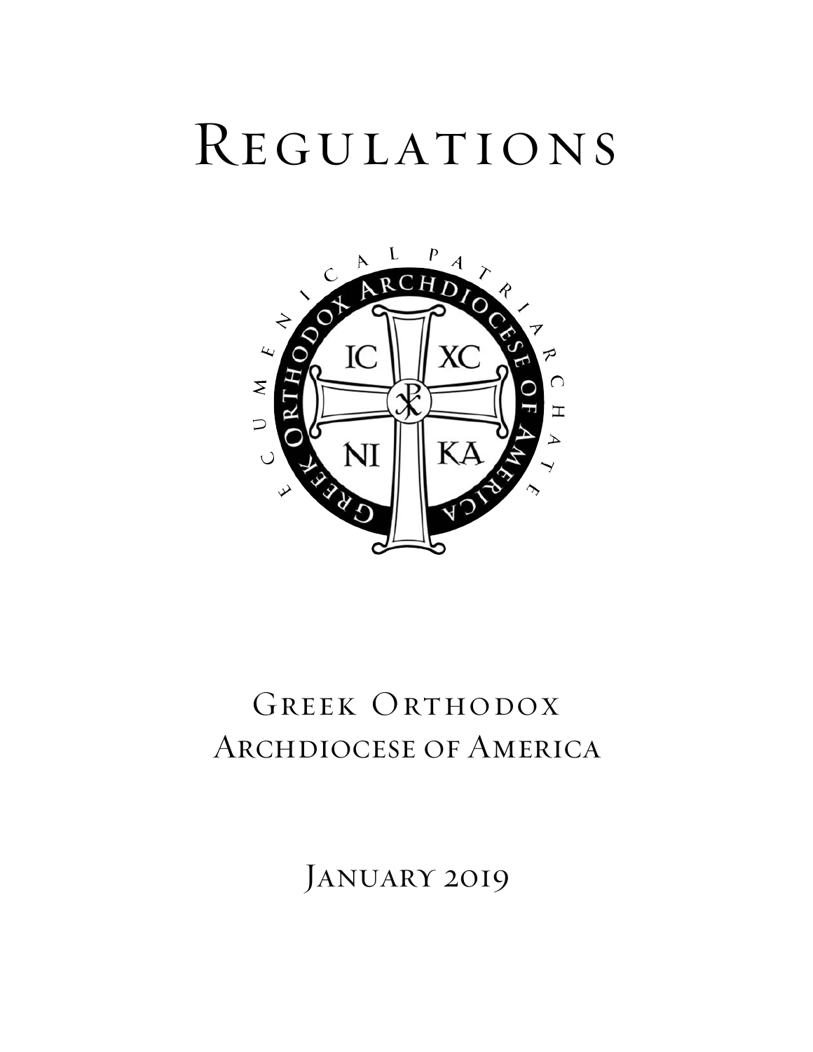# Regulations

# Greek Orthodox Archdiocese of America

January 2019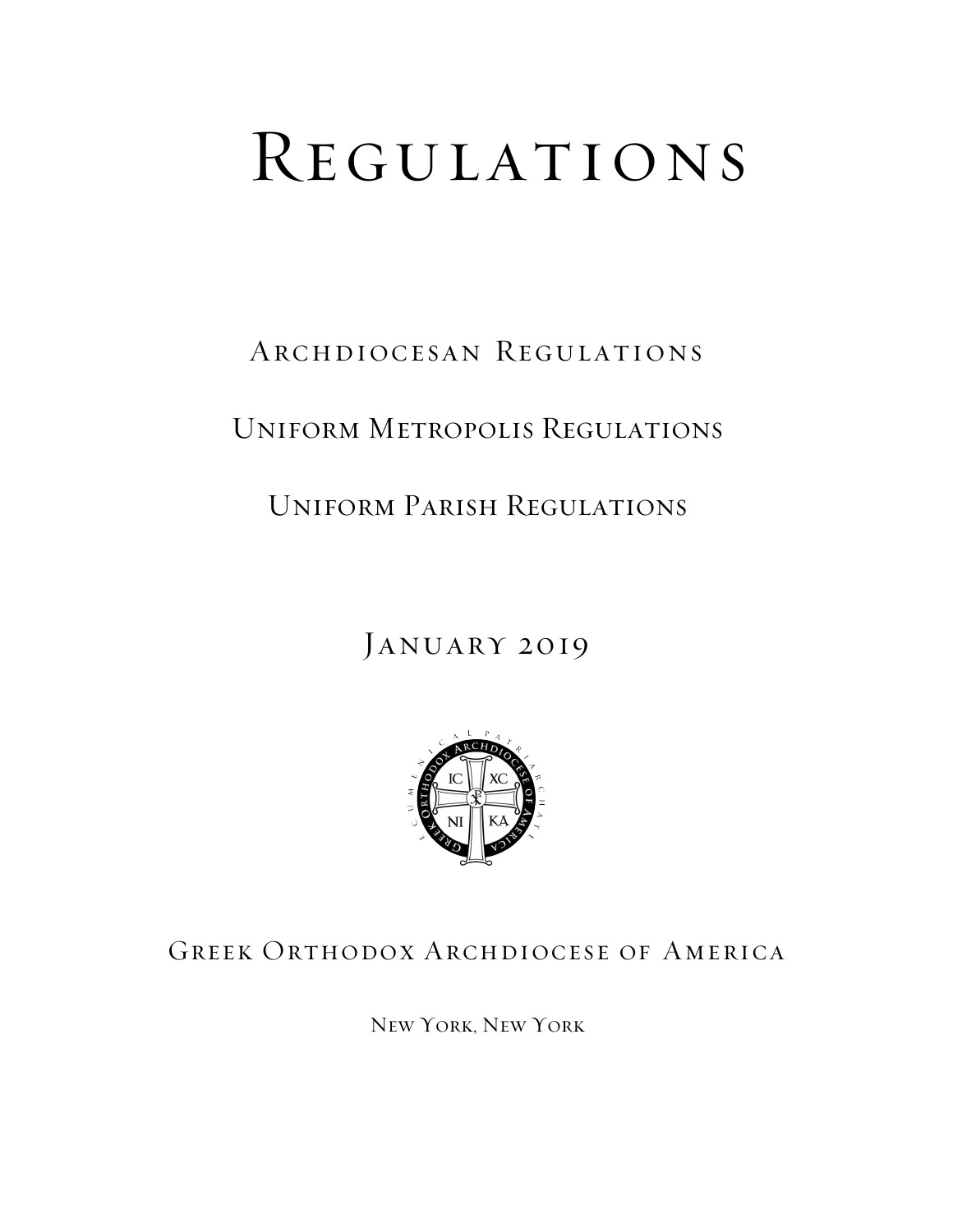# Regulations

## Archdiocesan Regulations

## Uniform Metropolis Regulations

## Uniform Parish Regulations

January 2019

Greek Orthodox Archdiocese of America

New York, New York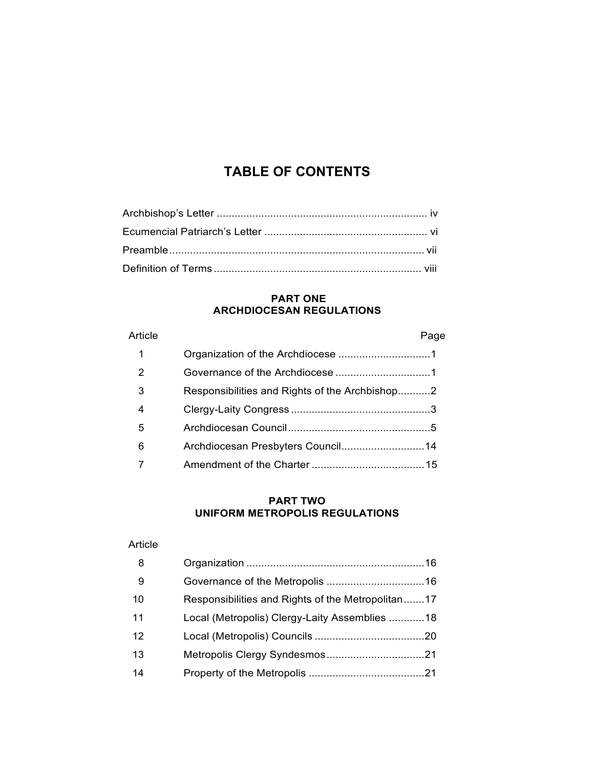# TABLE OF CONTENTS

Archbishop's Letter ...................................................................... iv

Ecumencial Patriarch's Letter ...................................................... vi

Preamble ..................................................................................... vii

Definition of Terms ..................................................................... viii

## PART ONE
## ARCHDIOCESAN REGULATIONS

| Article | | Page |
|---|---|---|
| 1 | Organization of the Archdiocese | 1 |
| 2 | Governance of the Archdiocese | 1 |
| 3 | Responsibilities and Rights of the Archbishop | 2 |
| 4 | Clergy-Laity Congress | 3 |
| 5 | Archdiocesan Council | 5 |
| 6 | Archdiocesan Presbyters Council | 14 |
| 7 | Amendment of the Charter | 15 |

## PART TWO
## UNIFORM METROPOLIS REGULATIONS

| Article | | |
|---|---|---|
| 8 | Organization | 16 |
| 9 | Governance of the Metropolis | 16 |
| 10 | Responsibilities and Rights of the Metropolitan | 17 |
| 11 | Local (Metropolis) Clergy-Laity Assemblies | 18 |
| 12 | Local (Metropolis) Councils | 20 |
| 13 | Metropolis Clergy Syndesmos | 21 |
| 14 | Property of the Metropolis | 21 |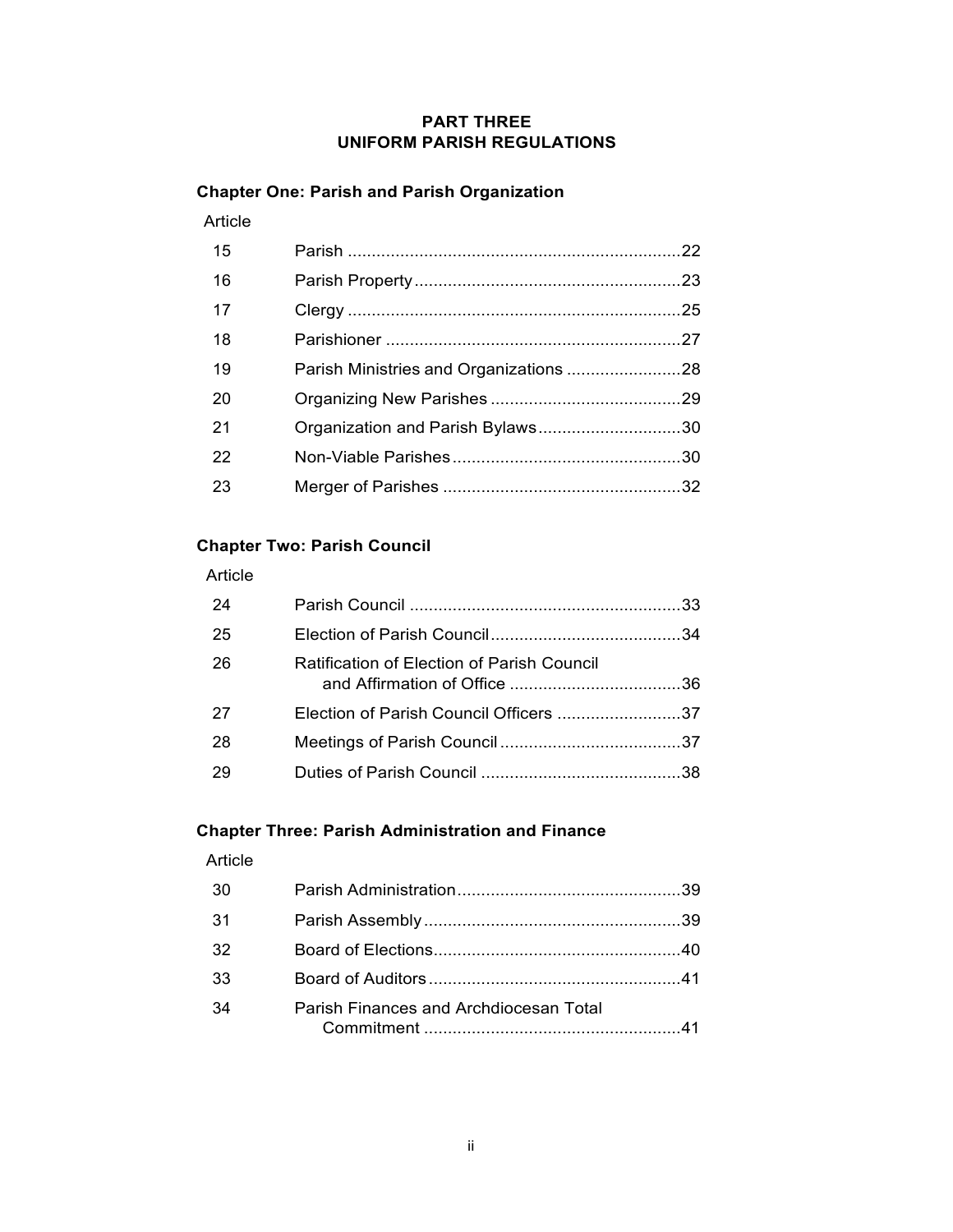## PART THREE
## UNIFORM PARISH REGULATIONS

### Chapter One: Parish and Parish Organization

| Article | | |
|---|---|---|
| 15 | Parish | 22 |
| 16 | Parish Property | 23 |
| 17 | Clergy | 25 |
| 18 | Parishioner | 27 |
| 19 | Parish Ministries and Organizations | 28 |
| 20 | Organizing New Parishes | 29 |
| 21 | Organization and Parish Bylaws | 30 |
| 22 | Non-Viable Parishes | 30 |
| 23 | Merger of Parishes | 32 |

### Chapter Two: Parish Council

| Article | | |
|---|---|---|
| 24 | Parish Council | 33 |
| 25 | Election of Parish Council | 34 |
| 26 | Ratification of Election of Parish Council and Affirmation of Office | 36 |
| 27 | Election of Parish Council Officers | 37 |
| 28 | Meetings of Parish Council | 37 |
| 29 | Duties of Parish Council | 38 |

### Chapter Three: Parish Administration and Finance

| Article | | |
|---|---|---|
| 30 | Parish Administration | 39 |
| 31 | Parish Assembly | 39 |
| 32 | Board of Elections | 40 |
| 33 | Board of Auditors | 41 |
| 34 | Parish Finances and Archdiocesan Total Commitment | 41 |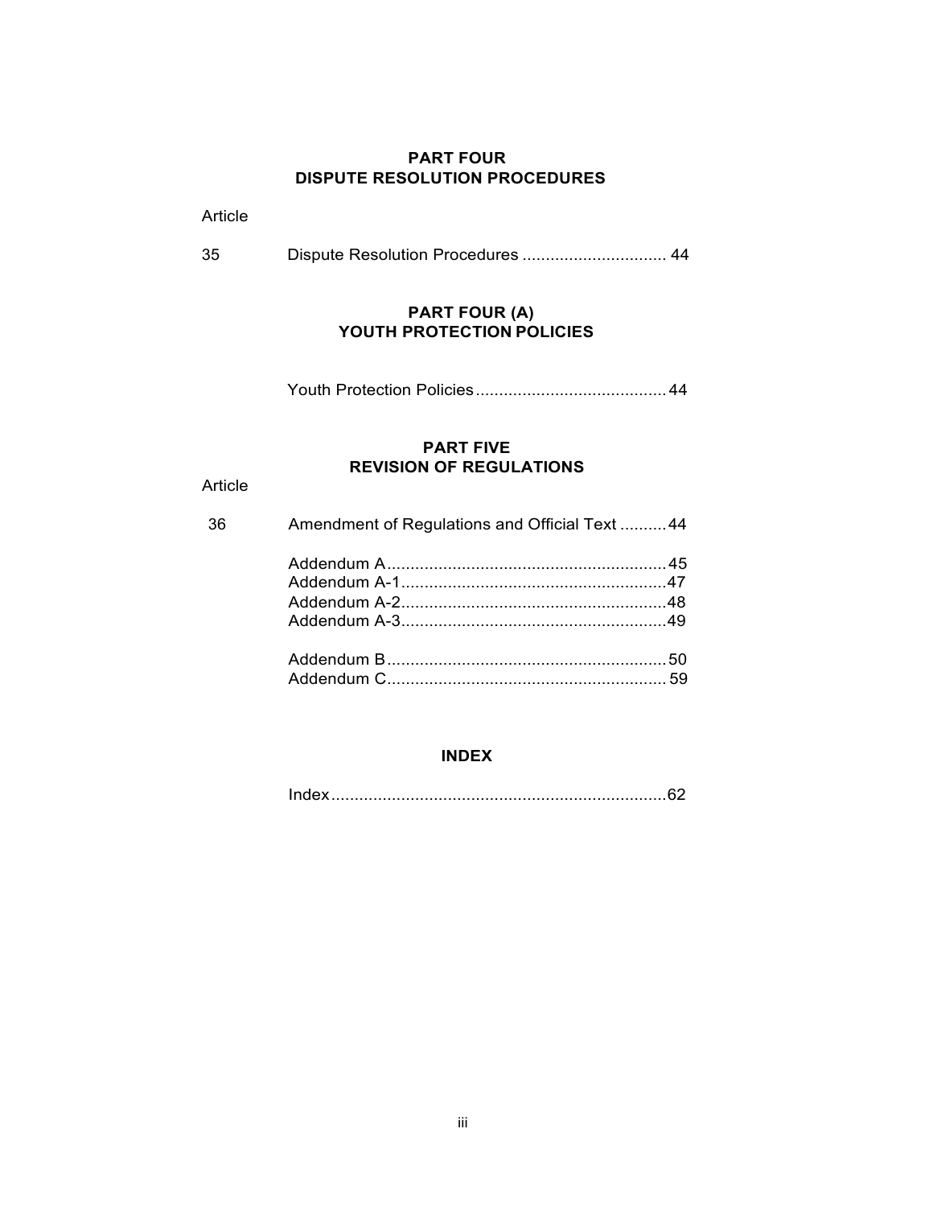## PART FOUR
## DISPUTE RESOLUTION PROCEDURES

Article

35 Dispute Resolution Procedures ............................... 44

## PART FOUR (A)
## YOUTH PROTECTION POLICIES

Youth Protection Policies ......................................... 44

## PART FIVE
## REVISION OF REGULATIONS

Article

36 Amendment of Regulations and Official Text .......... 44

Addendum A ........................................................... 45
Addendum A-1 ........................................................ 47
Addendum A-2 ........................................................ 48
Addendum A-3 ........................................................ 49

Addendum B ........................................................... 50
Addendum C ........................................................... 59

## INDEX

Index ....................................................................... 62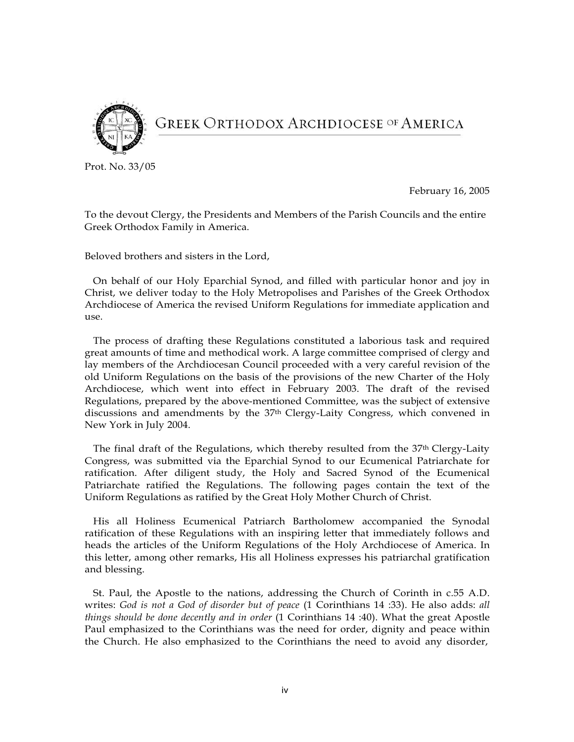# Greek Orthodox Archdiocese of America

Prot. No. 33/05

February 16, 2005

To the devout Clergy, the Presidents and Members of the Parish Councils and the entire Greek Orthodox Family in America.

Beloved brothers and sisters in the Lord,

On behalf of our Holy Eparchial Synod, and filled with particular honor and joy in Christ, we deliver today to the Holy Metropolises and Parishes of the Greek Orthodox Archdiocese of America the revised Uniform Regulations for immediate application and use.

The process of drafting these Regulations constituted a laborious task and required great amounts of time and methodical work. A large committee comprised of clergy and lay members of the Archdiocesan Council proceeded with a very careful revision of the old Uniform Regulations on the basis of the provisions of the new Charter of the Holy Archdiocese, which went into effect in February 2003. The draft of the revised Regulations, prepared by the above-mentioned Committee, was the subject of extensive discussions and amendments by the 37th Clergy-Laity Congress, which convened in New York in July 2004.

The final draft of the Regulations, which thereby resulted from the 37th Clergy-Laity Congress, was submitted via the Eparchial Synod to our Ecumenical Patriarchate for ratification. After diligent study, the Holy and Sacred Synod of the Ecumenical Patriarchate ratified the Regulations. The following pages contain the text of the Uniform Regulations as ratified by the Great Holy Mother Church of Christ.

His all Holiness Ecumenical Patriarch Bartholomew accompanied the Synodal ratification of these Regulations with an inspiring letter that immediately follows and heads the articles of the Uniform Regulations of the Holy Archdiocese of America. In this letter, among other remarks, His all Holiness expresses his patriarchal gratification and blessing.

St. Paul, the Apostle to the nations, addressing the Church of Corinth in c.55 A.D. writes: *God is not a God of disorder but of peace* (1 Corinthians 14 :33). He also adds: *all things should be done decently and in order* (1 Corinthians 14 :40). What the great Apostle Paul emphasized to the Corinthians was the need for order, dignity and peace within the Church. He also emphasized to the Corinthians the need to avoid any disorder,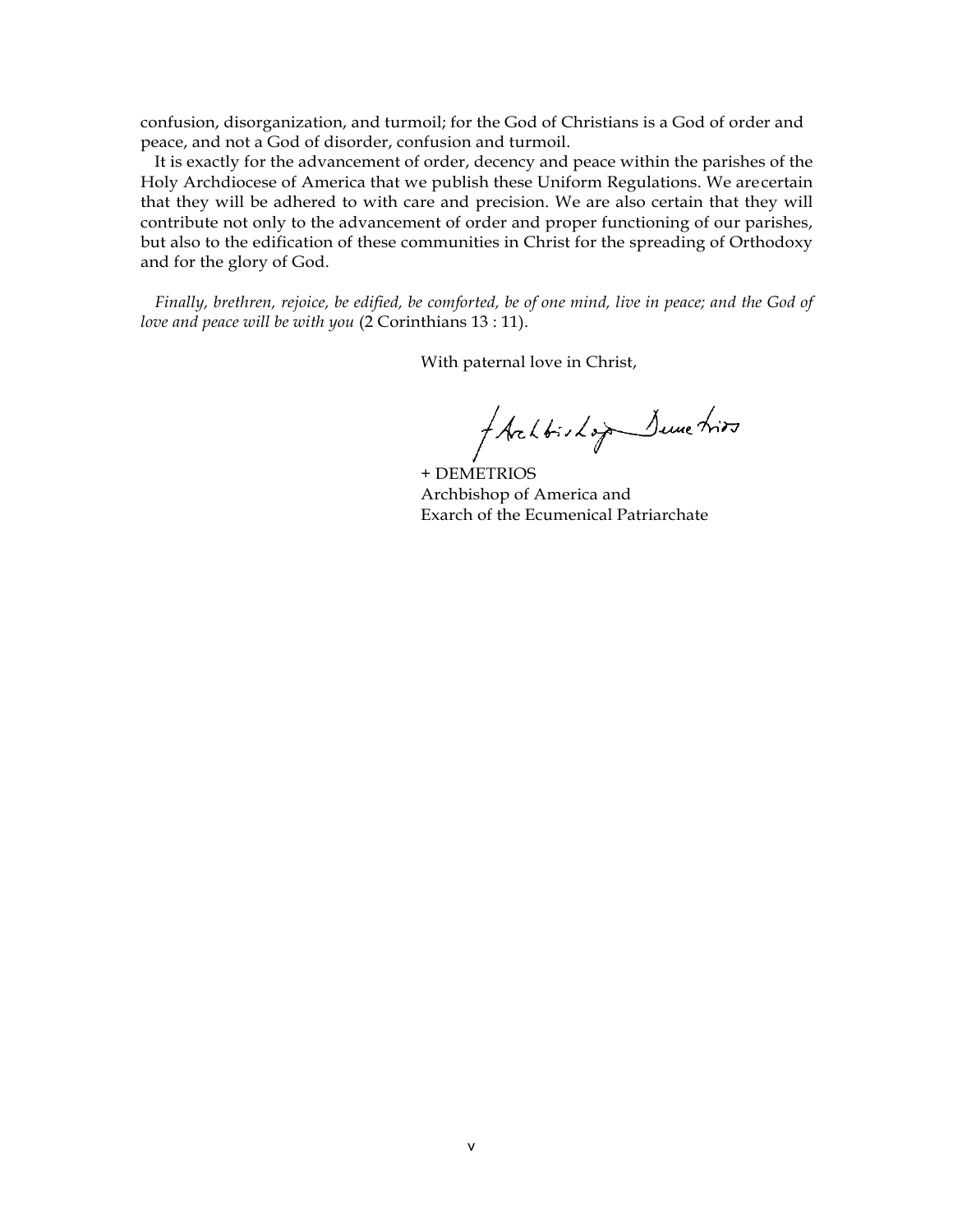confusion, disorganization, and turmoil; for the God of Christians is a God of order and peace, and not a God of disorder, confusion and turmoil.

It is exactly for the advancement of order, decency and peace within the parishes of the Holy Archdiocese of America that we publish these Uniform Regulations. We are certain that they will be adhered to with care and precision. We are also certain that they will contribute not only to the advancement of order and proper functioning of our parishes, but also to the edification of these communities in Christ for the spreading of Orthodoxy and for the glory of God.

*Finally, brethren, rejoice, be edified, be comforted, be of one mind, live in peace; and the God of love and peace will be with you* (2 Corinthians 13 : 11).

With paternal love in Christ,

+ Archbishop Demetrios

+ DEMETRIOS
Archbishop of America and
Exarch of the Ecumenical Patriarchate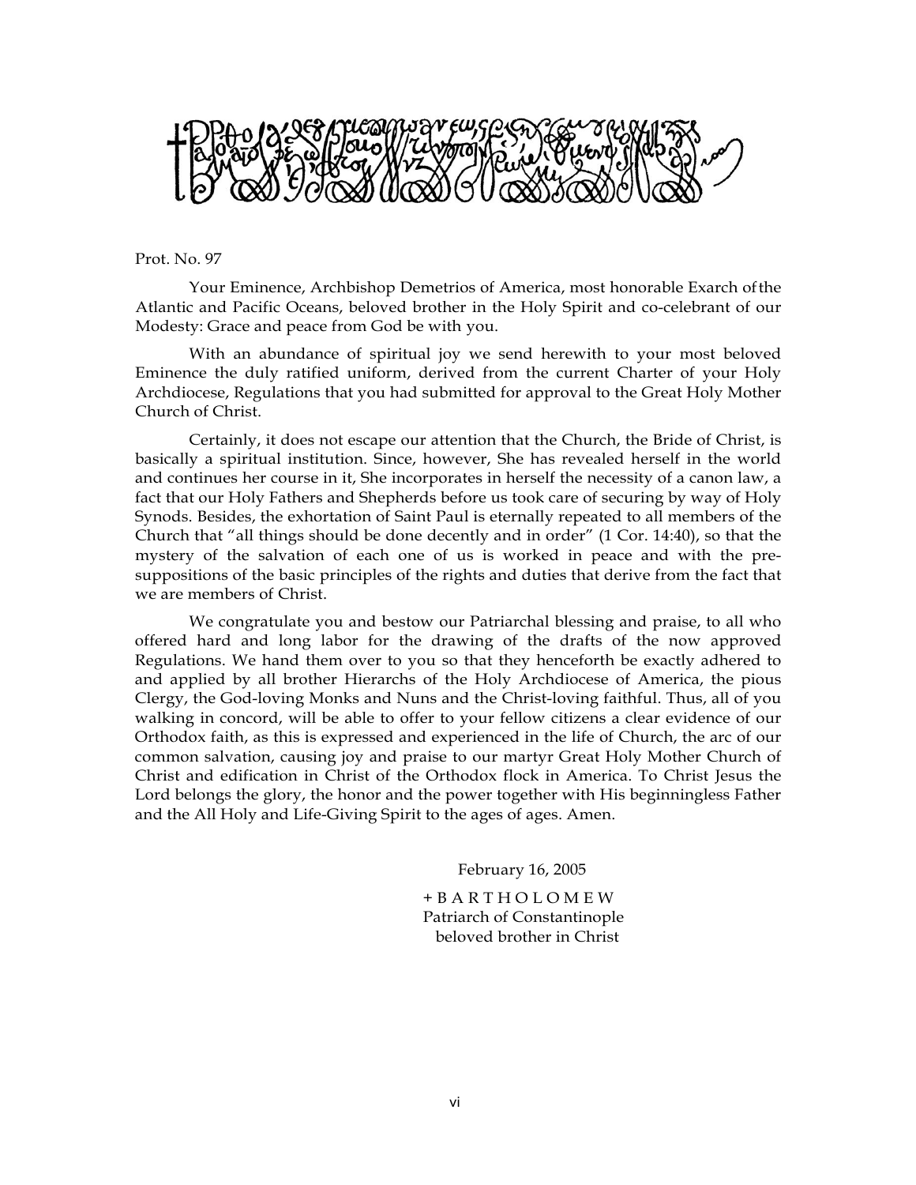Prot. No. 97

Your Eminence, Archbishop Demetrios of America, most honorable Exarch of the Atlantic and Pacific Oceans, beloved brother in the Holy Spirit and co-celebrant of our Modesty: Grace and peace from God be with you.

With an abundance of spiritual joy we send herewith to your most beloved Eminence the duly ratified uniform, derived from the current Charter of your Holy Archdiocese, Regulations that you had submitted for approval to the Great Holy Mother Church of Christ.

Certainly, it does not escape our attention that the Church, the Bride of Christ, is basically a spiritual institution. Since, however, She has revealed herself in the world and continues her course in it, She incorporates in herself the necessity of a canon law, a fact that our Holy Fathers and Shepherds before us took care of securing by way of Holy Synods. Besides, the exhortation of Saint Paul is eternally repeated to all members of the Church that "all things should be done decently and in order" (1 Cor. 14:40), so that the mystery of the salvation of each one of us is worked in peace and with the pre-suppositions of the basic principles of the rights and duties that derive from the fact that we are members of Christ.

We congratulate you and bestow our Patriarchal blessing and praise, to all who offered hard and long labor for the drawing of the drafts of the now approved Regulations. We hand them over to you so that they henceforth be exactly adhered to and applied by all brother Hierarchs of the Holy Archdiocese of America, the pious Clergy, the God-loving Monks and Nuns and the Christ-loving faithful. Thus, all of you walking in concord, will be able to offer to your fellow citizens a clear evidence of our Orthodox faith, as this is expressed and experienced in the life of Church, the arc of our common salvation, causing joy and praise to our martyr Great Holy Mother Church of Christ and edification in Christ of the Orthodox flock in America. To Christ Jesus the Lord belongs the glory, the honor and the power together with His beginningless Father and the All Holy and Life-Giving Spirit to the ages of ages. Amen.

February 16, 2005

+ B A R T H O L O M E W
Patriarch of Constantinople
beloved brother in Christ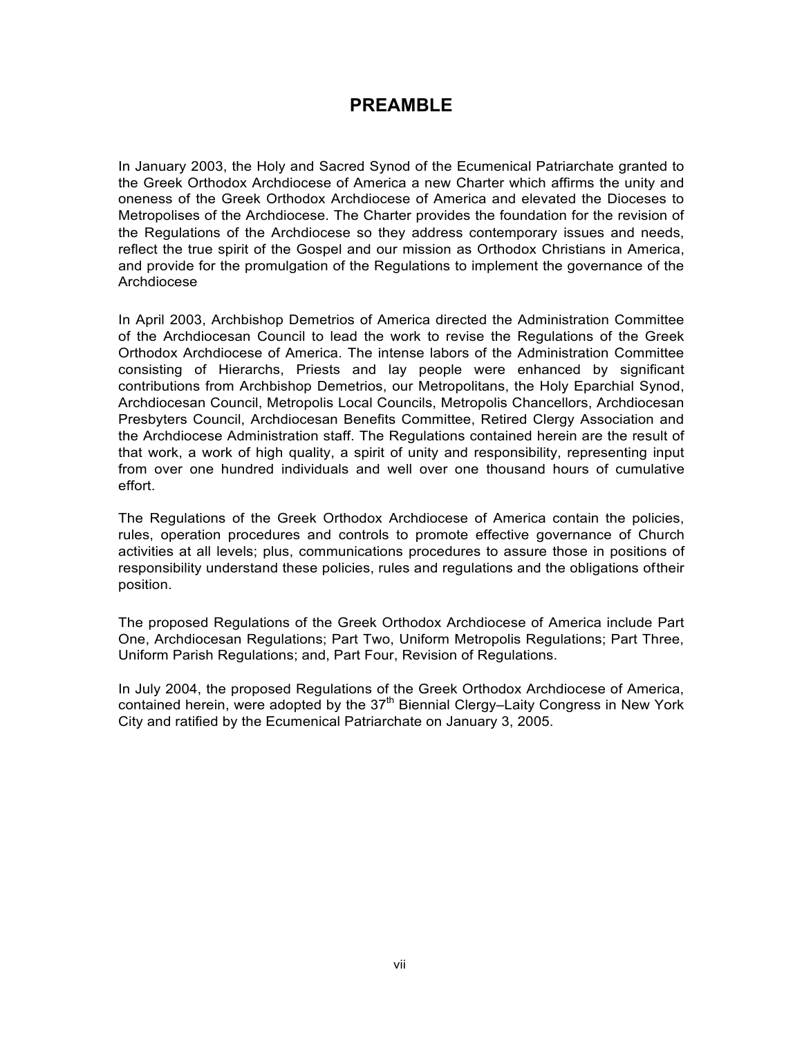# PREAMBLE

In January 2003, the Holy and Sacred Synod of the Ecumenical Patriarchate granted to the Greek Orthodox Archdiocese of America a new Charter which affirms the unity and oneness of the Greek Orthodox Archdiocese of America and elevated the Dioceses to Metropolises of the Archdiocese. The Charter provides the foundation for the revision of the Regulations of the Archdiocese so they address contemporary issues and needs, reflect the true spirit of the Gospel and our mission as Orthodox Christians in America, and provide for the promulgation of the Regulations to implement the governance of the Archdiocese

In April 2003, Archbishop Demetrios of America directed the Administration Committee of the Archdiocesan Council to lead the work to revise the Regulations of the Greek Orthodox Archdiocese of America. The intense labors of the Administration Committee consisting of Hierarchs, Priests and lay people were enhanced by significant contributions from Archbishop Demetrios, our Metropolitans, the Holy Eparchial Synod, Archdiocesan Council, Metropolis Local Councils, Metropolis Chancellors, Archdiocesan Presbyters Council, Archdiocesan Benefits Committee, Retired Clergy Association and the Archdiocese Administration staff. The Regulations contained herein are the result of that work, a work of high quality, a spirit of unity and responsibility, representing input from over one hundred individuals and well over one thousand hours of cumulative effort.

The Regulations of the Greek Orthodox Archdiocese of America contain the policies, rules, operation procedures and controls to promote effective governance of Church activities at all levels; plus, communications procedures to assure those in positions of responsibility understand these policies, rules and regulations and the obligations oftheir position.

The proposed Regulations of the Greek Orthodox Archdiocese of America include Part One, Archdiocesan Regulations; Part Two, Uniform Metropolis Regulations; Part Three, Uniform Parish Regulations; and, Part Four, Revision of Regulations.

In July 2004, the proposed Regulations of the Greek Orthodox Archdiocese of America, contained herein, were adopted by the 37th Biennial Clergy–Laity Congress in New York City and ratified by the Ecumenical Patriarchate on January 3, 2005.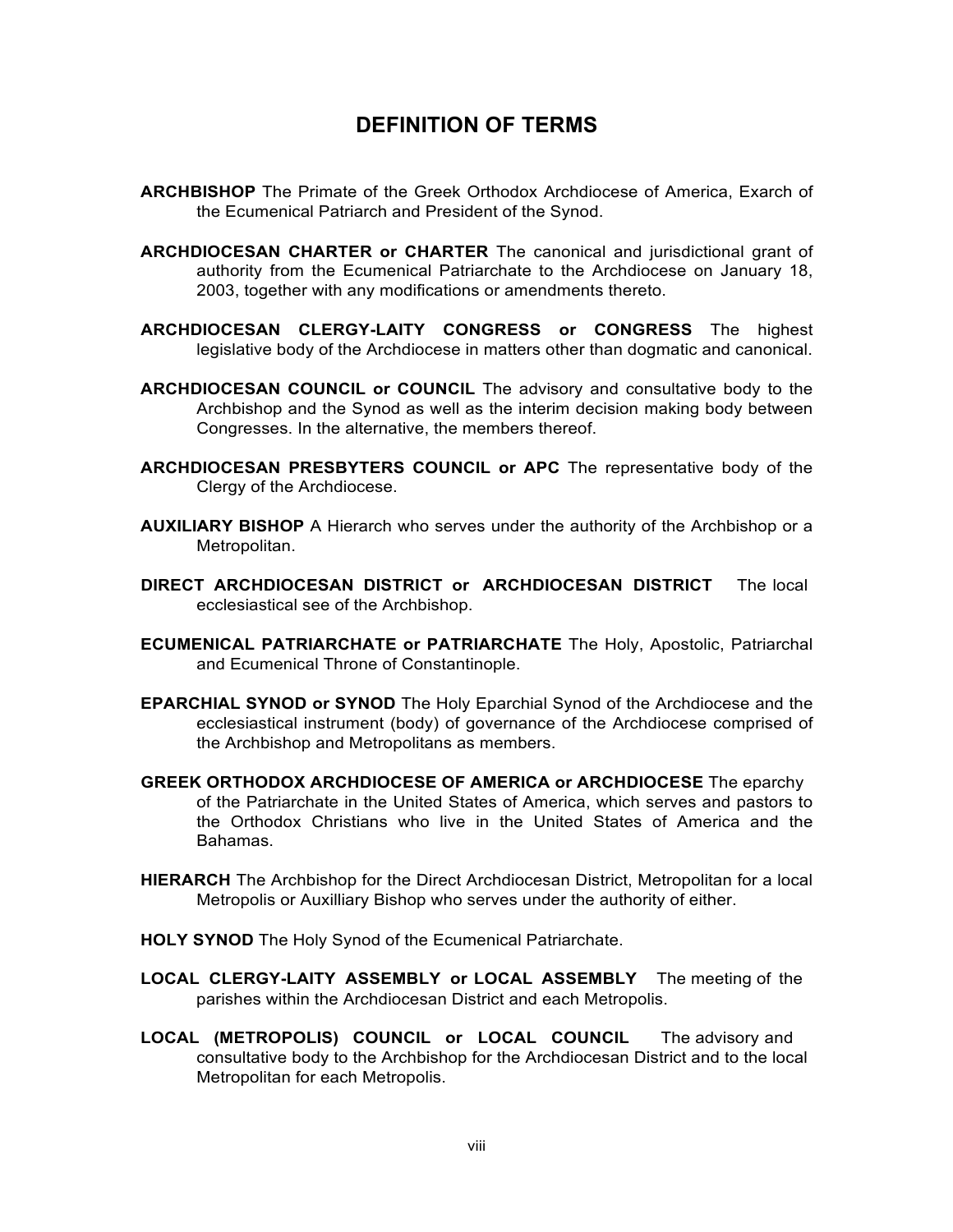# DEFINITION OF TERMS

**ARCHBISHOP** The Primate of the Greek Orthodox Archdiocese of America, Exarch of the Ecumenical Patriarch and President of the Synod.

**ARCHDIOCESAN CHARTER or CHARTER** The canonical and jurisdictional grant of authority from the Ecumenical Patriarchate to the Archdiocese on January 18, 2003, together with any modifications or amendments thereto.

**ARCHDIOCESAN CLERGY-LAITY CONGRESS or CONGRESS** The highest legislative body of the Archdiocese in matters other than dogmatic and canonical.

**ARCHDIOCESAN COUNCIL or COUNCIL** The advisory and consultative body to the Archbishop and the Synod as well as the interim decision making body between Congresses. In the alternative, the members thereof.

**ARCHDIOCESAN PRESBYTERS COUNCIL or APC** The representative body of the Clergy of the Archdiocese.

**AUXILIARY BISHOP** A Hierarch who serves under the authority of the Archbishop or a Metropolitan.

**DIRECT ARCHDIOCESAN DISTRICT or ARCHDIOCESAN DISTRICT** The local ecclesiastical see of the Archbishop.

**ECUMENICAL PATRIARCHATE or PATRIARCHATE** The Holy, Apostolic, Patriarchal and Ecumenical Throne of Constantinople.

**EPARCHIAL SYNOD or SYNOD** The Holy Eparchial Synod of the Archdiocese and the ecclesiastical instrument (body) of governance of the Archdiocese comprised of the Archbishop and Metropolitans as members.

**GREEK ORTHODOX ARCHDIOCESE OF AMERICA or ARCHDIOCESE** The eparchy of the Patriarchate in the United States of America, which serves and pastors to the Orthodox Christians who live in the United States of America and the Bahamas.

**HIERARCH** The Archbishop for the Direct Archdiocesan District, Metropolitan for a local Metropolis or Auxilliary Bishop who serves under the authority of either.

**HOLY SYNOD** The Holy Synod of the Ecumenical Patriarchate.

**LOCAL CLERGY-LAITY ASSEMBLY or LOCAL ASSEMBLY** The meeting of the parishes within the Archdiocesan District and each Metropolis.

**LOCAL (METROPOLIS) COUNCIL or LOCAL COUNCIL** The advisory and consultative body to the Archbishop for the Archdiocesan District and to the local Metropolitan for each Metropolis.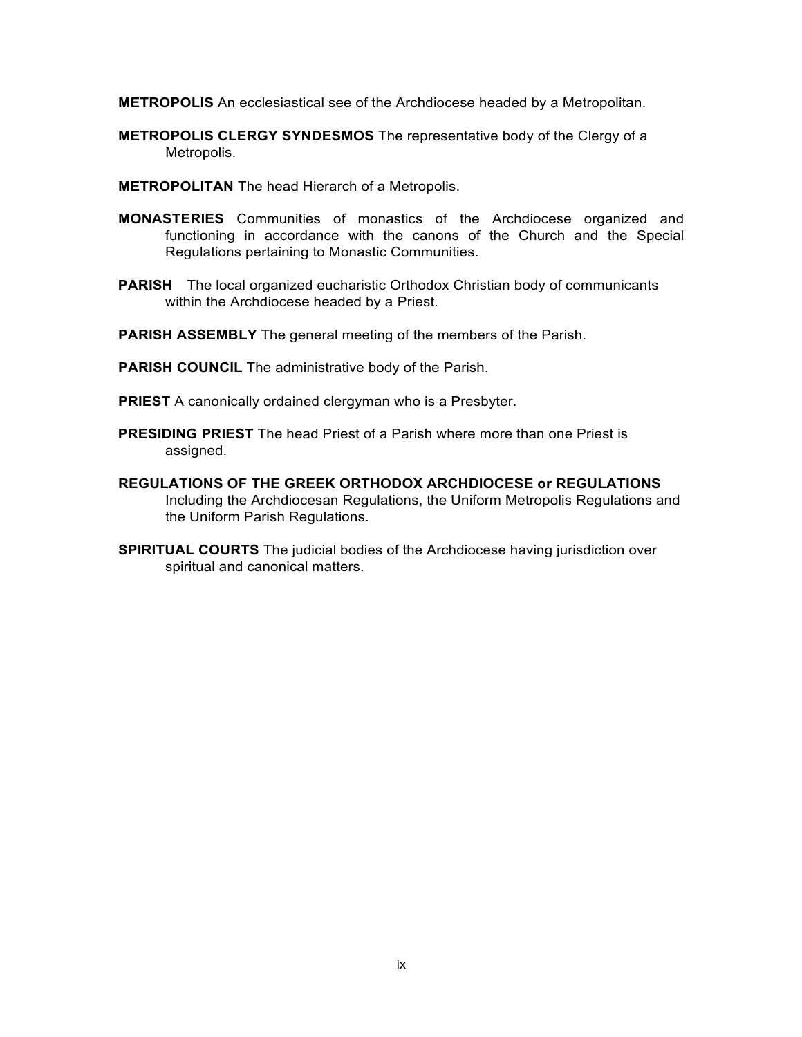**METROPOLIS** An ecclesiastical see of the Archdiocese headed by a Metropolitan.

**METROPOLIS CLERGY SYNDESMOS** The representative body of the Clergy of a Metropolis.

**METROPOLITAN** The head Hierarch of a Metropolis.

**MONASTERIES** Communities of monastics of the Archdiocese organized and functioning in accordance with the canons of the Church and the Special Regulations pertaining to Monastic Communities.

**PARISH** The local organized eucharistic Orthodox Christian body of communicants within the Archdiocese headed by a Priest.

**PARISH ASSEMBLY** The general meeting of the members of the Parish.

**PARISH COUNCIL** The administrative body of the Parish.

**PRIEST** A canonically ordained clergyman who is a Presbyter.

**PRESIDING PRIEST** The head Priest of a Parish where more than one Priest is assigned.

**REGULATIONS OF THE GREEK ORTHODOX ARCHDIOCESE or REGULATIONS** Including the Archdiocesan Regulations, the Uniform Metropolis Regulations and the Uniform Parish Regulations.

**SPIRITUAL COURTS** The judicial bodies of the Archdiocese having jurisdiction over spiritual and canonical matters.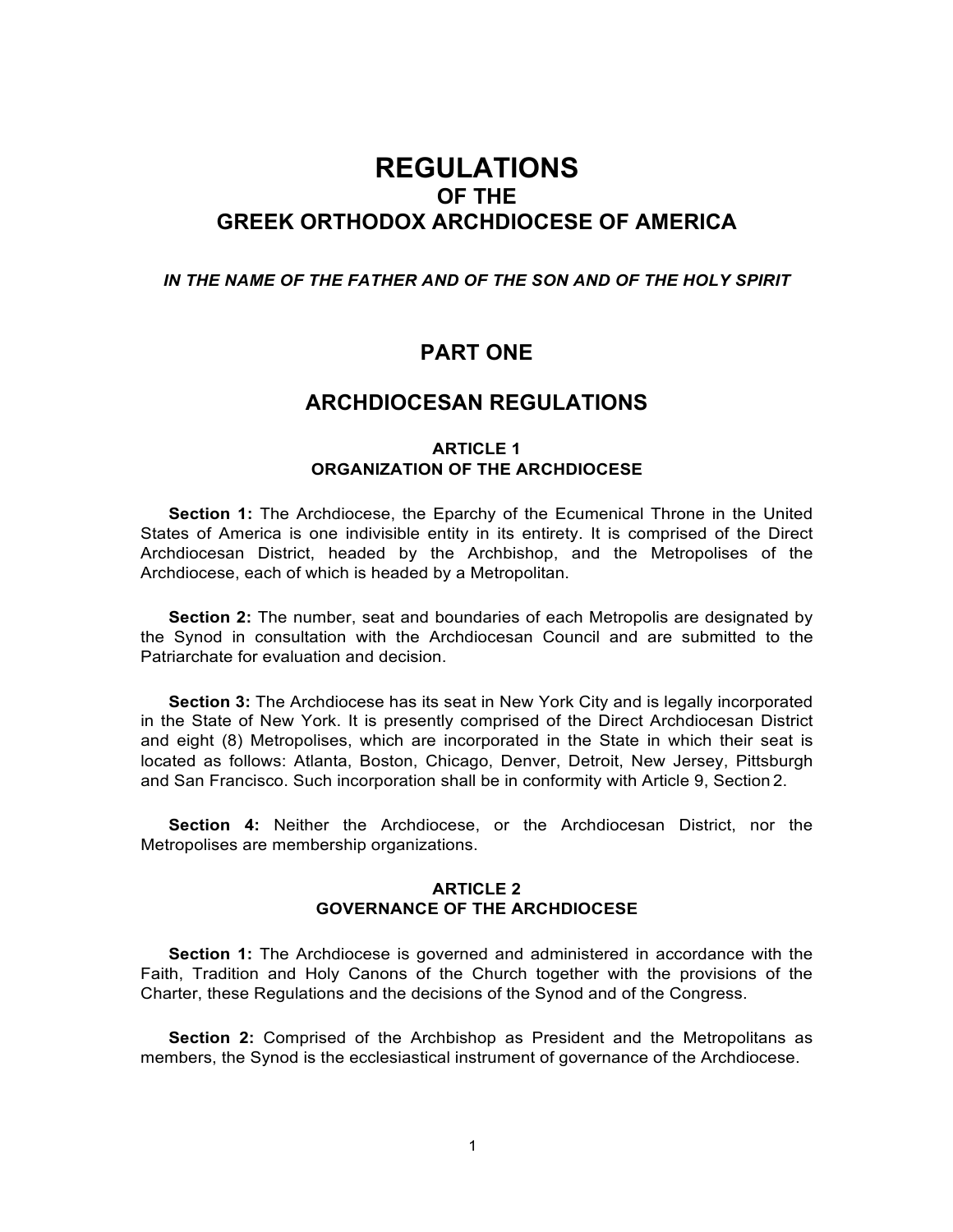# REGULATIONS
## OF THE
## GREEK ORTHODOX ARCHDIOCESE OF AMERICA

***IN THE NAME OF THE FATHER AND OF THE SON AND OF THE HOLY SPIRIT***

## PART ONE

## ARCHDIOCESAN REGULATIONS

### ARTICLE 1
### ORGANIZATION OF THE ARCHDIOCESE

**Section 1:** The Archdiocese, the Eparchy of the Ecumenical Throne in the United States of America is one indivisible entity in its entirety. It is comprised of the Direct Archdiocesan District, headed by the Archbishop, and the Metropolises of the Archdiocese, each of which is headed by a Metropolitan.

**Section 2:** The number, seat and boundaries of each Metropolis are designated by the Synod in consultation with the Archdiocesan Council and are submitted to the Patriarchate for evaluation and decision.

**Section 3:** The Archdiocese has its seat in New York City and is legally incorporated in the State of New York. It is presently comprised of the Direct Archdiocesan District and eight (8) Metropolises, which are incorporated in the State in which their seat is located as follows: Atlanta, Boston, Chicago, Denver, Detroit, New Jersey, Pittsburgh and San Francisco. Such incorporation shall be in conformity with Article 9, Section 2.

**Section 4:** Neither the Archdiocese, or the Archdiocesan District, nor the Metropolises are membership organizations.

### ARTICLE 2
### GOVERNANCE OF THE ARCHDIOCESE

**Section 1:** The Archdiocese is governed and administered in accordance with the Faith, Tradition and Holy Canons of the Church together with the provisions of the Charter, these Regulations and the decisions of the Synod and of the Congress.

**Section 2:** Comprised of the Archbishop as President and the Metropolitans as members, the Synod is the ecclesiastical instrument of governance of the Archdiocese.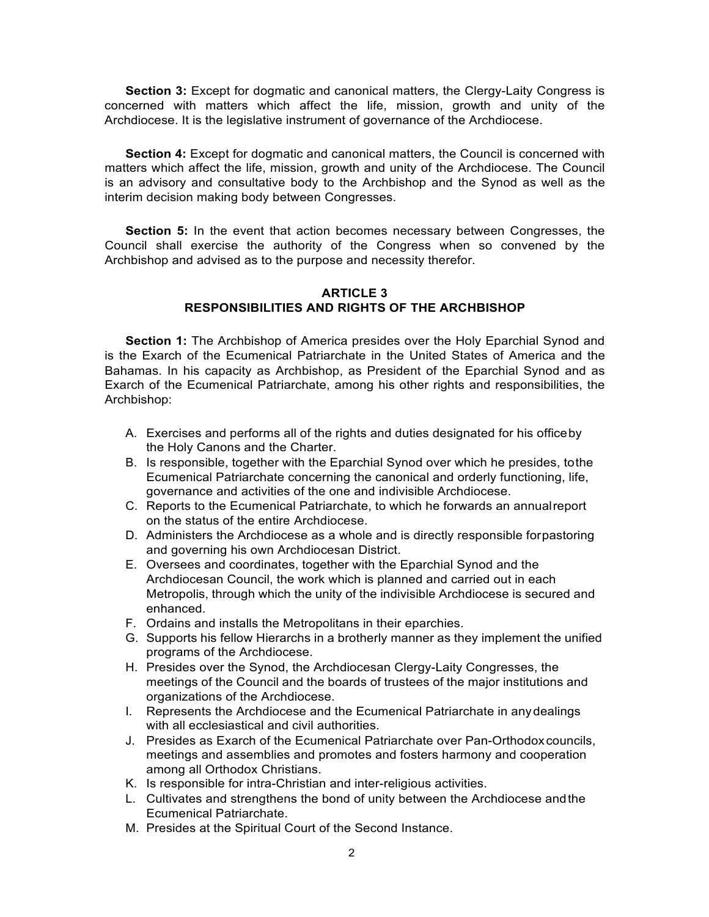**Section 3:** Except for dogmatic and canonical matters, the Clergy-Laity Congress is concerned with matters which affect the life, mission, growth and unity of the Archdiocese. It is the legislative instrument of governance of the Archdiocese.

**Section 4:** Except for dogmatic and canonical matters, the Council is concerned with matters which affect the life, mission, growth and unity of the Archdiocese. The Council is an advisory and consultative body to the Archbishop and the Synod as well as the interim decision making body between Congresses.

**Section 5:** In the event that action becomes necessary between Congresses, the Council shall exercise the authority of the Congress when so convened by the Archbishop and advised as to the purpose and necessity therefor.

## ARTICLE 3
## RESPONSIBILITIES AND RIGHTS OF THE ARCHBISHOP

**Section 1:** The Archbishop of America presides over the Holy Eparchial Synod and is the Exarch of the Ecumenical Patriarchate in the United States of America and the Bahamas. In his capacity as Archbishop, as President of the Eparchial Synod and as Exarch of the Ecumenical Patriarchate, among his other rights and responsibilities, the Archbishop:

A. Exercises and performs all of the rights and duties designated for his office by the Holy Canons and the Charter.
B. Is responsible, together with the Eparchial Synod over which he presides, to the Ecumenical Patriarchate concerning the canonical and orderly functioning, life, governance and activities of the one and indivisible Archdiocese.
C. Reports to the Ecumenical Patriarchate, to which he forwards an annual report on the status of the entire Archdiocese.
D. Administers the Archdiocese as a whole and is directly responsible for pastoring and governing his own Archdiocesan District.
E. Oversees and coordinates, together with the Eparchial Synod and the Archdiocesan Council, the work which is planned and carried out in each Metropolis, through which the unity of the indivisible Archdiocese is secured and enhanced.
F. Ordains and installs the Metropolitans in their eparchies.
G. Supports his fellow Hierarchs in a brotherly manner as they implement the unified programs of the Archdiocese.
H. Presides over the Synod, the Archdiocesan Clergy-Laity Congresses, the meetings of the Council and the boards of trustees of the major institutions and organizations of the Archdiocese.
I. Represents the Archdiocese and the Ecumenical Patriarchate in any dealings with all ecclesiastical and civil authorities.
J. Presides as Exarch of the Ecumenical Patriarchate over Pan-Orthodox councils, meetings and assemblies and promotes and fosters harmony and cooperation among all Orthodox Christians.
K. Is responsible for intra-Christian and inter-religious activities.
L. Cultivates and strengthens the bond of unity between the Archdiocese and the Ecumenical Patriarchate.
M. Presides at the Spiritual Court of the Second Instance.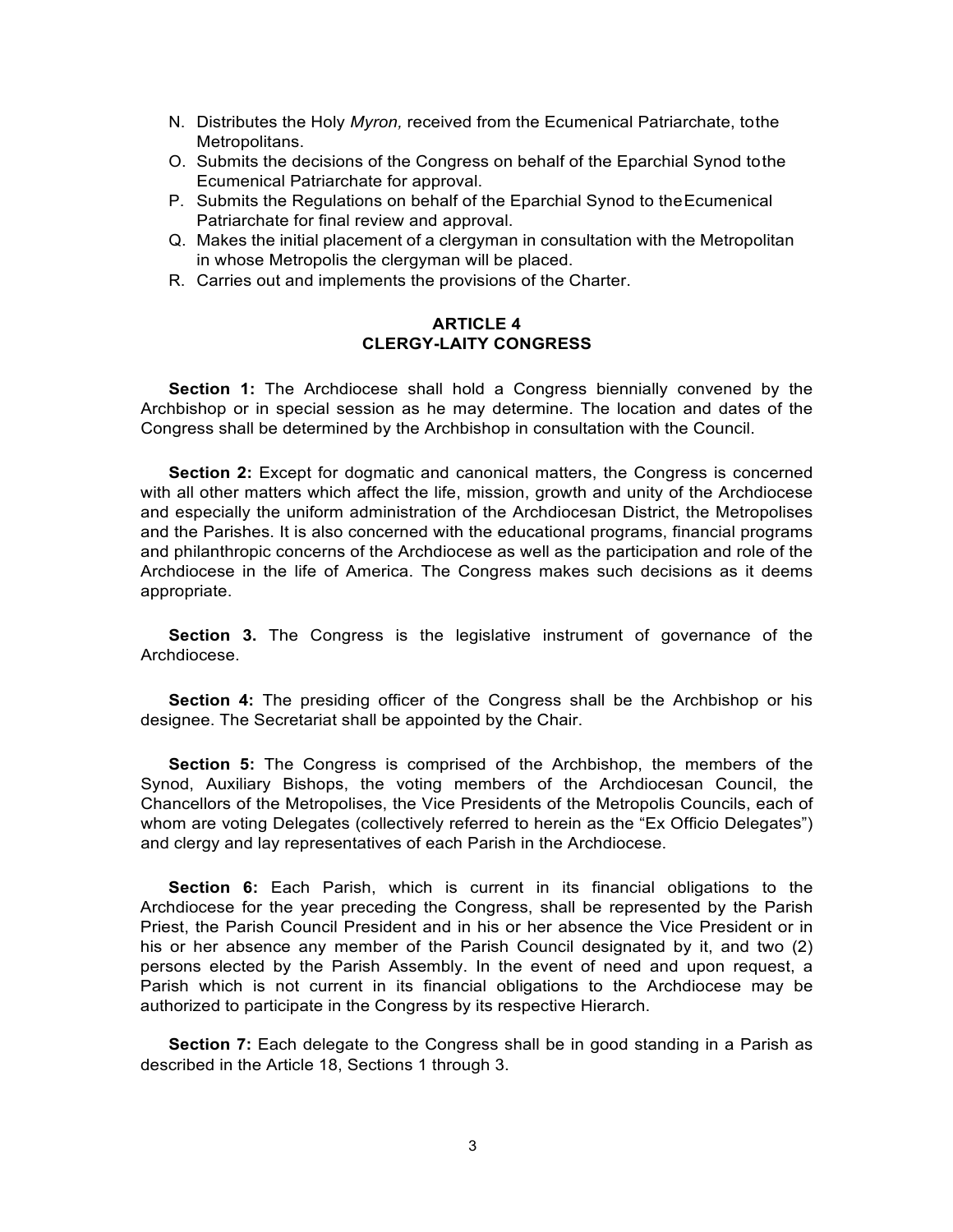N. Distributes the Holy *Myron,* received from the Ecumenical Patriarchate, to the Metropolitans.
O. Submits the decisions of the Congress on behalf of the Eparchial Synod to the Ecumenical Patriarchate for approval.
P. Submits the Regulations on behalf of the Eparchial Synod to the Ecumenical Patriarchate for final review and approval.
Q. Makes the initial placement of a clergyman in consultation with the Metropolitan in whose Metropolis the clergyman will be placed.
R. Carries out and implements the provisions of the Charter.

## ARTICLE 4
## CLERGY-LAITY CONGRESS

**Section 1:** The Archdiocese shall hold a Congress biennially convened by the Archbishop or in special session as he may determine. The location and dates of the Congress shall be determined by the Archbishop in consultation with the Council.

**Section 2:** Except for dogmatic and canonical matters, the Congress is concerned with all other matters which affect the life, mission, growth and unity of the Archdiocese and especially the uniform administration of the Archdiocesan District, the Metropolises and the Parishes. It is also concerned with the educational programs, financial programs and philanthropic concerns of the Archdiocese as well as the participation and role of the Archdiocese in the life of America. The Congress makes such decisions as it deems appropriate.

**Section 3.** The Congress is the legislative instrument of governance of the Archdiocese.

**Section 4:** The presiding officer of the Congress shall be the Archbishop or his designee. The Secretariat shall be appointed by the Chair.

**Section 5:** The Congress is comprised of the Archbishop, the members of the Synod, Auxiliary Bishops, the voting members of the Archdiocesan Council, the Chancellors of the Metropolises, the Vice Presidents of the Metropolis Councils, each of whom are voting Delegates (collectively referred to herein as the "Ex Officio Delegates") and clergy and lay representatives of each Parish in the Archdiocese.

**Section 6:** Each Parish, which is current in its financial obligations to the Archdiocese for the year preceding the Congress, shall be represented by the Parish Priest, the Parish Council President and in his or her absence the Vice President or in his or her absence any member of the Parish Council designated by it, and two (2) persons elected by the Parish Assembly. In the event of need and upon request, a Parish which is not current in its financial obligations to the Archdiocese may be authorized to participate in the Congress by its respective Hierarch.

**Section 7:** Each delegate to the Congress shall be in good standing in a Parish as described in the Article 18, Sections 1 through 3.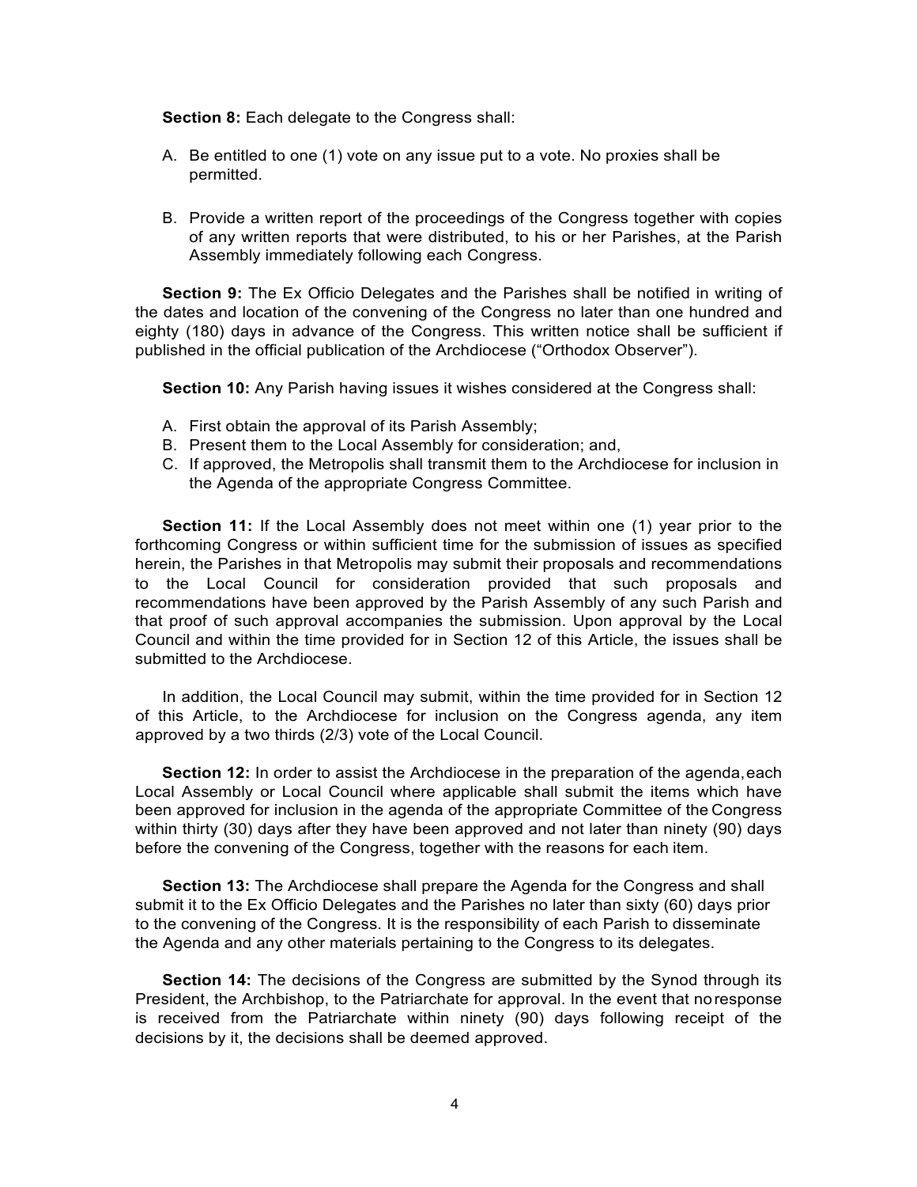**Section 8:** Each delegate to the Congress shall:

A. Be entitled to one (1) vote on any issue put to a vote. No proxies shall be permitted.

B. Provide a written report of the proceedings of the Congress together with copies of any written reports that were distributed, to his or her Parishes, at the Parish Assembly immediately following each Congress.

**Section 9:** The Ex Officio Delegates and the Parishes shall be notified in writing of the dates and location of the convening of the Congress no later than one hundred and eighty (180) days in advance of the Congress. This written notice shall be sufficient if published in the official publication of the Archdiocese ("Orthodox Observer").

**Section 10:** Any Parish having issues it wishes considered at the Congress shall:

A. First obtain the approval of its Parish Assembly;
B. Present them to the Local Assembly for consideration; and,
C. If approved, the Metropolis shall transmit them to the Archdiocese for inclusion in the Agenda of the appropriate Congress Committee.

**Section 11:** If the Local Assembly does not meet within one (1) year prior to the forthcoming Congress or within sufficient time for the submission of issues as specified herein, the Parishes in that Metropolis may submit their proposals and recommendations to the Local Council for consideration provided that such proposals and recommendations have been approved by the Parish Assembly of any such Parish and that proof of such approval accompanies the submission. Upon approval by the Local Council and within the time provided for in Section 12 of this Article, the issues shall be submitted to the Archdiocese.

In addition, the Local Council may submit, within the time provided for in Section 12 of this Article, to the Archdiocese for inclusion on the Congress agenda, any item approved by a two thirds (2/3) vote of the Local Council.

**Section 12:** In order to assist the Archdiocese in the preparation of the agenda, each Local Assembly or Local Council where applicable shall submit the items which have been approved for inclusion in the agenda of the appropriate Committee of the Congress within thirty (30) days after they have been approved and not later than ninety (90) days before the convening of the Congress, together with the reasons for each item.

**Section 13:** The Archdiocese shall prepare the Agenda for the Congress and shall submit it to the Ex Officio Delegates and the Parishes no later than sixty (60) days prior to the convening of the Congress. It is the responsibility of each Parish to disseminate the Agenda and any other materials pertaining to the Congress to its delegates.

**Section 14:** The decisions of the Congress are submitted by the Synod through its President, the Archbishop, to the Patriarchate for approval. In the event that no response is received from the Patriarchate within ninety (90) days following receipt of the decisions by it, the decisions shall be deemed approved.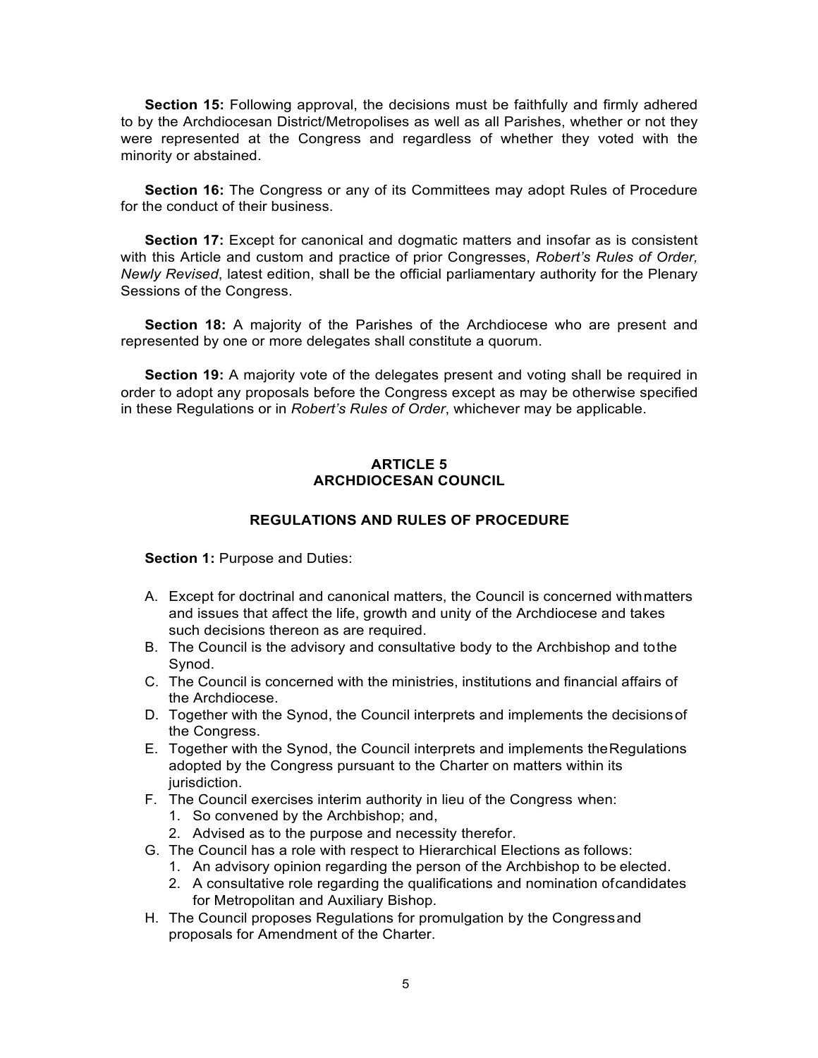**Section 15:** Following approval, the decisions must be faithfully and firmly adhered to by the Archdiocesan District/Metropolises as well as all Parishes, whether or not they were represented at the Congress and regardless of whether they voted with the minority or abstained.

**Section 16:** The Congress or any of its Committees may adopt Rules of Procedure for the conduct of their business.

**Section 17:** Except for canonical and dogmatic matters and insofar as is consistent with this Article and custom and practice of prior Congresses, *Robert's Rules of Order, Newly Revised*, latest edition, shall be the official parliamentary authority for the Plenary Sessions of the Congress.

**Section 18:** A majority of the Parishes of the Archdiocese who are present and represented by one or more delegates shall constitute a quorum.

**Section 19:** A majority vote of the delegates present and voting shall be required in order to adopt any proposals before the Congress except as may be otherwise specified in these Regulations or in *Robert's Rules of Order*, whichever may be applicable.

## ARTICLE 5
## ARCHDIOCESAN COUNCIL

### REGULATIONS AND RULES OF PROCEDURE

**Section 1:** Purpose and Duties:

A. Except for doctrinal and canonical matters, the Council is concerned with matters and issues that affect the life, growth and unity of the Archdiocese and takes such decisions thereon as are required.
B. The Council is the advisory and consultative body to the Archbishop and to the Synod.
C. The Council is concerned with the ministries, institutions and financial affairs of the Archdiocese.
D. Together with the Synod, the Council interprets and implements the decisions of the Congress.
E. Together with the Synod, the Council interprets and implements the Regulations adopted by the Congress pursuant to the Charter on matters within its jurisdiction.
F. The Council exercises interim authority in lieu of the Congress when:
   1. So convened by the Archbishop; and,
   2. Advised as to the purpose and necessity therefor.
G. The Council has a role with respect to Hierarchical Elections as follows:
   1. An advisory opinion regarding the person of the Archbishop to be elected.
   2. A consultative role regarding the qualifications and nomination of candidates for Metropolitan and Auxiliary Bishop.
H. The Council proposes Regulations for promulgation by the Congress and proposals for Amendment of the Charter.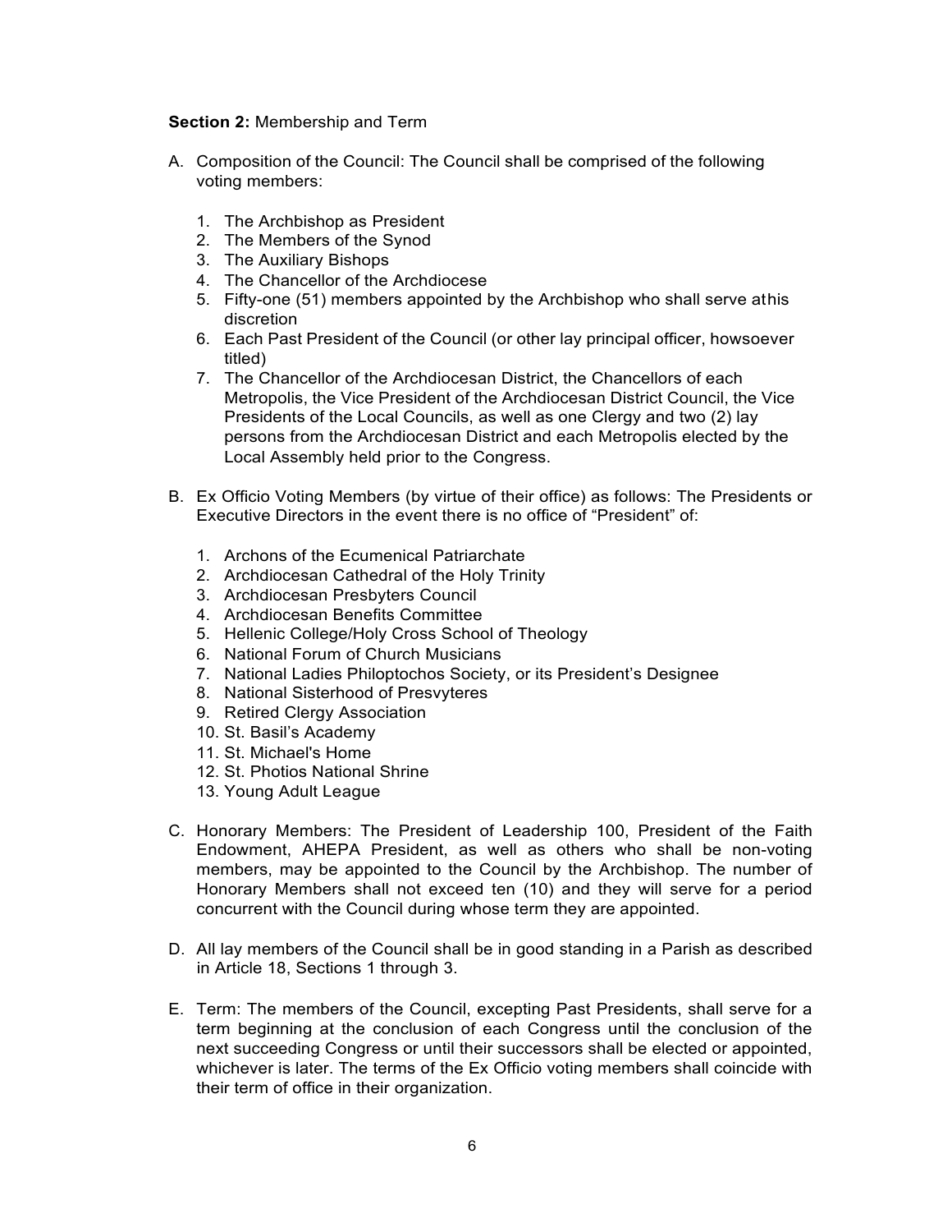**Section 2:** Membership and Term

A. Composition of the Council: The Council shall be comprised of the following voting members:

   1. The Archbishop as President
   2. The Members of the Synod
   3. The Auxiliary Bishops
   4. The Chancellor of the Archdiocese
   5. Fifty-one (51) members appointed by the Archbishop who shall serve athis discretion
   6. Each Past President of the Council (or other lay principal officer, howsoever titled)
   7. The Chancellor of the Archdiocesan District, the Chancellors of each Metropolis, the Vice President of the Archdiocesan District Council, the Vice Presidents of the Local Councils, as well as one Clergy and two (2) lay persons from the Archdiocesan District and each Metropolis elected by the Local Assembly held prior to the Congress.

B. Ex Officio Voting Members (by virtue of their office) as follows: The Presidents or Executive Directors in the event there is no office of "President" of:

   1. Archons of the Ecumenical Patriarchate
   2. Archdiocesan Cathedral of the Holy Trinity
   3. Archdiocesan Presbyters Council
   4. Archdiocesan Benefits Committee
   5. Hellenic College/Holy Cross School of Theology
   6. National Forum of Church Musicians
   7. National Ladies Philoptochos Society, or its President's Designee
   8. National Sisterhood of Presvyteres
   9. Retired Clergy Association
   10. St. Basil's Academy
   11. St. Michael's Home
   12. St. Photios National Shrine
   13. Young Adult League

C. Honorary Members: The President of Leadership 100, President of the Faith Endowment, AHEPA President, as well as others who shall be non-voting members, may be appointed to the Council by the Archbishop. The number of Honorary Members shall not exceed ten (10) and they will serve for a period concurrent with the Council during whose term they are appointed.

D. All lay members of the Council shall be in good standing in a Parish as described in Article 18, Sections 1 through 3.

E. Term: The members of the Council, excepting Past Presidents, shall serve for a term beginning at the conclusion of each Congress until the conclusion of the next succeeding Congress or until their successors shall be elected or appointed, whichever is later. The terms of the Ex Officio voting members shall coincide with their term of office in their organization.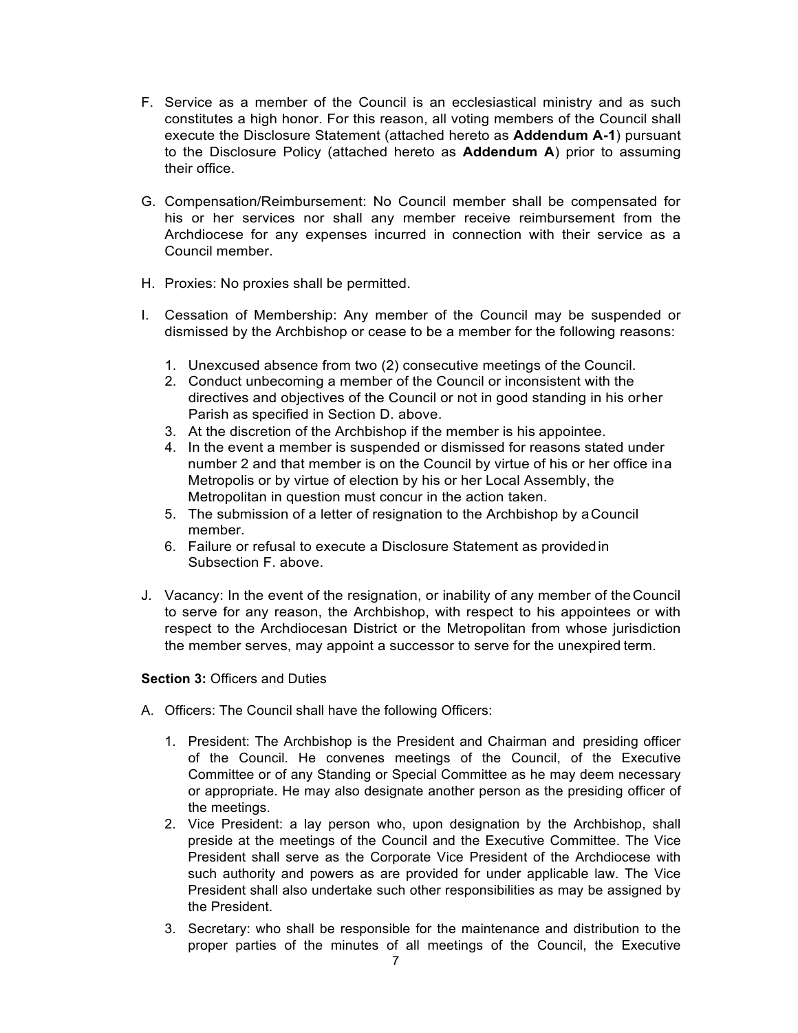F. Service as a member of the Council is an ecclesiastical ministry and as such constitutes a high honor. For this reason, all voting members of the Council shall execute the Disclosure Statement (attached hereto as **Addendum A-1**) pursuant to the Disclosure Policy (attached hereto as **Addendum A**) prior to assuming their office.

G. Compensation/Reimbursement: No Council member shall be compensated for his or her services nor shall any member receive reimbursement from the Archdiocese for any expenses incurred in connection with their service as a Council member.

H. Proxies: No proxies shall be permitted.

I. Cessation of Membership: Any member of the Council may be suspended or dismissed by the Archbishop or cease to be a member for the following reasons:

   1. Unexcused absence from two (2) consecutive meetings of the Council.
   2. Conduct unbecoming a member of the Council or inconsistent with the directives and objectives of the Council or not in good standing in his or her Parish as specified in Section D. above.
   3. At the discretion of the Archbishop if the member is his appointee.
   4. In the event a member is suspended or dismissed for reasons stated under number 2 and that member is on the Council by virtue of his or her office in a Metropolis or by virtue of election by his or her Local Assembly, the Metropolitan in question must concur in the action taken.
   5. The submission of a letter of resignation to the Archbishop by a Council member.
   6. Failure or refusal to execute a Disclosure Statement as provided in Subsection F. above.

J. Vacancy: In the event of the resignation, or inability of any member of the Council to serve for any reason, the Archbishop, with respect to his appointees or with respect to the Archdiocesan District or the Metropolitan from whose jurisdiction the member serves, may appoint a successor to serve for the unexpired term.

**Section 3:** Officers and Duties

A. Officers: The Council shall have the following Officers:

   1. President: The Archbishop is the President and Chairman and presiding officer of the Council. He convenes meetings of the Council, of the Executive Committee or of any Standing or Special Committee as he may deem necessary or appropriate. He may also designate another person as the presiding officer of the meetings.
   2. Vice President: a lay person who, upon designation by the Archbishop, shall preside at the meetings of the Council and the Executive Committee. The Vice President shall serve as the Corporate Vice President of the Archdiocese with such authority and powers as are provided for under applicable law. The Vice President shall also undertake such other responsibilities as may be assigned by the President.
   3. Secretary: who shall be responsible for the maintenance and distribution to the proper parties of the minutes of all meetings of the Council, the Executive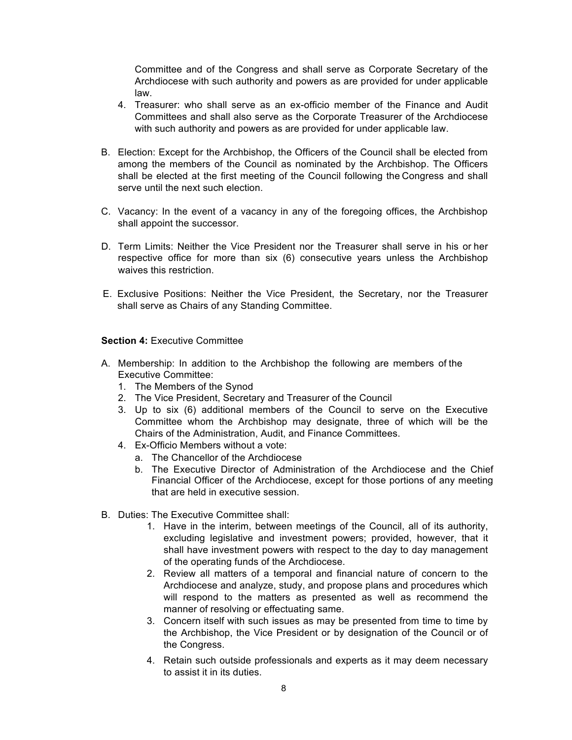Committee and of the Congress and shall serve as Corporate Secretary of the Archdiocese with such authority and powers as are provided for under applicable law.

4. Treasurer: who shall serve as an ex-officio member of the Finance and Audit Committees and shall also serve as the Corporate Treasurer of the Archdiocese with such authority and powers as are provided for under applicable law.

B. Election: Except for the Archbishop, the Officers of the Council shall be elected from among the members of the Council as nominated by the Archbishop. The Officers shall be elected at the first meeting of the Council following the Congress and shall serve until the next such election.

C. Vacancy: In the event of a vacancy in any of the foregoing offices, the Archbishop shall appoint the successor.

D. Term Limits: Neither the Vice President nor the Treasurer shall serve in his or her respective office for more than six (6) consecutive years unless the Archbishop waives this restriction.

E. Exclusive Positions: Neither the Vice President, the Secretary, nor the Treasurer shall serve as Chairs of any Standing Committee.

**Section 4:** Executive Committee

A. Membership: In addition to the Archbishop the following are members of the Executive Committee:
   1. The Members of the Synod
   2. The Vice President, Secretary and Treasurer of the Council
   3. Up to six (6) additional members of the Council to serve on the Executive Committee whom the Archbishop may designate, three of which will be the Chairs of the Administration, Audit, and Finance Committees.
   4. Ex-Officio Members without a vote:
      a. The Chancellor of the Archdiocese
      b. The Executive Director of Administration of the Archdiocese and the Chief Financial Officer of the Archdiocese, except for those portions of any meeting that are held in executive session.

B. Duties: The Executive Committee shall:
   1. Have in the interim, between meetings of the Council, all of its authority, excluding legislative and investment powers; provided, however, that it shall have investment powers with respect to the day to day management of the operating funds of the Archdiocese.
   2. Review all matters of a temporal and financial nature of concern to the Archdiocese and analyze, study, and propose plans and procedures which will respond to the matters as presented as well as recommend the manner of resolving or effectuating same.
   3. Concern itself with such issues as may be presented from time to time by the Archbishop, the Vice President or by designation of the Council or of the Congress.
   4. Retain such outside professionals and experts as it may deem necessary to assist it in its duties.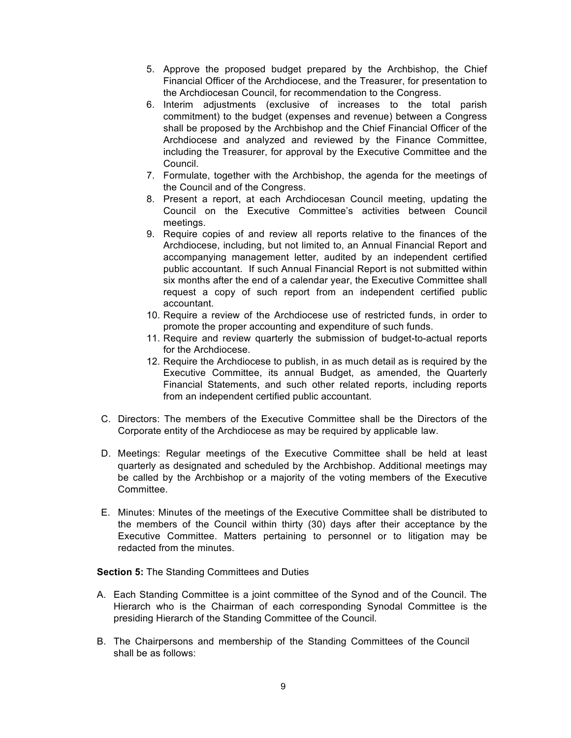5. Approve the proposed budget prepared by the Archbishop, the Chief Financial Officer of the Archdiocese, and the Treasurer, for presentation to the Archdiocesan Council, for recommendation to the Congress.
6. Interim adjustments (exclusive of increases to the total parish commitment) to the budget (expenses and revenue) between a Congress shall be proposed by the Archbishop and the Chief Financial Officer of the Archdiocese and analyzed and reviewed by the Finance Committee, including the Treasurer, for approval by the Executive Committee and the Council.
7. Formulate, together with the Archbishop, the agenda for the meetings of the Council and of the Congress.
8. Present a report, at each Archdiocesan Council meeting, updating the Council on the Executive Committee's activities between Council meetings.
9. Require copies of and review all reports relative to the finances of the Archdiocese, including, but not limited to, an Annual Financial Report and accompanying management letter, audited by an independent certified public accountant. If such Annual Financial Report is not submitted within six months after the end of a calendar year, the Executive Committee shall request a copy of such report from an independent certified public accountant.
10. Require a review of the Archdiocese use of restricted funds, in order to promote the proper accounting and expenditure of such funds.
11. Require and review quarterly the submission of budget-to-actual reports for the Archdiocese.
12. Require the Archdiocese to publish, in as much detail as is required by the Executive Committee, its annual Budget, as amended, the Quarterly Financial Statements, and such other related reports, including reports from an independent certified public accountant.

C. Directors: The members of the Executive Committee shall be the Directors of the Corporate entity of the Archdiocese as may be required by applicable law.

D. Meetings: Regular meetings of the Executive Committee shall be held at least quarterly as designated and scheduled by the Archbishop. Additional meetings may be called by the Archbishop or a majority of the voting members of the Executive Committee.

E. Minutes: Minutes of the meetings of the Executive Committee shall be distributed to the members of the Council within thirty (30) days after their acceptance by the Executive Committee. Matters pertaining to personnel or to litigation may be redacted from the minutes.

**Section 5:** The Standing Committees and Duties

A. Each Standing Committee is a joint committee of the Synod and of the Council. The Hierarch who is the Chairman of each corresponding Synodal Committee is the presiding Hierarch of the Standing Committee of the Council.

B. The Chairpersons and membership of the Standing Committees of the Council shall be as follows: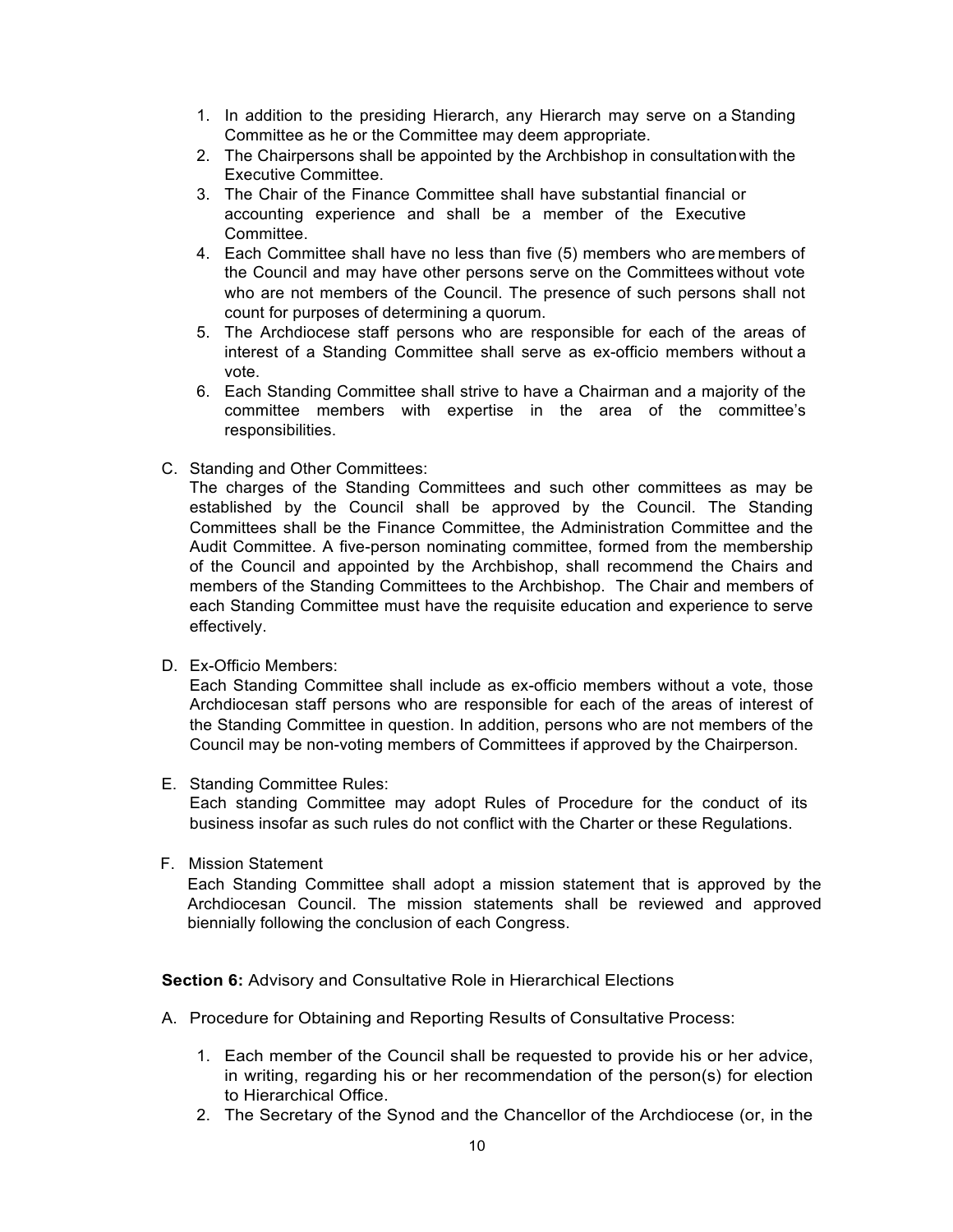1. In addition to the presiding Hierarch, any Hierarch may serve on a Standing Committee as he or the Committee may deem appropriate.
2. The Chairpersons shall be appointed by the Archbishop in consultation with the Executive Committee.
3. The Chair of the Finance Committee shall have substantial financial or accounting experience and shall be a member of the Executive Committee.
4. Each Committee shall have no less than five (5) members who are members of the Council and may have other persons serve on the Committees without vote who are not members of the Council. The presence of such persons shall not count for purposes of determining a quorum.
5. The Archdiocese staff persons who are responsible for each of the areas of interest of a Standing Committee shall serve as ex-officio members without a vote.
6. Each Standing Committee shall strive to have a Chairman and a majority of the committee members with expertise in the area of the committee's responsibilities.

C. Standing and Other Committees:
The charges of the Standing Committees and such other committees as may be established by the Council shall be approved by the Council. The Standing Committees shall be the Finance Committee, the Administration Committee and the Audit Committee. A five-person nominating committee, formed from the membership of the Council and appointed by the Archbishop, shall recommend the Chairs and members of the Standing Committees to the Archbishop. The Chair and members of each Standing Committee must have the requisite education and experience to serve effectively.

D. Ex-Officio Members:
Each Standing Committee shall include as ex-officio members without a vote, those Archdiocesan staff persons who are responsible for each of the areas of interest of the Standing Committee in question. In addition, persons who are not members of the Council may be non-voting members of Committees if approved by the Chairperson.

E. Standing Committee Rules:
Each standing Committee may adopt Rules of Procedure for the conduct of its business insofar as such rules do not conflict with the Charter or these Regulations.

F. Mission Statement
Each Standing Committee shall adopt a mission statement that is approved by the Archdiocesan Council. The mission statements shall be reviewed and approved biennially following the conclusion of each Congress.

**Section 6:** Advisory and Consultative Role in Hierarchical Elections

A. Procedure for Obtaining and Reporting Results of Consultative Process:

1. Each member of the Council shall be requested to provide his or her advice, in writing, regarding his or her recommendation of the person(s) for election to Hierarchical Office.
2. The Secretary of the Synod and the Chancellor of the Archdiocese (or, in the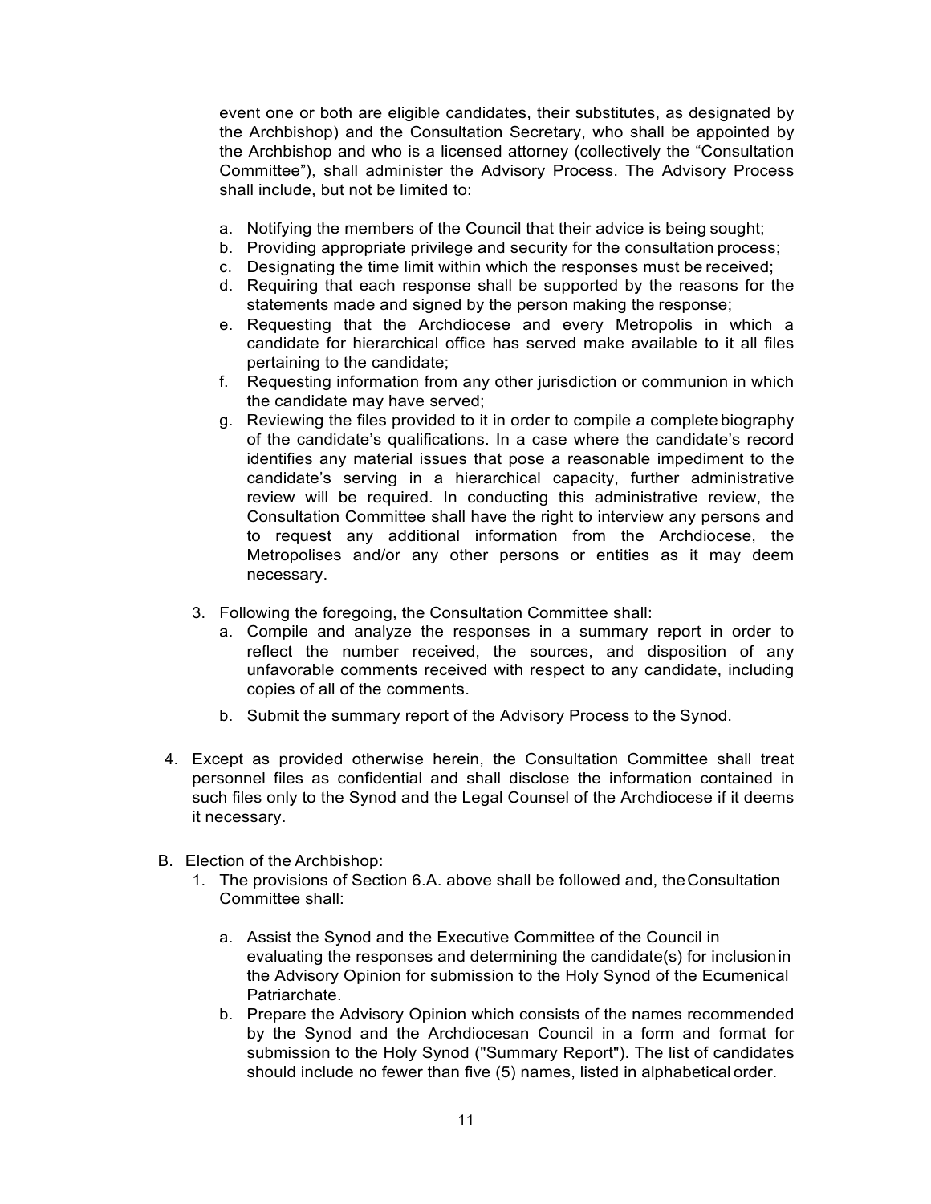event one or both are eligible candidates, their substitutes, as designated by the Archbishop) and the Consultation Secretary, who shall be appointed by the Archbishop and who is a licensed attorney (collectively the "Consultation Committee"), shall administer the Advisory Process. The Advisory Process shall include, but not be limited to:

a. Notifying the members of the Council that their advice is being sought;
b. Providing appropriate privilege and security for the consultation process;
c. Designating the time limit within which the responses must be received;
d. Requiring that each response shall be supported by the reasons for the statements made and signed by the person making the response;
e. Requesting that the Archdiocese and every Metropolis in which a candidate for hierarchical office has served make available to it all files pertaining to the candidate;
f. Requesting information from any other jurisdiction or communion in which the candidate may have served;
g. Reviewing the files provided to it in order to compile a complete biography of the candidate's qualifications. In a case where the candidate's record identifies any material issues that pose a reasonable impediment to the candidate's serving in a hierarchical capacity, further administrative review will be required. In conducting this administrative review, the Consultation Committee shall have the right to interview any persons and to request any additional information from the Archdiocese, the Metropolises and/or any other persons or entities as it may deem necessary.

3. Following the foregoing, the Consultation Committee shall:
   a. Compile and analyze the responses in a summary report in order to reflect the number received, the sources, and disposition of any unfavorable comments received with respect to any candidate, including copies of all of the comments.
   b. Submit the summary report of the Advisory Process to the Synod.

4. Except as provided otherwise herein, the Consultation Committee shall treat personnel files as confidential and shall disclose the information contained in such files only to the Synod and the Legal Counsel of the Archdiocese if it deems it necessary.

B. Election of the Archbishop:

1. The provisions of Section 6.A. above shall be followed and, the Consultation Committee shall:

   a. Assist the Synod and the Executive Committee of the Council in evaluating the responses and determining the candidate(s) for inclusion in the Advisory Opinion for submission to the Holy Synod of the Ecumenical Patriarchate.
   b. Prepare the Advisory Opinion which consists of the names recommended by the Synod and the Archdiocesan Council in a form and format for submission to the Holy Synod ("Summary Report"). The list of candidates should include no fewer than five (5) names, listed in alphabetical order.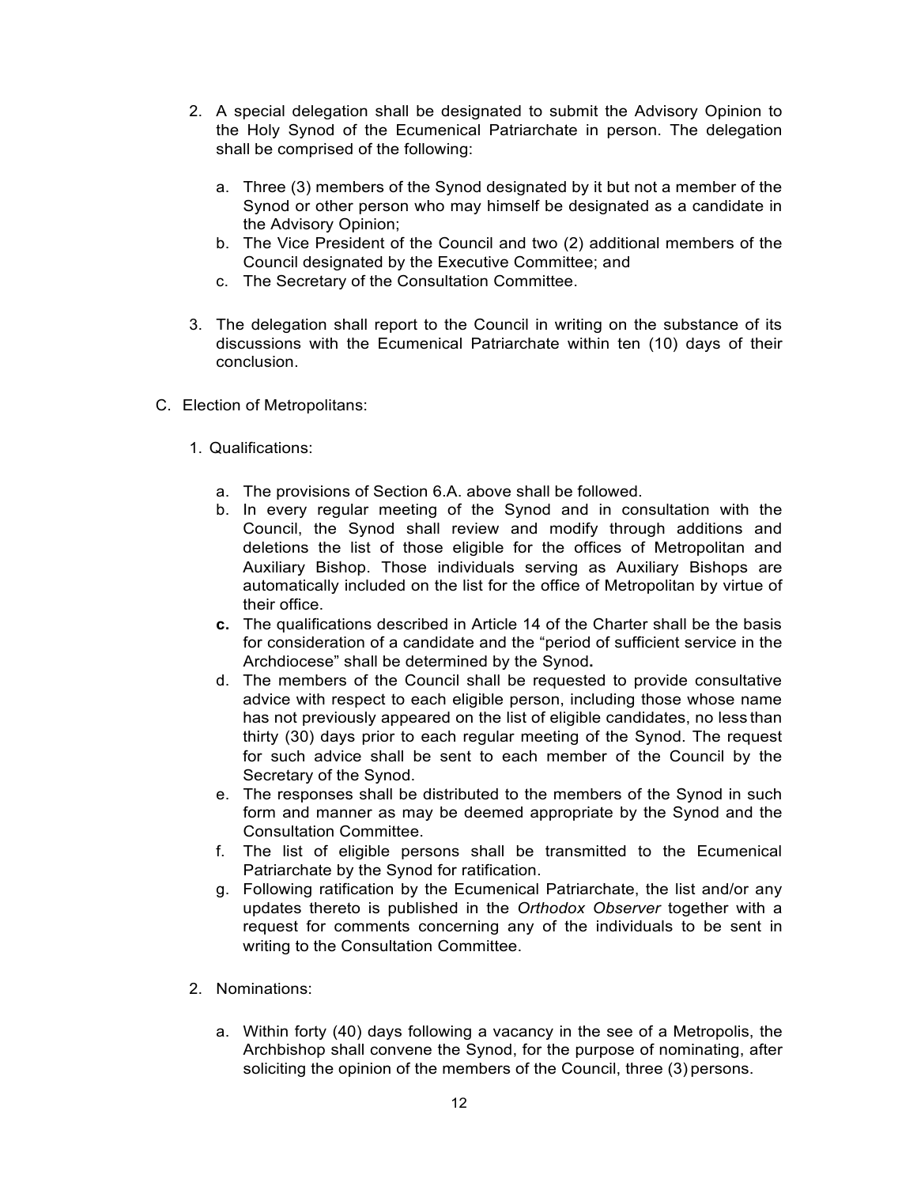2. A special delegation shall be designated to submit the Advisory Opinion to the Holy Synod of the Ecumenical Patriarchate in person. The delegation shall be comprised of the following:

   a. Three (3) members of the Synod designated by it but not a member of the Synod or other person who may himself be designated as a candidate in the Advisory Opinion;
   b. The Vice President of the Council and two (2) additional members of the Council designated by the Executive Committee; and
   c. The Secretary of the Consultation Committee.

3. The delegation shall report to the Council in writing on the substance of its discussions with the Ecumenical Patriarchate within ten (10) days of their conclusion.

C. Election of Metropolitans:

1. Qualifications:

   a. The provisions of Section 6.A. above shall be followed.
   b. In every regular meeting of the Synod and in consultation with the Council, the Synod shall review and modify through additions and deletions the list of those eligible for the offices of Metropolitan and Auxiliary Bishop. Those individuals serving as Auxiliary Bishops are automatically included on the list for the office of Metropolitan by virtue of their office.
   **c.** The qualifications described in Article 14 of the Charter shall be the basis for consideration of a candidate and the "period of sufficient service in the Archdiocese" shall be determined by the Synod**.**
   d. The members of the Council shall be requested to provide consultative advice with respect to each eligible person, including those whose name has not previously appeared on the list of eligible candidates, no less than thirty (30) days prior to each regular meeting of the Synod. The request for such advice shall be sent to each member of the Council by the Secretary of the Synod.
   e. The responses shall be distributed to the members of the Synod in such form and manner as may be deemed appropriate by the Synod and the Consultation Committee.
   f. The list of eligible persons shall be transmitted to the Ecumenical Patriarchate by the Synod for ratification.
   g. Following ratification by the Ecumenical Patriarchate, the list and/or any updates thereto is published in the *Orthodox Observer* together with a request for comments concerning any of the individuals to be sent in writing to the Consultation Committee.

2. Nominations:

   a. Within forty (40) days following a vacancy in the see of a Metropolis, the Archbishop shall convene the Synod, for the purpose of nominating, after soliciting the opinion of the members of the Council, three (3) persons.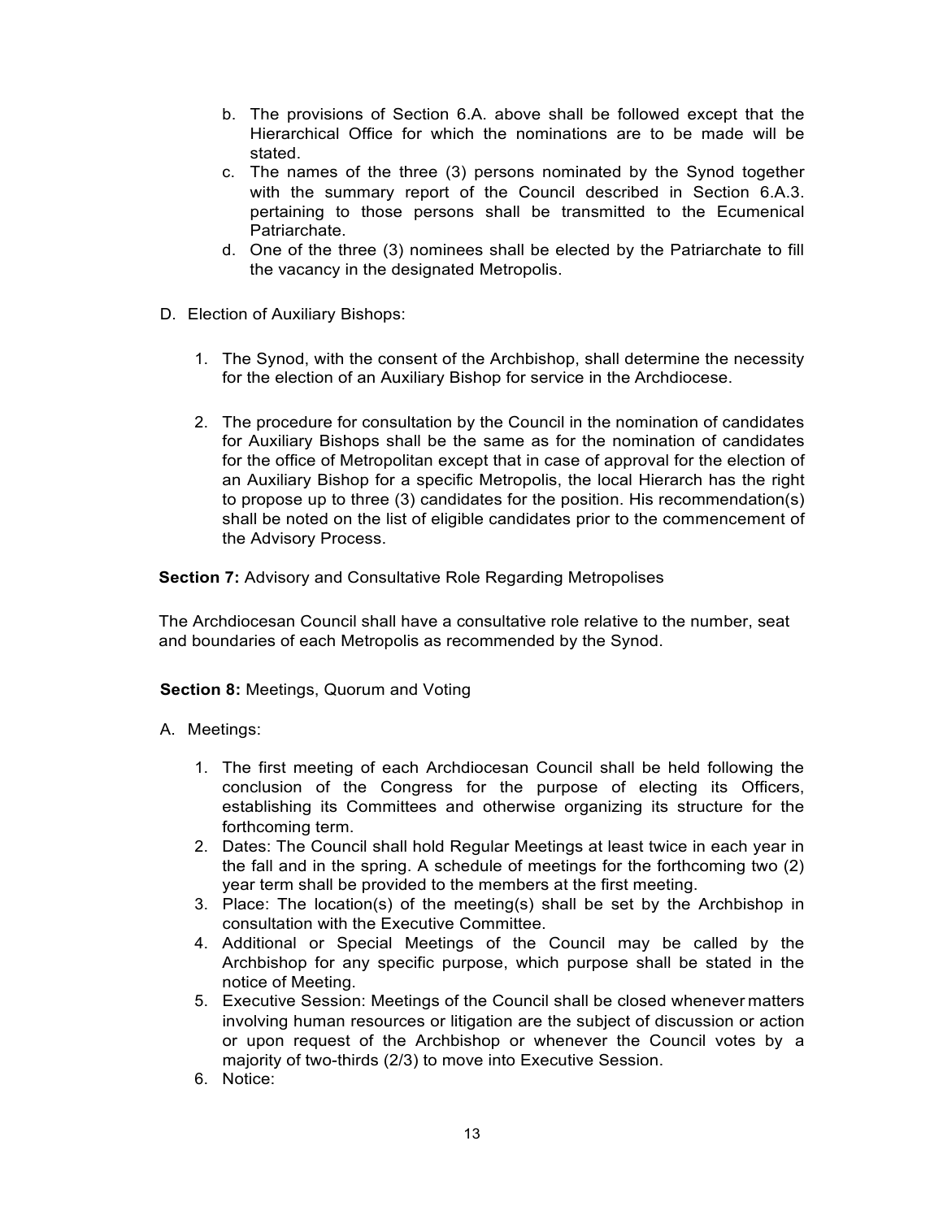b. The provisions of Section 6.A. above shall be followed except that the Hierarchical Office for which the nominations are to be made will be stated.
c. The names of the three (3) persons nominated by the Synod together with the summary report of the Council described in Section 6.A.3. pertaining to those persons shall be transmitted to the Ecumenical Patriarchate.
d. One of the three (3) nominees shall be elected by the Patriarchate to fill the vacancy in the designated Metropolis.

D. Election of Auxiliary Bishops:

1. The Synod, with the consent of the Archbishop, shall determine the necessity for the election of an Auxiliary Bishop for service in the Archdiocese.

2. The procedure for consultation by the Council in the nomination of candidates for Auxiliary Bishops shall be the same as for the nomination of candidates for the office of Metropolitan except that in case of approval for the election of an Auxiliary Bishop for a specific Metropolis, the local Hierarch has the right to propose up to three (3) candidates for the position. His recommendation(s) shall be noted on the list of eligible candidates prior to the commencement of the Advisory Process.

**Section 7:** Advisory and Consultative Role Regarding Metropolises

The Archdiocesan Council shall have a consultative role relative to the number, seat and boundaries of each Metropolis as recommended by the Synod.

**Section 8:** Meetings, Quorum and Voting

A. Meetings:

1. The first meeting of each Archdiocesan Council shall be held following the conclusion of the Congress for the purpose of electing its Officers, establishing its Committees and otherwise organizing its structure for the forthcoming term.
2. Dates: The Council shall hold Regular Meetings at least twice in each year in the fall and in the spring. A schedule of meetings for the forthcoming two (2) year term shall be provided to the members at the first meeting.
3. Place: The location(s) of the meeting(s) shall be set by the Archbishop in consultation with the Executive Committee.
4. Additional or Special Meetings of the Council may be called by the Archbishop for any specific purpose, which purpose shall be stated in the notice of Meeting.
5. Executive Session: Meetings of the Council shall be closed whenever matters involving human resources or litigation are the subject of discussion or action or upon request of the Archbishop or whenever the Council votes by a majority of two-thirds (2/3) to move into Executive Session.
6. Notice: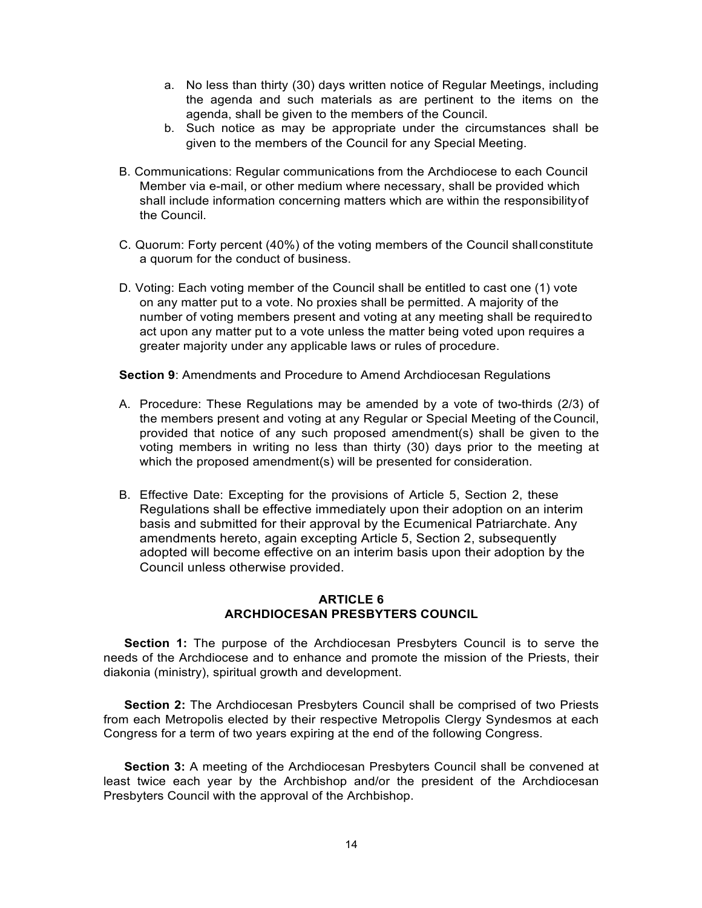a. No less than thirty (30) days written notice of Regular Meetings, including the agenda and such materials as are pertinent to the items on the agenda, shall be given to the members of the Council.
b. Such notice as may be appropriate under the circumstances shall be given to the members of the Council for any Special Meeting.

B. Communications: Regular communications from the Archdiocese to each Council Member via e-mail, or other medium where necessary, shall be provided which shall include information concerning matters which are within the responsibility of the Council.

C. Quorum: Forty percent (40%) of the voting members of the Council shall constitute a quorum for the conduct of business.

D. Voting: Each voting member of the Council shall be entitled to cast one (1) vote on any matter put to a vote. No proxies shall be permitted. A majority of the number of voting members present and voting at any meeting shall be required to act upon any matter put to a vote unless the matter being voted upon requires a greater majority under any applicable laws or rules of procedure.

**Section 9**: Amendments and Procedure to Amend Archdiocesan Regulations

A. Procedure: These Regulations may be amended by a vote of two-thirds (2/3) of the members present and voting at any Regular or Special Meeting of the Council, provided that notice of any such proposed amendment(s) shall be given to the voting members in writing no less than thirty (30) days prior to the meeting at which the proposed amendment(s) will be presented for consideration.

B. Effective Date: Excepting for the provisions of Article 5, Section 2, these Regulations shall be effective immediately upon their adoption on an interim basis and submitted for their approval by the Ecumenical Patriarchate. Any amendments hereto, again excepting Article 5, Section 2, subsequently adopted will become effective on an interim basis upon their adoption by the Council unless otherwise provided.

## ARTICLE 6
## ARCHDIOCESAN PRESBYTERS COUNCIL

**Section 1:** The purpose of the Archdiocesan Presbyters Council is to serve the needs of the Archdiocese and to enhance and promote the mission of the Priests, their diakonia (ministry), spiritual growth and development.

**Section 2:** The Archdiocesan Presbyters Council shall be comprised of two Priests from each Metropolis elected by their respective Metropolis Clergy Syndesmos at each Congress for a term of two years expiring at the end of the following Congress.

**Section 3:** A meeting of the Archdiocesan Presbyters Council shall be convened at least twice each year by the Archbishop and/or the president of the Archdiocesan Presbyters Council with the approval of the Archbishop.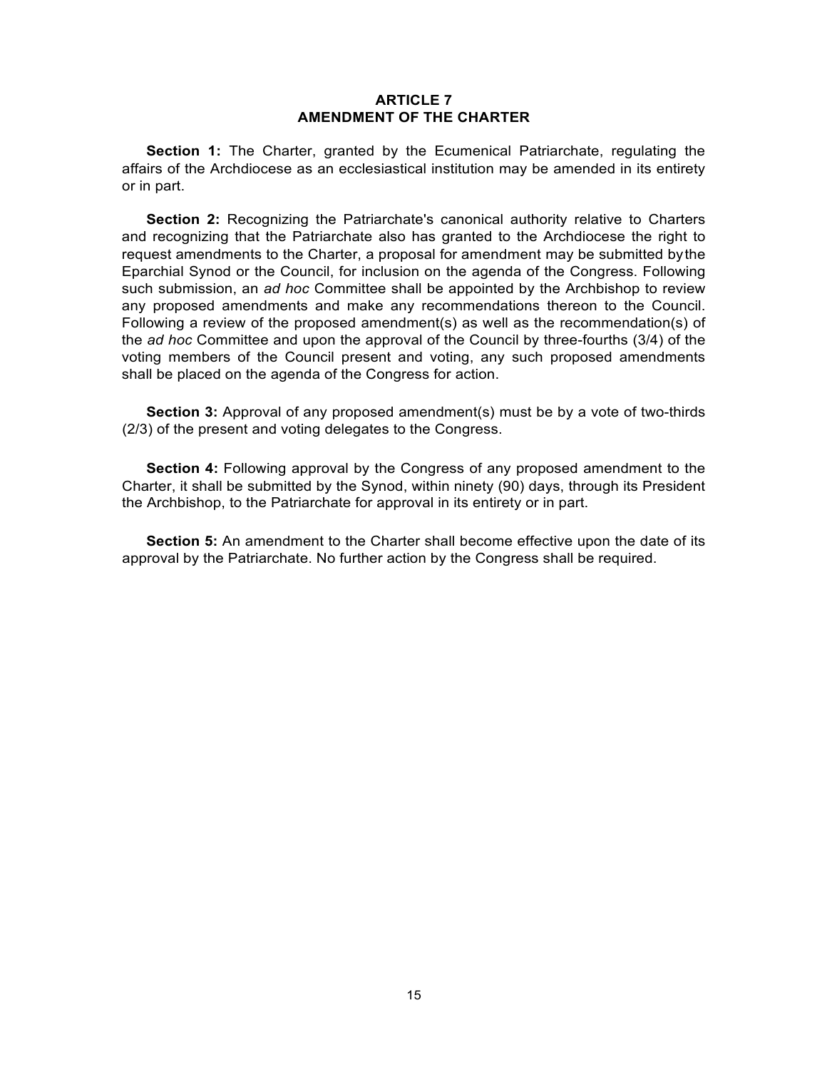# ARTICLE 7
# AMENDMENT OF THE CHARTER

**Section 1:** The Charter, granted by the Ecumenical Patriarchate, regulating the affairs of the Archdiocese as an ecclesiastical institution may be amended in its entirety or in part.

**Section 2:** Recognizing the Patriarchate's canonical authority relative to Charters and recognizing that the Patriarchate also has granted to the Archdiocese the right to request amendments to the Charter, a proposal for amendment may be submitted by the Eparchial Synod or the Council, for inclusion on the agenda of the Congress. Following such submission, an *ad hoc* Committee shall be appointed by the Archbishop to review any proposed amendments and make any recommendations thereon to the Council. Following a review of the proposed amendment(s) as well as the recommendation(s) of the *ad hoc* Committee and upon the approval of the Council by three-fourths (3/4) of the voting members of the Council present and voting, any such proposed amendments shall be placed on the agenda of the Congress for action.

**Section 3:** Approval of any proposed amendment(s) must be by a vote of two-thirds (2/3) of the present and voting delegates to the Congress.

**Section 4:** Following approval by the Congress of any proposed amendment to the Charter, it shall be submitted by the Synod, within ninety (90) days, through its President the Archbishop, to the Patriarchate for approval in its entirety or in part.

**Section 5:** An amendment to the Charter shall become effective upon the date of its approval by the Patriarchate. No further action by the Congress shall be required.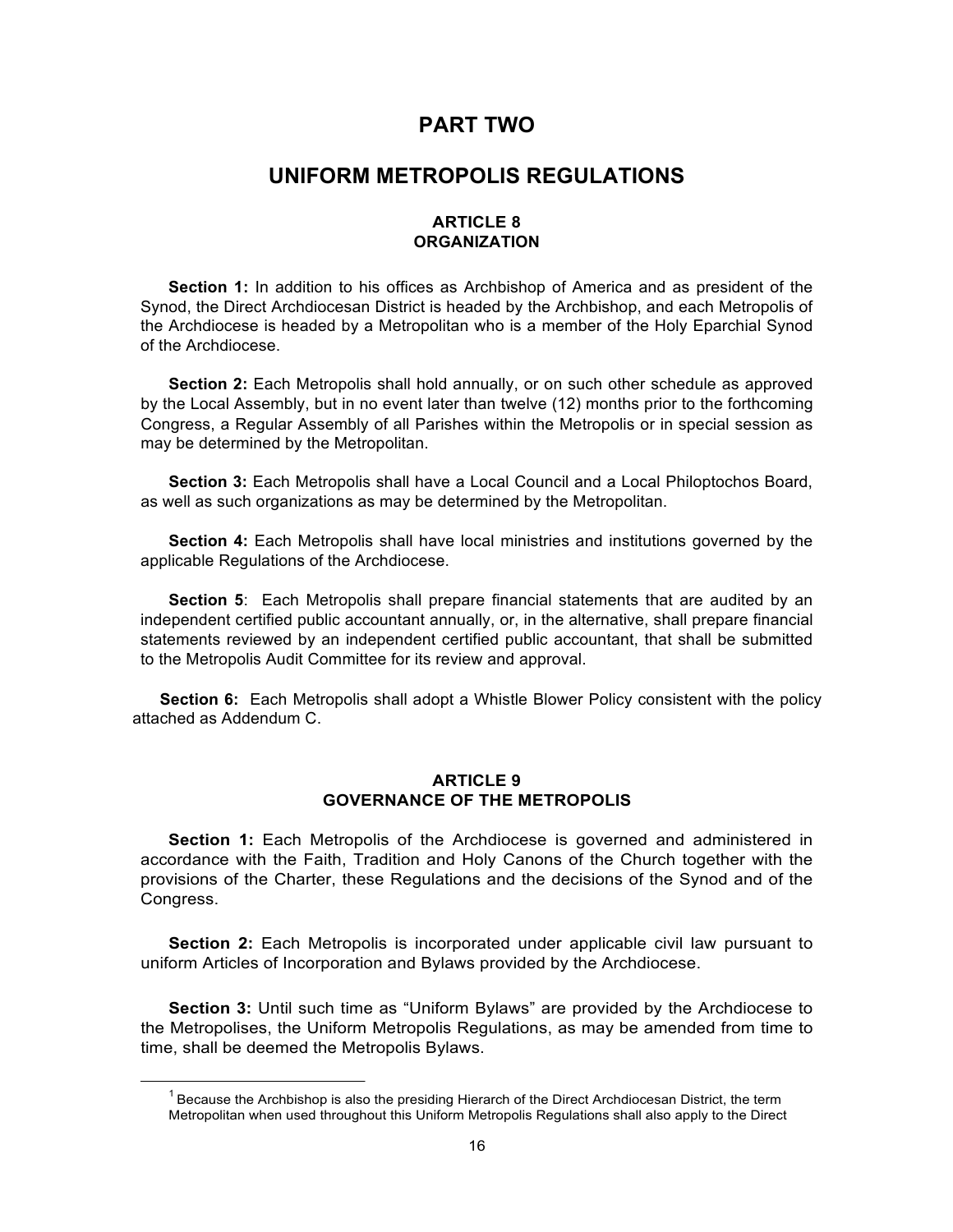# PART TWO

# UNIFORM METROPOLIS REGULATIONS

### ARTICLE 8
### ORGANIZATION

**Section 1:** In addition to his offices as Archbishop of America and as president of the Synod, the Direct Archdiocesan District is headed by the Archbishop, and each Metropolis of the Archdiocese is headed by a Metropolitan who is a member of the Holy Eparchial Synod of the Archdiocese.

**Section 2:** Each Metropolis shall hold annually, or on such other schedule as approved by the Local Assembly, but in no event later than twelve (12) months prior to the forthcoming Congress, a Regular Assembly of all Parishes within the Metropolis or in special session as may be determined by the Metropolitan.

**Section 3:** Each Metropolis shall have a Local Council and a Local Philoptochos Board, as well as such organizations as may be determined by the Metropolitan.

**Section 4:** Each Metropolis shall have local ministries and institutions governed by the applicable Regulations of the Archdiocese.

**Section 5**: Each Metropolis shall prepare financial statements that are audited by an independent certified public accountant annually, or, in the alternative, shall prepare financial statements reviewed by an independent certified public accountant, that shall be submitted to the Metropolis Audit Committee for its review and approval.

**Section 6:** Each Metropolis shall adopt a Whistle Blower Policy consistent with the policy attached as Addendum C.

### ARTICLE 9
### GOVERNANCE OF THE METROPOLIS

**Section 1:** Each Metropolis of the Archdiocese is governed and administered in accordance with the Faith, Tradition and Holy Canons of the Church together with the provisions of the Charter, these Regulations and the decisions of the Synod and of the Congress.

**Section 2:** Each Metropolis is incorporated under applicable civil law pursuant to uniform Articles of Incorporation and Bylaws provided by the Archdiocese.

**Section 3:** Until such time as "Uniform Bylaws" are provided by the Archdiocese to the Metropolises, the Uniform Metropolis Regulations, as may be amended from time to time, shall be deemed the Metropolis Bylaws.

---

[1] Because the Archbishop is also the presiding Hierarch of the Direct Archdiocesan District, the term Metropolitan when used throughout this Uniform Metropolis Regulations shall also apply to the Direct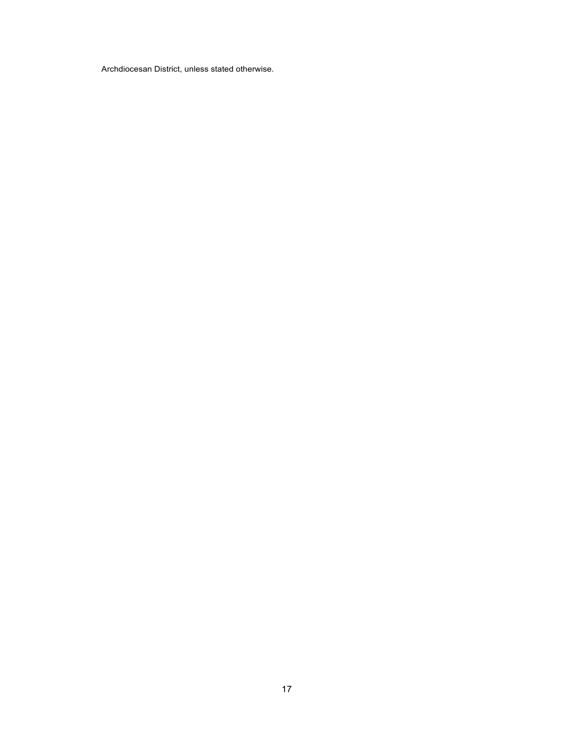Archdiocesan District, unless stated otherwise.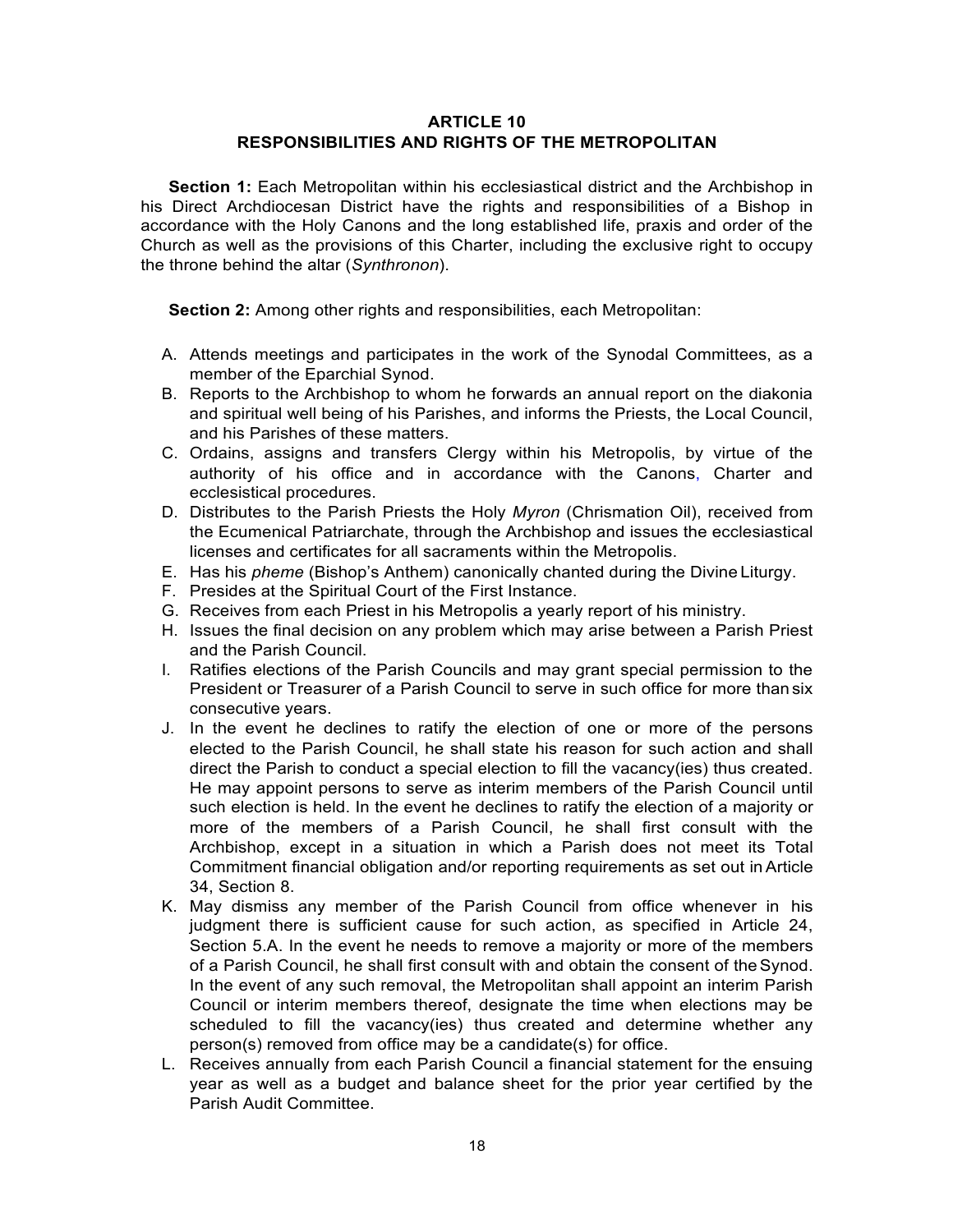## ARTICLE 10
## RESPONSIBILITIES AND RIGHTS OF THE METROPOLITAN

**Section 1:** Each Metropolitan within his ecclesiastical district and the Archbishop in his Direct Archdiocesan District have the rights and responsibilities of a Bishop in accordance with the Holy Canons and the long established life, praxis and order of the Church as well as the provisions of this Charter, including the exclusive right to occupy the throne behind the altar (*Synthronon*).

**Section 2:** Among other rights and responsibilities, each Metropolitan:

A. Attends meetings and participates in the work of the Synodal Committees, as a member of the Eparchial Synod.
B. Reports to the Archbishop to whom he forwards an annual report on the diakonia and spiritual well being of his Parishes, and informs the Priests, the Local Council, and his Parishes of these matters.
C. Ordains, assigns and transfers Clergy within his Metropolis, by virtue of the authority of his office and in accordance with the Canons, Charter and ecclesistical procedures.
D. Distributes to the Parish Priests the Holy *Myron* (Chrismation Oil), received from the Ecumenical Patriarchate, through the Archbishop and issues the ecclesiastical licenses and certificates for all sacraments within the Metropolis.
E. Has his *pheme* (Bishop's Anthem) canonically chanted during the Divine Liturgy.
F. Presides at the Spiritual Court of the First Instance.
G. Receives from each Priest in his Metropolis a yearly report of his ministry.
H. Issues the final decision on any problem which may arise between a Parish Priest and the Parish Council.
I. Ratifies elections of the Parish Councils and may grant special permission to the President or Treasurer of a Parish Council to serve in such office for more than six consecutive years.
J. In the event he declines to ratify the election of one or more of the persons elected to the Parish Council, he shall state his reason for such action and shall direct the Parish to conduct a special election to fill the vacancy(ies) thus created. He may appoint persons to serve as interim members of the Parish Council until such election is held. In the event he declines to ratify the election of a majority or more of the members of a Parish Council, he shall first consult with the Archbishop, except in a situation in which a Parish does not meet its Total Commitment financial obligation and/or reporting requirements as set out in Article 34, Section 8.
K. May dismiss any member of the Parish Council from office whenever in his judgment there is sufficient cause for such action, as specified in Article 24, Section 5.A. In the event he needs to remove a majority or more of the members of a Parish Council, he shall first consult with and obtain the consent of the Synod. In the event of any such removal, the Metropolitan shall appoint an interim Parish Council or interim members thereof, designate the time when elections may be scheduled to fill the vacancy(ies) thus created and determine whether any person(s) removed from office may be a candidate(s) for office.
L. Receives annually from each Parish Council a financial statement for the ensuing year as well as a budget and balance sheet for the prior year certified by the Parish Audit Committee.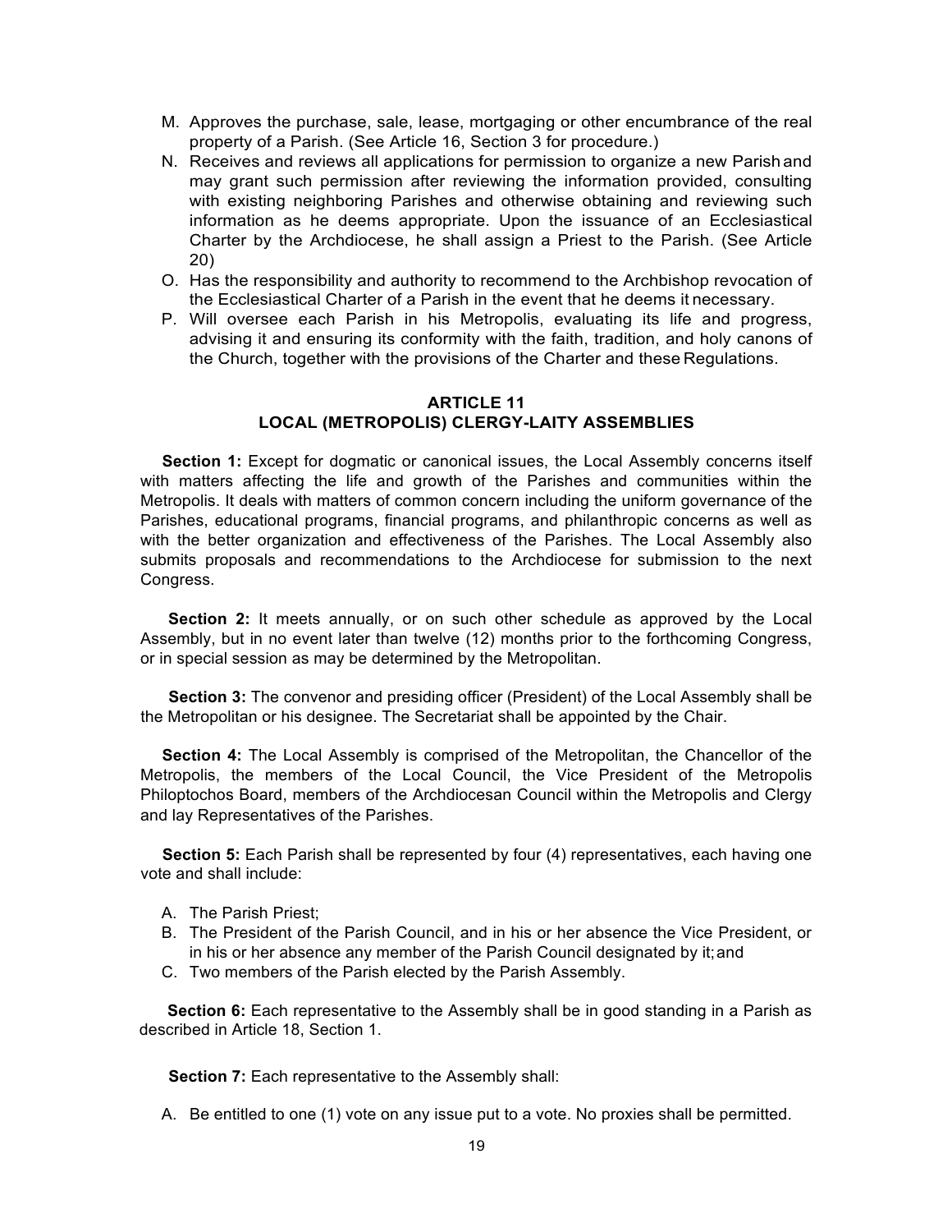M. Approves the purchase, sale, lease, mortgaging or other encumbrance of the real property of a Parish. (See Article 16, Section 3 for procedure.)
N. Receives and reviews all applications for permission to organize a new Parish and may grant such permission after reviewing the information provided, consulting with existing neighboring Parishes and otherwise obtaining and reviewing such information as he deems appropriate. Upon the issuance of an Ecclesiastical Charter by the Archdiocese, he shall assign a Priest to the Parish. (See Article 20)
O. Has the responsibility and authority to recommend to the Archbishop revocation of the Ecclesiastical Charter of a Parish in the event that he deems it necessary.
P. Will oversee each Parish in his Metropolis, evaluating its life and progress, advising it and ensuring its conformity with the faith, tradition, and holy canons of the Church, together with the provisions of the Charter and these Regulations.

## ARTICLE 11
## LOCAL (METROPOLIS) CLERGY-LAITY ASSEMBLIES

**Section 1:** Except for dogmatic or canonical issues, the Local Assembly concerns itself with matters affecting the life and growth of the Parishes and communities within the Metropolis. It deals with matters of common concern including the uniform governance of the Parishes, educational programs, financial programs, and philanthropic concerns as well as with the better organization and effectiveness of the Parishes. The Local Assembly also submits proposals and recommendations to the Archdiocese for submission to the next Congress.

**Section 2:** It meets annually, or on such other schedule as approved by the Local Assembly, but in no event later than twelve (12) months prior to the forthcoming Congress, or in special session as may be determined by the Metropolitan.

**Section 3:** The convenor and presiding officer (President) of the Local Assembly shall be the Metropolitan or his designee. The Secretariat shall be appointed by the Chair.

**Section 4:** The Local Assembly is comprised of the Metropolitan, the Chancellor of the Metropolis, the members of the Local Council, the Vice President of the Metropolis Philoptochos Board, members of the Archdiocesan Council within the Metropolis and Clergy and lay Representatives of the Parishes.

**Section 5:** Each Parish shall be represented by four (4) representatives, each having one vote and shall include:

A. The Parish Priest;
B. The President of the Parish Council, and in his or her absence the Vice President, or in his or her absence any member of the Parish Council designated by it; and
C. Two members of the Parish elected by the Parish Assembly.

**Section 6:** Each representative to the Assembly shall be in good standing in a Parish as described in Article 18, Section 1.

**Section 7:** Each representative to the Assembly shall:

A. Be entitled to one (1) vote on any issue put to a vote. No proxies shall be permitted.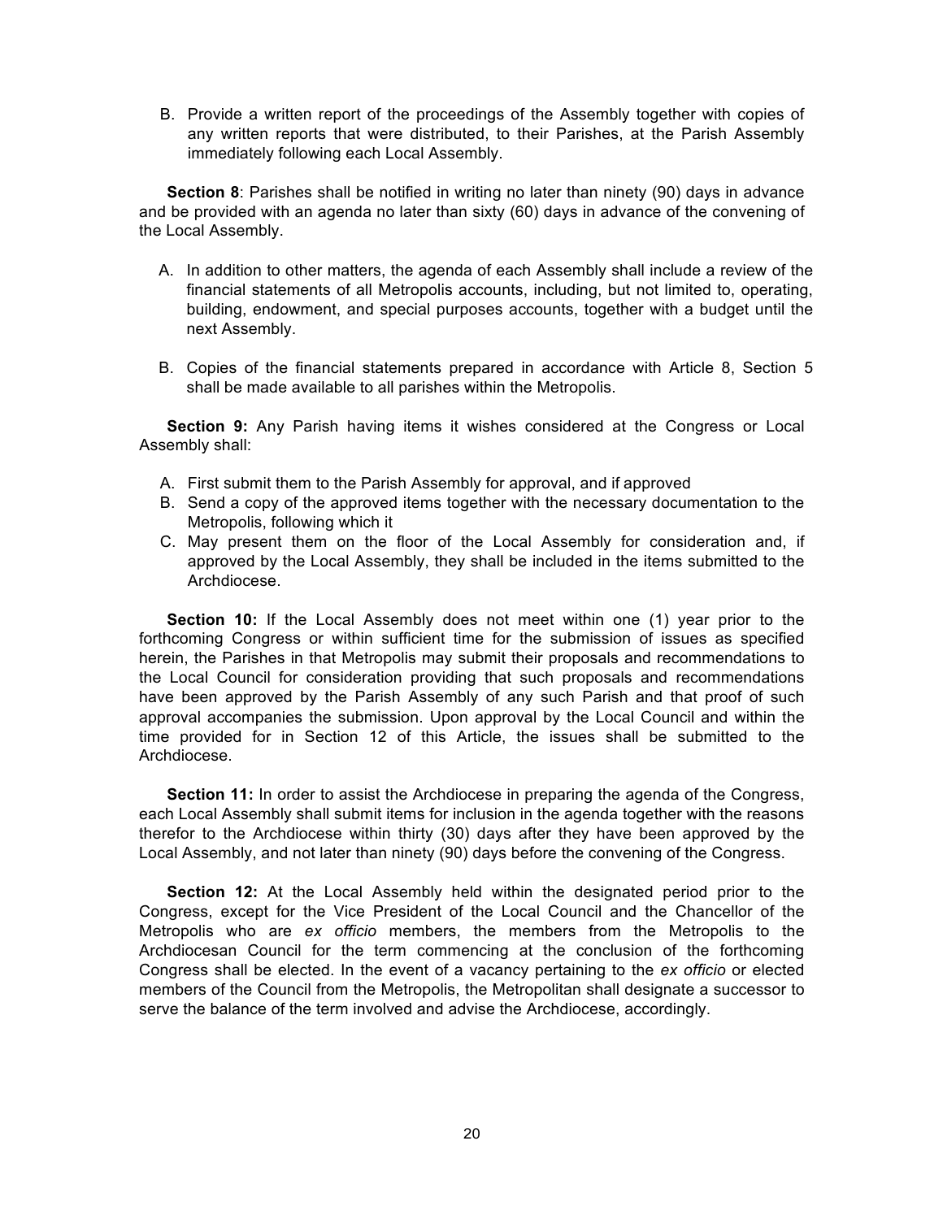B. Provide a written report of the proceedings of the Assembly together with copies of any written reports that were distributed, to their Parishes, at the Parish Assembly immediately following each Local Assembly.

**Section 8**: Parishes shall be notified in writing no later than ninety (90) days in advance and be provided with an agenda no later than sixty (60) days in advance of the convening of the Local Assembly.

A. In addition to other matters, the agenda of each Assembly shall include a review of the financial statements of all Metropolis accounts, including, but not limited to, operating, building, endowment, and special purposes accounts, together with a budget until the next Assembly.

B. Copies of the financial statements prepared in accordance with Article 8, Section 5 shall be made available to all parishes within the Metropolis.

**Section 9:** Any Parish having items it wishes considered at the Congress or Local Assembly shall:

A. First submit them to the Parish Assembly for approval, and if approved
B. Send a copy of the approved items together with the necessary documentation to the Metropolis, following which it
C. May present them on the floor of the Local Assembly for consideration and, if approved by the Local Assembly, they shall be included in the items submitted to the Archdiocese.

**Section 10:** If the Local Assembly does not meet within one (1) year prior to the forthcoming Congress or within sufficient time for the submission of issues as specified herein, the Parishes in that Metropolis may submit their proposals and recommendations to the Local Council for consideration providing that such proposals and recommendations have been approved by the Parish Assembly of any such Parish and that proof of such approval accompanies the submission. Upon approval by the Local Council and within the time provided for in Section 12 of this Article, the issues shall be submitted to the Archdiocese.

**Section 11:** In order to assist the Archdiocese in preparing the agenda of the Congress, each Local Assembly shall submit items for inclusion in the agenda together with the reasons therefor to the Archdiocese within thirty (30) days after they have been approved by the Local Assembly, and not later than ninety (90) days before the convening of the Congress.

**Section 12:** At the Local Assembly held within the designated period prior to the Congress, except for the Vice President of the Local Council and the Chancellor of the Metropolis who are *ex officio* members, the members from the Metropolis to the Archdiocesan Council for the term commencing at the conclusion of the forthcoming Congress shall be elected. In the event of a vacancy pertaining to the *ex officio* or elected members of the Council from the Metropolis, the Metropolitan shall designate a successor to serve the balance of the term involved and advise the Archdiocese, accordingly.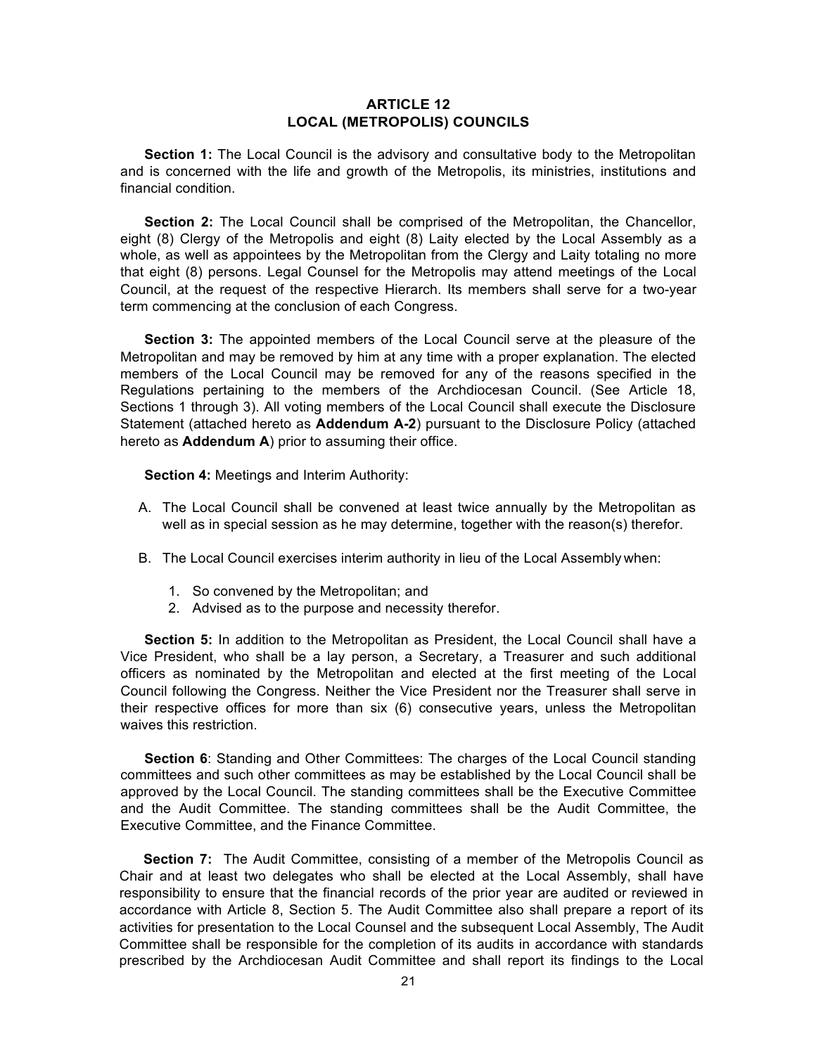# ARTICLE 12
# LOCAL (METROPOLIS) COUNCILS

**Section 1:** The Local Council is the advisory and consultative body to the Metropolitan and is concerned with the life and growth of the Metropolis, its ministries, institutions and financial condition.

**Section 2:** The Local Council shall be comprised of the Metropolitan, the Chancellor, eight (8) Clergy of the Metropolis and eight (8) Laity elected by the Local Assembly as a whole, as well as appointees by the Metropolitan from the Clergy and Laity totaling no more that eight (8) persons. Legal Counsel for the Metropolis may attend meetings of the Local Council, at the request of the respective Hierarch. Its members shall serve for a two-year term commencing at the conclusion of each Congress.

**Section 3:** The appointed members of the Local Council serve at the pleasure of the Metropolitan and may be removed by him at any time with a proper explanation. The elected members of the Local Council may be removed for any of the reasons specified in the Regulations pertaining to the members of the Archdiocesan Council. (See Article 18, Sections 1 through 3). All voting members of the Local Council shall execute the Disclosure Statement (attached hereto as **Addendum A-2**) pursuant to the Disclosure Policy (attached hereto as **Addendum A**) prior to assuming their office.

**Section 4:** Meetings and Interim Authority:

A. The Local Council shall be convened at least twice annually by the Metropolitan as well as in special session as he may determine, together with the reason(s) therefor.

B. The Local Council exercises interim authority in lieu of the Local Assembly when:

   1. So convened by the Metropolitan; and
   2. Advised as to the purpose and necessity therefor.

**Section 5:** In addition to the Metropolitan as President, the Local Council shall have a Vice President, who shall be a lay person, a Secretary, a Treasurer and such additional officers as nominated by the Metropolitan and elected at the first meeting of the Local Council following the Congress. Neither the Vice President nor the Treasurer shall serve in their respective offices for more than six (6) consecutive years, unless the Metropolitan waives this restriction.

**Section 6**: Standing and Other Committees: The charges of the Local Council standing committees and such other committees as may be established by the Local Council shall be approved by the Local Council. The standing committees shall be the Executive Committee and the Audit Committee. The standing committees shall be the Audit Committee, the Executive Committee, and the Finance Committee.

**Section 7:** The Audit Committee, consisting of a member of the Metropolis Council as Chair and at least two delegates who shall be elected at the Local Assembly, shall have responsibility to ensure that the financial records of the prior year are audited or reviewed in accordance with Article 8, Section 5. The Audit Committee also shall prepare a report of its activities for presentation to the Local Counsel and the subsequent Local Assembly, The Audit Committee shall be responsible for the completion of its audits in accordance with standards prescribed by the Archdiocesan Audit Committee and shall report its findings to the Local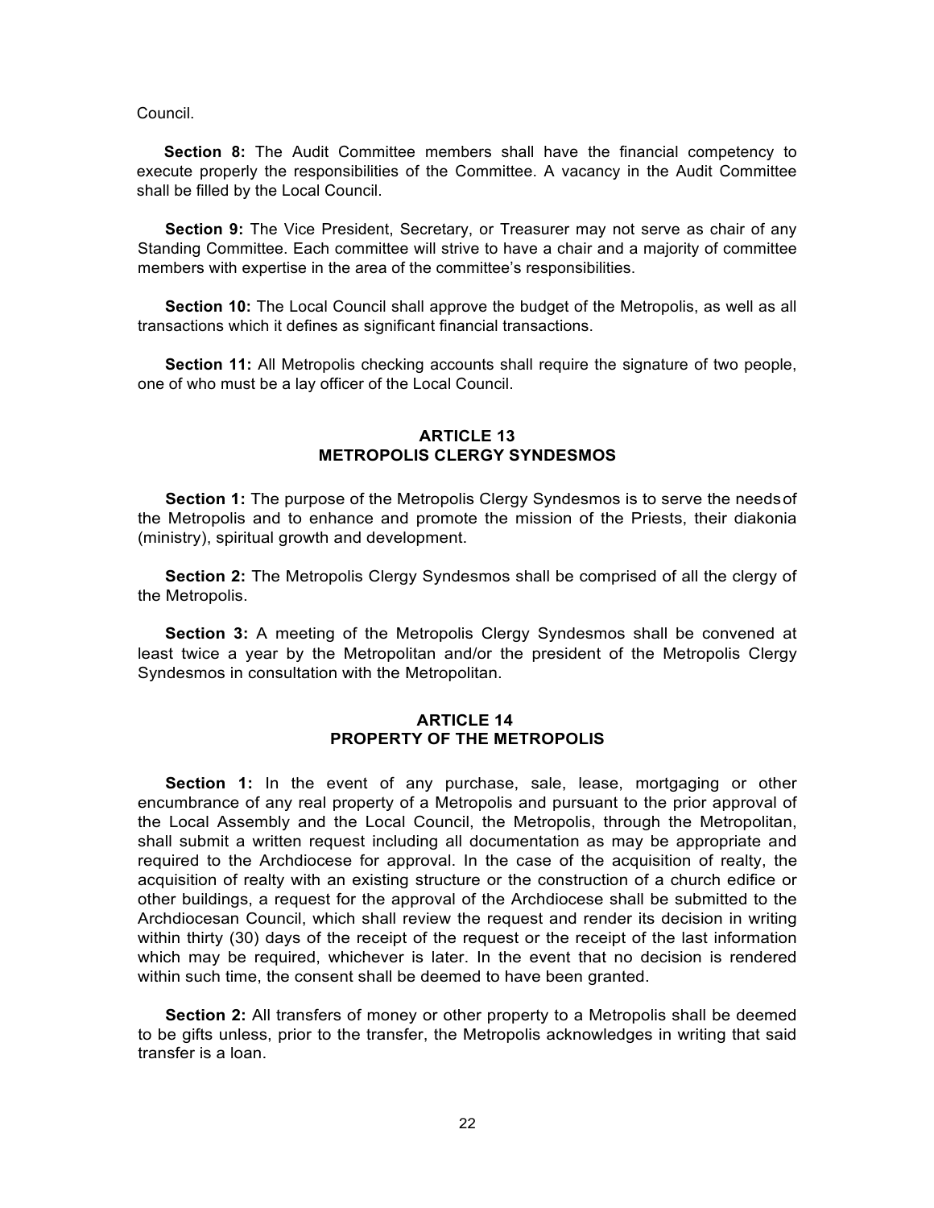Council.

**Section 8:** The Audit Committee members shall have the financial competency to execute properly the responsibilities of the Committee. A vacancy in the Audit Committee shall be filled by the Local Council.

**Section 9:** The Vice President, Secretary, or Treasurer may not serve as chair of any Standing Committee. Each committee will strive to have a chair and a majority of committee members with expertise in the area of the committee's responsibilities.

**Section 10:** The Local Council shall approve the budget of the Metropolis, as well as all transactions which it defines as significant financial transactions.

**Section 11:** All Metropolis checking accounts shall require the signature of two people, one of who must be a lay officer of the Local Council.

## ARTICLE 13
## METROPOLIS CLERGY SYNDESMOS

**Section 1:** The purpose of the Metropolis Clergy Syndesmos is to serve the needs of the Metropolis and to enhance and promote the mission of the Priests, their diakonia (ministry), spiritual growth and development.

**Section 2:** The Metropolis Clergy Syndesmos shall be comprised of all the clergy of the Metropolis.

**Section 3:** A meeting of the Metropolis Clergy Syndesmos shall be convened at least twice a year by the Metropolitan and/or the president of the Metropolis Clergy Syndesmos in consultation with the Metropolitan.

## ARTICLE 14
## PROPERTY OF THE METROPOLIS

**Section 1:** In the event of any purchase, sale, lease, mortgaging or other encumbrance of any real property of a Metropolis and pursuant to the prior approval of the Local Assembly and the Local Council, the Metropolis, through the Metropolitan, shall submit a written request including all documentation as may be appropriate and required to the Archdiocese for approval. In the case of the acquisition of realty, the acquisition of realty with an existing structure or the construction of a church edifice or other buildings, a request for the approval of the Archdiocese shall be submitted to the Archdiocesan Council, which shall review the request and render its decision in writing within thirty (30) days of the receipt of the request or the receipt of the last information which may be required, whichever is later. In the event that no decision is rendered within such time, the consent shall be deemed to have been granted.

**Section 2:** All transfers of money or other property to a Metropolis shall be deemed to be gifts unless, prior to the transfer, the Metropolis acknowledges in writing that said transfer is a loan.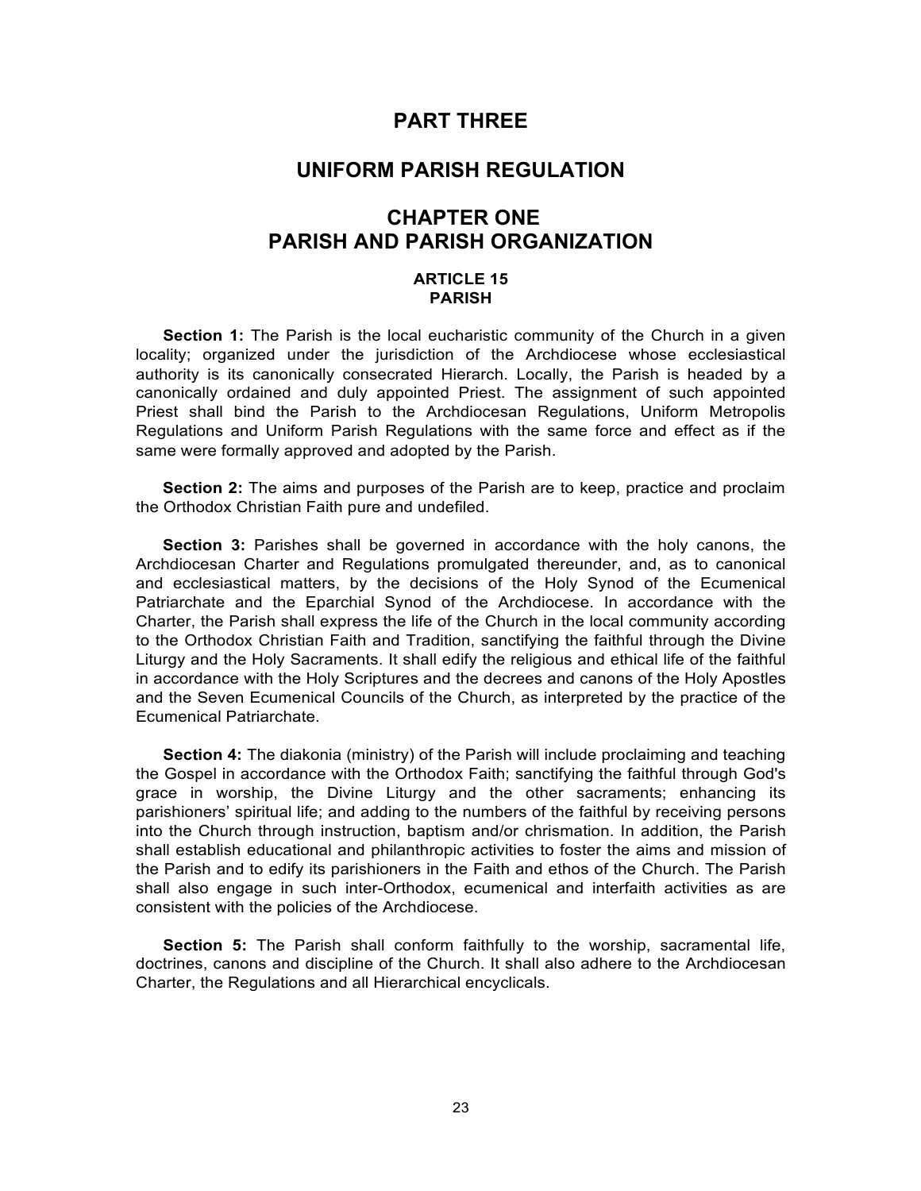# PART THREE

# UNIFORM PARISH REGULATION

## CHAPTER ONE
## PARISH AND PARISH ORGANIZATION

### ARTICLE 15
### PARISH

**Section 1:** The Parish is the local eucharistic community of the Church in a given locality; organized under the jurisdiction of the Archdiocese whose ecclesiastical authority is its canonically consecrated Hierarch. Locally, the Parish is headed by a canonically ordained and duly appointed Priest. The assignment of such appointed Priest shall bind the Parish to the Archdiocesan Regulations, Uniform Metropolis Regulations and Uniform Parish Regulations with the same force and effect as if the same were formally approved and adopted by the Parish.

**Section 2:** The aims and purposes of the Parish are to keep, practice and proclaim the Orthodox Christian Faith pure and undefiled.

**Section 3:** Parishes shall be governed in accordance with the holy canons, the Archdiocesan Charter and Regulations promulgated thereunder, and, as to canonical and ecclesiastical matters, by the decisions of the Holy Synod of the Ecumenical Patriarchate and the Eparchial Synod of the Archdiocese. In accordance with the Charter, the Parish shall express the life of the Church in the local community according to the Orthodox Christian Faith and Tradition, sanctifying the faithful through the Divine Liturgy and the Holy Sacraments. It shall edify the religious and ethical life of the faithful in accordance with the Holy Scriptures and the decrees and canons of the Holy Apostles and the Seven Ecumenical Councils of the Church, as interpreted by the practice of the Ecumenical Patriarchate.

**Section 4:** The diakonia (ministry) of the Parish will include proclaiming and teaching the Gospel in accordance with the Orthodox Faith; sanctifying the faithful through God's grace in worship, the Divine Liturgy and the other sacraments; enhancing its parishioners' spiritual life; and adding to the numbers of the faithful by receiving persons into the Church through instruction, baptism and/or chrismation. In addition, the Parish shall establish educational and philanthropic activities to foster the aims and mission of the Parish and to edify its parishioners in the Faith and ethos of the Church. The Parish shall also engage in such inter-Orthodox, ecumenical and interfaith activities as are consistent with the policies of the Archdiocese.

**Section 5:** The Parish shall conform faithfully to the worship, sacramental life, doctrines, canons and discipline of the Church. It shall also adhere to the Archdiocesan Charter, the Regulations and all Hierarchical encyclicals.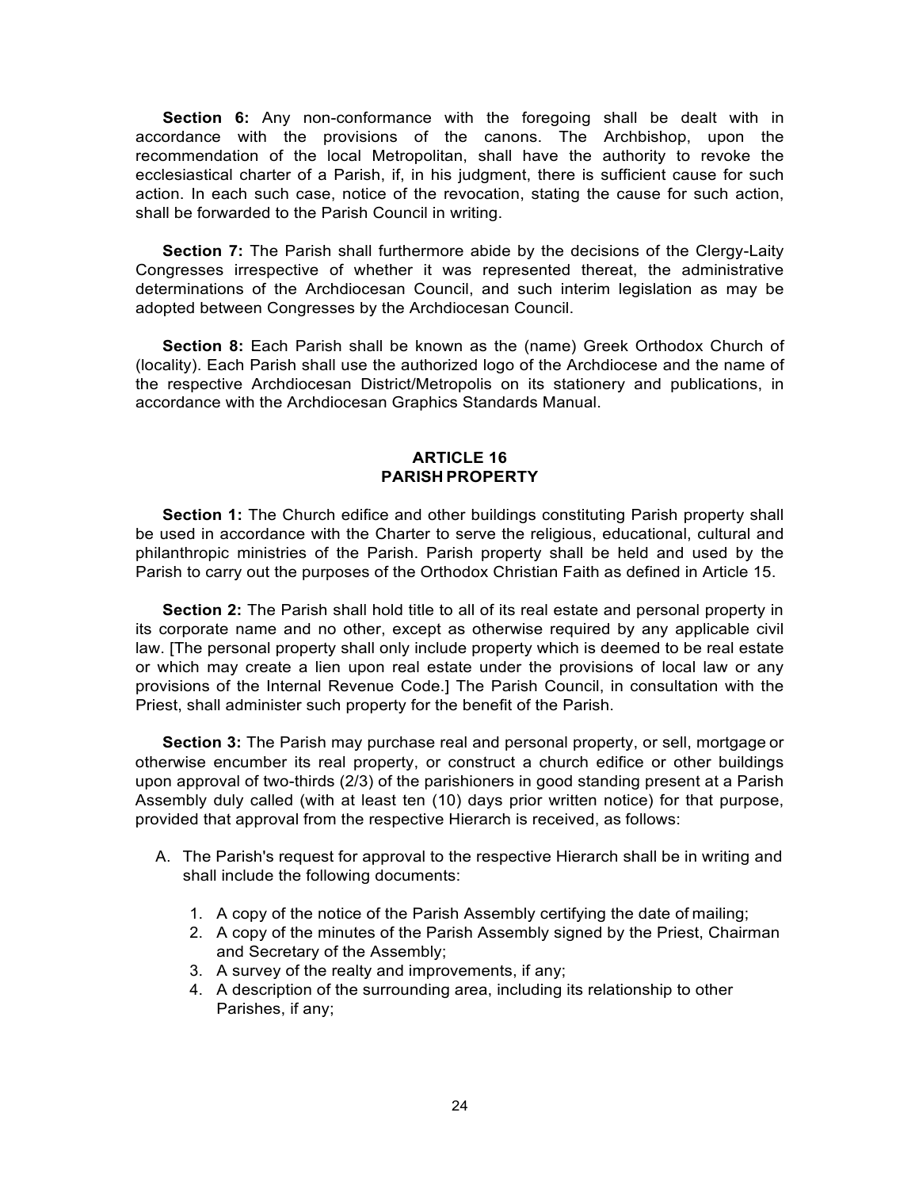**Section 6:** Any non-conformance with the foregoing shall be dealt with in accordance with the provisions of the canons. The Archbishop, upon the recommendation of the local Metropolitan, shall have the authority to revoke the ecclesiastical charter of a Parish, if, in his judgment, there is sufficient cause for such action. In each such case, notice of the revocation, stating the cause for such action, shall be forwarded to the Parish Council in writing.

**Section 7:** The Parish shall furthermore abide by the decisions of the Clergy-Laity Congresses irrespective of whether it was represented thereat, the administrative determinations of the Archdiocesan Council, and such interim legislation as may be adopted between Congresses by the Archdiocesan Council.

**Section 8:** Each Parish shall be known as the (name) Greek Orthodox Church of (locality). Each Parish shall use the authorized logo of the Archdiocese and the name of the respective Archdiocesan District/Metropolis on its stationery and publications, in accordance with the Archdiocesan Graphics Standards Manual.

## ARTICLE 16
## PARISH PROPERTY

**Section 1:** The Church edifice and other buildings constituting Parish property shall be used in accordance with the Charter to serve the religious, educational, cultural and philanthropic ministries of the Parish. Parish property shall be held and used by the Parish to carry out the purposes of the Orthodox Christian Faith as defined in Article 15.

**Section 2:** The Parish shall hold title to all of its real estate and personal property in its corporate name and no other, except as otherwise required by any applicable civil law. [The personal property shall only include property which is deemed to be real estate or which may create a lien upon real estate under the provisions of local law or any provisions of the Internal Revenue Code.] The Parish Council, in consultation with the Priest, shall administer such property for the benefit of the Parish.

**Section 3:** The Parish may purchase real and personal property, or sell, mortgage or otherwise encumber its real property, or construct a church edifice or other buildings upon approval of two-thirds (2/3) of the parishioners in good standing present at a Parish Assembly duly called (with at least ten (10) days prior written notice) for that purpose, provided that approval from the respective Hierarch is received, as follows:

A. The Parish's request for approval to the respective Hierarch shall be in writing and shall include the following documents:

   1. A copy of the notice of the Parish Assembly certifying the date of mailing;
   2. A copy of the minutes of the Parish Assembly signed by the Priest, Chairman and Secretary of the Assembly;
   3. A survey of the realty and improvements, if any;
   4. A description of the surrounding area, including its relationship to other Parishes, if any;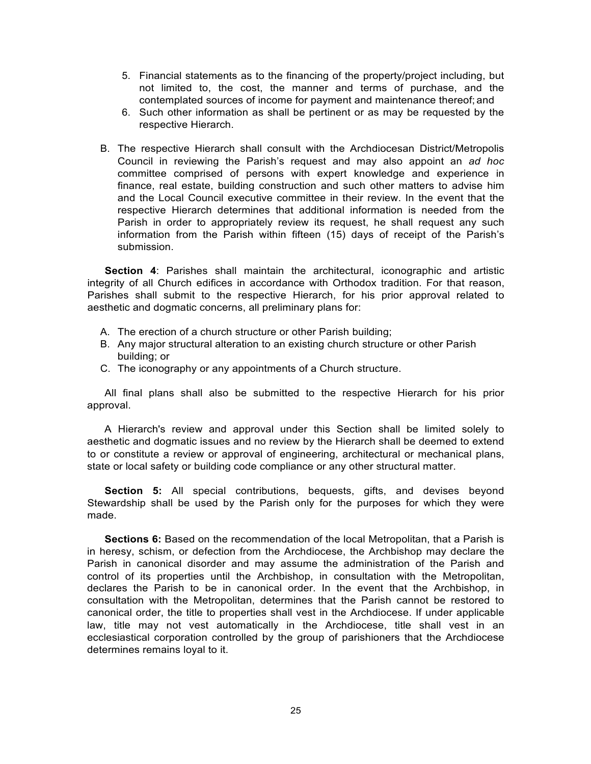5. Financial statements as to the financing of the property/project including, but not limited to, the cost, the manner and terms of purchase, and the contemplated sources of income for payment and maintenance thereof; and
6. Such other information as shall be pertinent or as may be requested by the respective Hierarch.

B. The respective Hierarch shall consult with the Archdiocesan District/Metropolis Council in reviewing the Parish's request and may also appoint an *ad hoc* committee comprised of persons with expert knowledge and experience in finance, real estate, building construction and such other matters to advise him and the Local Council executive committee in their review. In the event that the respective Hierarch determines that additional information is needed from the Parish in order to appropriately review its request, he shall request any such information from the Parish within fifteen (15) days of receipt of the Parish's submission.

**Section 4**: Parishes shall maintain the architectural, iconographic and artistic integrity of all Church edifices in accordance with Orthodox tradition. For that reason, Parishes shall submit to the respective Hierarch, for his prior approval related to aesthetic and dogmatic concerns, all preliminary plans for:

A. The erection of a church structure or other Parish building;
B. Any major structural alteration to an existing church structure or other Parish building; or
C. The iconography or any appointments of a Church structure.

All final plans shall also be submitted to the respective Hierarch for his prior approval.

A Hierarch's review and approval under this Section shall be limited solely to aesthetic and dogmatic issues and no review by the Hierarch shall be deemed to extend to or constitute a review or approval of engineering, architectural or mechanical plans, state or local safety or building code compliance or any other structural matter.

**Section 5:** All special contributions, bequests, gifts, and devises beyond Stewardship shall be used by the Parish only for the purposes for which they were made.

**Sections 6:** Based on the recommendation of the local Metropolitan, that a Parish is in heresy, schism, or defection from the Archdiocese, the Archbishop may declare the Parish in canonical disorder and may assume the administration of the Parish and control of its properties until the Archbishop, in consultation with the Metropolitan, declares the Parish to be in canonical order. In the event that the Archbishop, in consultation with the Metropolitan, determines that the Parish cannot be restored to canonical order, the title to properties shall vest in the Archdiocese. If under applicable law, title may not vest automatically in the Archdiocese, title shall vest in an ecclesiastical corporation controlled by the group of parishioners that the Archdiocese determines remains loyal to it.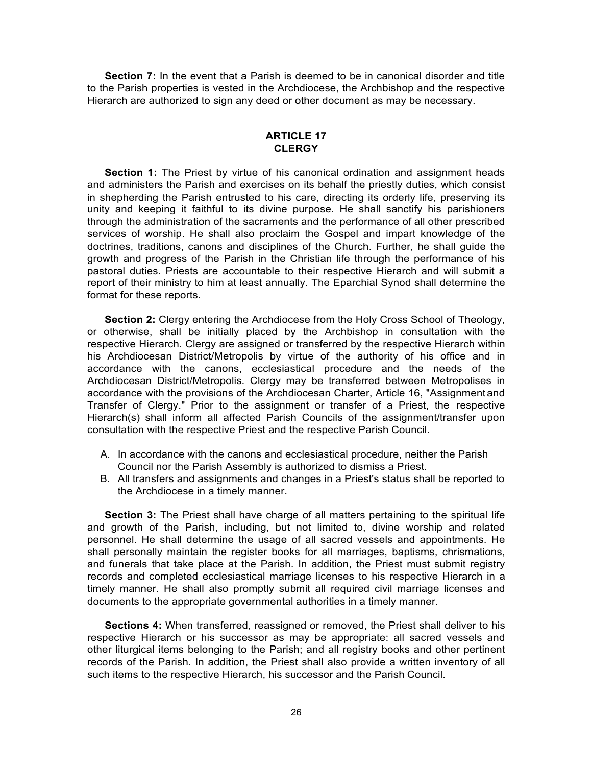**Section 7:** In the event that a Parish is deemed to be in canonical disorder and title to the Parish properties is vested in the Archdiocese, the Archbishop and the respective Hierarch are authorized to sign any deed or other document as may be necessary.

## ARTICLE 17
## CLERGY

**Section 1:** The Priest by virtue of his canonical ordination and assignment heads and administers the Parish and exercises on its behalf the priestly duties, which consist in shepherding the Parish entrusted to his care, directing its orderly life, preserving its unity and keeping it faithful to its divine purpose. He shall sanctify his parishioners through the administration of the sacraments and the performance of all other prescribed services of worship. He shall also proclaim the Gospel and impart knowledge of the doctrines, traditions, canons and disciplines of the Church. Further, he shall guide the growth and progress of the Parish in the Christian life through the performance of his pastoral duties. Priests are accountable to their respective Hierarch and will submit a report of their ministry to him at least annually. The Eparchial Synod shall determine the format for these reports.

**Section 2:** Clergy entering the Archdiocese from the Holy Cross School of Theology, or otherwise, shall be initially placed by the Archbishop in consultation with the respective Hierarch. Clergy are assigned or transferred by the respective Hierarch within his Archdiocesan District/Metropolis by virtue of the authority of his office and in accordance with the canons, ecclesiastical procedure and the needs of the Archdiocesan District/Metropolis. Clergy may be transferred between Metropolises in accordance with the provisions of the Archdiocesan Charter, Article 16, "Assignment and Transfer of Clergy." Prior to the assignment or transfer of a Priest, the respective Hierarch(s) shall inform all affected Parish Councils of the assignment/transfer upon consultation with the respective Priest and the respective Parish Council.

A. In accordance with the canons and ecclesiastical procedure, neither the Parish Council nor the Parish Assembly is authorized to dismiss a Priest.
B. All transfers and assignments and changes in a Priest's status shall be reported to the Archdiocese in a timely manner.

**Section 3:** The Priest shall have charge of all matters pertaining to the spiritual life and growth of the Parish, including, but not limited to, divine worship and related personnel. He shall determine the usage of all sacred vessels and appointments. He shall personally maintain the register books for all marriages, baptisms, chrismations, and funerals that take place at the Parish. In addition, the Priest must submit registry records and completed ecclesiastical marriage licenses to his respective Hierarch in a timely manner. He shall also promptly submit all required civil marriage licenses and documents to the appropriate governmental authorities in a timely manner.

**Sections 4:** When transferred, reassigned or removed, the Priest shall deliver to his respective Hierarch or his successor as may be appropriate: all sacred vessels and other liturgical items belonging to the Parish; and all registry books and other pertinent records of the Parish. In addition, the Priest shall also provide a written inventory of all such items to the respective Hierarch, his successor and the Parish Council.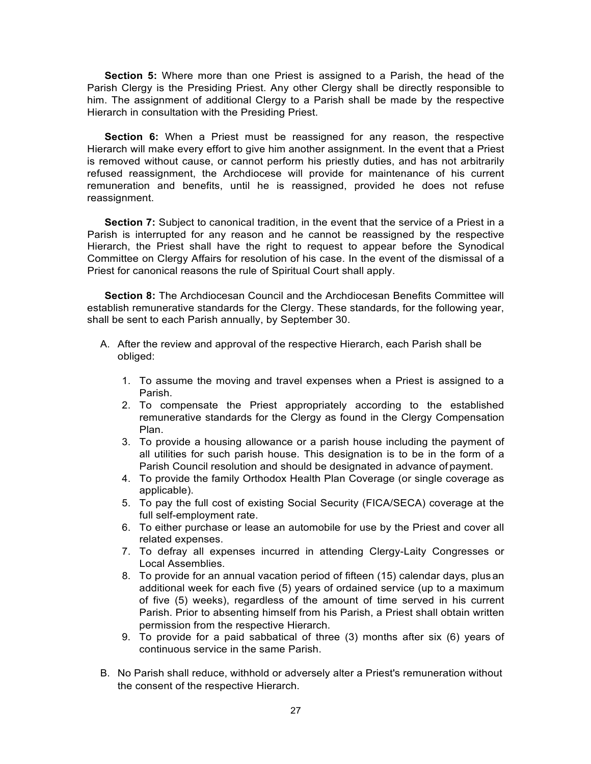**Section 5:** Where more than one Priest is assigned to a Parish, the head of the Parish Clergy is the Presiding Priest. Any other Clergy shall be directly responsible to him. The assignment of additional Clergy to a Parish shall be made by the respective Hierarch in consultation with the Presiding Priest.

**Section 6:** When a Priest must be reassigned for any reason, the respective Hierarch will make every effort to give him another assignment. In the event that a Priest is removed without cause, or cannot perform his priestly duties, and has not arbitrarily refused reassignment, the Archdiocese will provide for maintenance of his current remuneration and benefits, until he is reassigned, provided he does not refuse reassignment.

**Section 7:** Subject to canonical tradition, in the event that the service of a Priest in a Parish is interrupted for any reason and he cannot be reassigned by the respective Hierarch, the Priest shall have the right to request to appear before the Synodical Committee on Clergy Affairs for resolution of his case. In the event of the dismissal of a Priest for canonical reasons the rule of Spiritual Court shall apply.

**Section 8:** The Archdiocesan Council and the Archdiocesan Benefits Committee will establish remunerative standards for the Clergy. These standards, for the following year, shall be sent to each Parish annually, by September 30.

A. After the review and approval of the respective Hierarch, each Parish shall be obliged:

   1. To assume the moving and travel expenses when a Priest is assigned to a Parish.
   2. To compensate the Priest appropriately according to the established remunerative standards for the Clergy as found in the Clergy Compensation Plan.
   3. To provide a housing allowance or a parish house including the payment of all utilities for such parish house. This designation is to be in the form of a Parish Council resolution and should be designated in advance of payment.
   4. To provide the family Orthodox Health Plan Coverage (or single coverage as applicable).
   5. To pay the full cost of existing Social Security (FICA/SECA) coverage at the full self-employment rate.
   6. To either purchase or lease an automobile for use by the Priest and cover all related expenses.
   7. To defray all expenses incurred in attending Clergy-Laity Congresses or Local Assemblies.
   8. To provide for an annual vacation period of fifteen (15) calendar days, plus an additional week for each five (5) years of ordained service (up to a maximum of five (5) weeks), regardless of the amount of time served in his current Parish. Prior to absenting himself from his Parish, a Priest shall obtain written permission from the respective Hierarch.
   9. To provide for a paid sabbatical of three (3) months after six (6) years of continuous service in the same Parish.

B. No Parish shall reduce, withhold or adversely alter a Priest's remuneration without the consent of the respective Hierarch.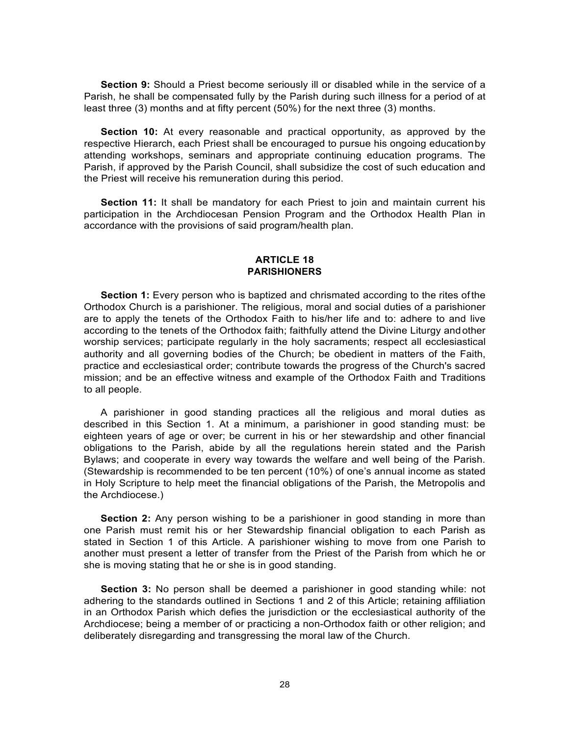**Section 9:** Should a Priest become seriously ill or disabled while in the service of a Parish, he shall be compensated fully by the Parish during such illness for a period of at least three (3) months and at fifty percent (50%) for the next three (3) months.

**Section 10:** At every reasonable and practical opportunity, as approved by the respective Hierarch, each Priest shall be encouraged to pursue his ongoing education by attending workshops, seminars and appropriate continuing education programs. The Parish, if approved by the Parish Council, shall subsidize the cost of such education and the Priest will receive his remuneration during this period.

**Section 11:** It shall be mandatory for each Priest to join and maintain current his participation in the Archdiocesan Pension Program and the Orthodox Health Plan in accordance with the provisions of said program/health plan.

## ARTICLE 18
## PARISHIONERS

**Section 1:** Every person who is baptized and chrismated according to the rites of the Orthodox Church is a parishioner. The religious, moral and social duties of a parishioner are to apply the tenets of the Orthodox Faith to his/her life and to: adhere to and live according to the tenets of the Orthodox faith; faithfully attend the Divine Liturgy and other worship services; participate regularly in the holy sacraments; respect all ecclesiastical authority and all governing bodies of the Church; be obedient in matters of the Faith, practice and ecclesiastical order; contribute towards the progress of the Church's sacred mission; and be an effective witness and example of the Orthodox Faith and Traditions to all people.

A parishioner in good standing practices all the religious and moral duties as described in this Section 1. At a minimum, a parishioner in good standing must: be eighteen years of age or over; be current in his or her stewardship and other financial obligations to the Parish, abide by all the regulations herein stated and the Parish Bylaws; and cooperate in every way towards the welfare and well being of the Parish. (Stewardship is recommended to be ten percent (10%) of one's annual income as stated in Holy Scripture to help meet the financial obligations of the Parish, the Metropolis and the Archdiocese.)

**Section 2:** Any person wishing to be a parishioner in good standing in more than one Parish must remit his or her Stewardship financial obligation to each Parish as stated in Section 1 of this Article. A parishioner wishing to move from one Parish to another must present a letter of transfer from the Priest of the Parish from which he or she is moving stating that he or she is in good standing.

**Section 3:** No person shall be deemed a parishioner in good standing while: not adhering to the standards outlined in Sections 1 and 2 of this Article; retaining affiliation in an Orthodox Parish which defies the jurisdiction or the ecclesiastical authority of the Archdiocese; being a member of or practicing a non-Orthodox faith or other religion; and deliberately disregarding and transgressing the moral law of the Church.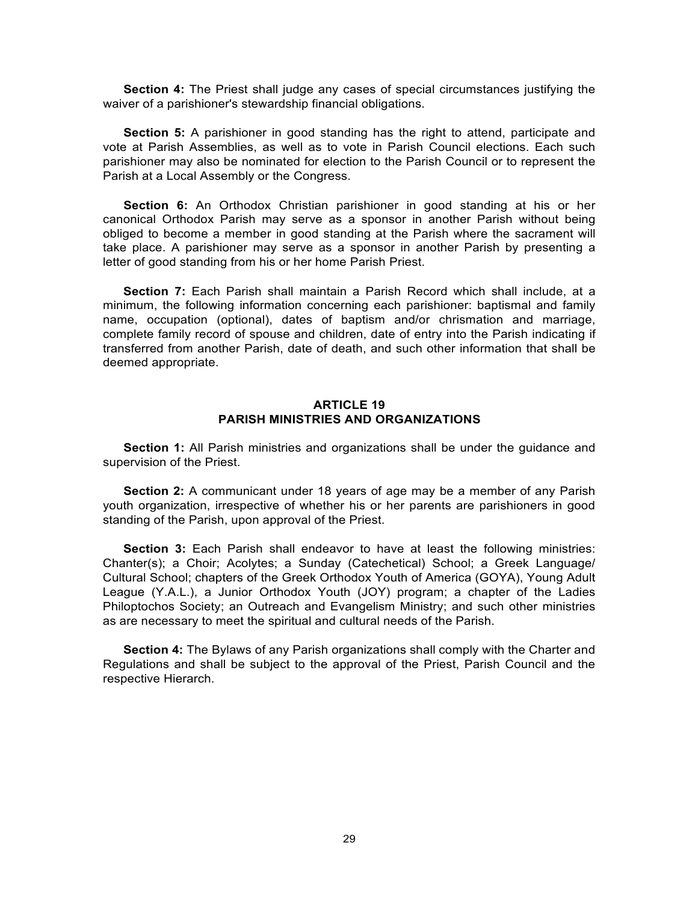**Section 4:** The Priest shall judge any cases of special circumstances justifying the waiver of a parishioner's stewardship financial obligations.

**Section 5:** A parishioner in good standing has the right to attend, participate and vote at Parish Assemblies, as well as to vote in Parish Council elections. Each such parishioner may also be nominated for election to the Parish Council or to represent the Parish at a Local Assembly or the Congress.

**Section 6:** An Orthodox Christian parishioner in good standing at his or her canonical Orthodox Parish may serve as a sponsor in another Parish without being obliged to become a member in good standing at the Parish where the sacrament will take place. A parishioner may serve as a sponsor in another Parish by presenting a letter of good standing from his or her home Parish Priest.

**Section 7:** Each Parish shall maintain a Parish Record which shall include, at a minimum, the following information concerning each parishioner: baptismal and family name, occupation (optional), dates of baptism and/or chrismation and marriage, complete family record of spouse and children, date of entry into the Parish indicating if transferred from another Parish, date of death, and such other information that shall be deemed appropriate.

## ARTICLE 19
## PARISH MINISTRIES AND ORGANIZATIONS

**Section 1:** All Parish ministries and organizations shall be under the guidance and supervision of the Priest.

**Section 2:** A communicant under 18 years of age may be a member of any Parish youth organization, irrespective of whether his or her parents are parishioners in good standing of the Parish, upon approval of the Priest.

**Section 3:** Each Parish shall endeavor to have at least the following ministries: Chanter(s); a Choir; Acolytes; a Sunday (Catechetical) School; a Greek Language/ Cultural School; chapters of the Greek Orthodox Youth of America (GOYA), Young Adult League (Y.A.L.), a Junior Orthodox Youth (JOY) program; a chapter of the Ladies Philoptochos Society; an Outreach and Evangelism Ministry; and such other ministries as are necessary to meet the spiritual and cultural needs of the Parish.

**Section 4:** The Bylaws of any Parish organizations shall comply with the Charter and Regulations and shall be subject to the approval of the Priest, Parish Council and the respective Hierarch.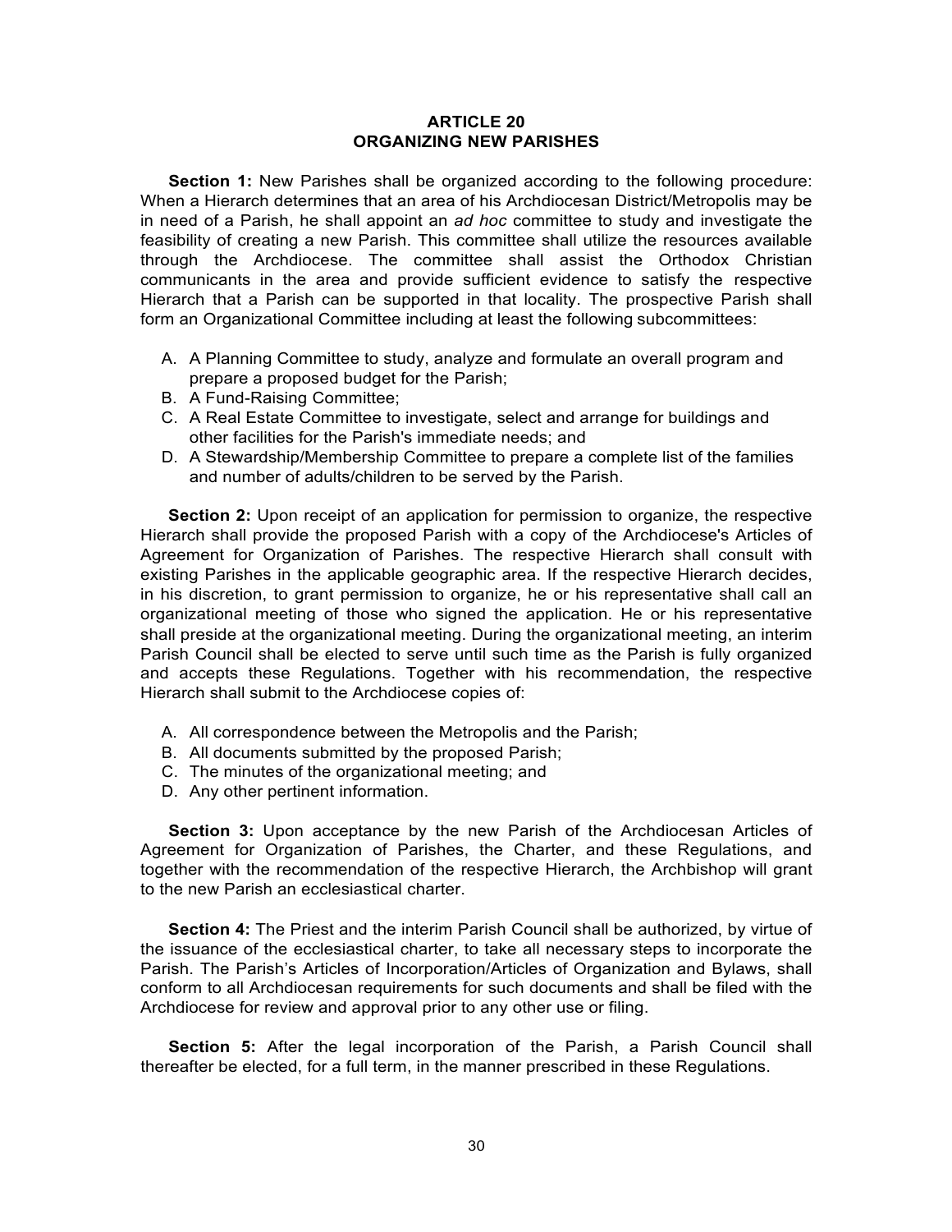## ARTICLE 20
## ORGANIZING NEW PARISHES

**Section 1:** New Parishes shall be organized according to the following procedure: When a Hierarch determines that an area of his Archdiocesan District/Metropolis may be in need of a Parish, he shall appoint an *ad hoc* committee to study and investigate the feasibility of creating a new Parish. This committee shall utilize the resources available through the Archdiocese. The committee shall assist the Orthodox Christian communicants in the area and provide sufficient evidence to satisfy the respective Hierarch that a Parish can be supported in that locality. The prospective Parish shall form an Organizational Committee including at least the following subcommittees:

A. A Planning Committee to study, analyze and formulate an overall program and prepare a proposed budget for the Parish;
B. A Fund-Raising Committee;
C. A Real Estate Committee to investigate, select and arrange for buildings and other facilities for the Parish's immediate needs; and
D. A Stewardship/Membership Committee to prepare a complete list of the families and number of adults/children to be served by the Parish.

**Section 2:** Upon receipt of an application for permission to organize, the respective Hierarch shall provide the proposed Parish with a copy of the Archdiocese's Articles of Agreement for Organization of Parishes. The respective Hierarch shall consult with existing Parishes in the applicable geographic area. If the respective Hierarch decides, in his discretion, to grant permission to organize, he or his representative shall call an organizational meeting of those who signed the application. He or his representative shall preside at the organizational meeting. During the organizational meeting, an interim Parish Council shall be elected to serve until such time as the Parish is fully organized and accepts these Regulations. Together with his recommendation, the respective Hierarch shall submit to the Archdiocese copies of:

A. All correspondence between the Metropolis and the Parish;
B. All documents submitted by the proposed Parish;
C. The minutes of the organizational meeting; and
D. Any other pertinent information.

**Section 3:** Upon acceptance by the new Parish of the Archdiocesan Articles of Agreement for Organization of Parishes, the Charter, and these Regulations, and together with the recommendation of the respective Hierarch, the Archbishop will grant to the new Parish an ecclesiastical charter.

**Section 4:** The Priest and the interim Parish Council shall be authorized, by virtue of the issuance of the ecclesiastical charter, to take all necessary steps to incorporate the Parish. The Parish's Articles of Incorporation/Articles of Organization and Bylaws, shall conform to all Archdiocesan requirements for such documents and shall be filed with the Archdiocese for review and approval prior to any other use or filing.

**Section 5:** After the legal incorporation of the Parish, a Parish Council shall thereafter be elected, for a full term, in the manner prescribed in these Regulations.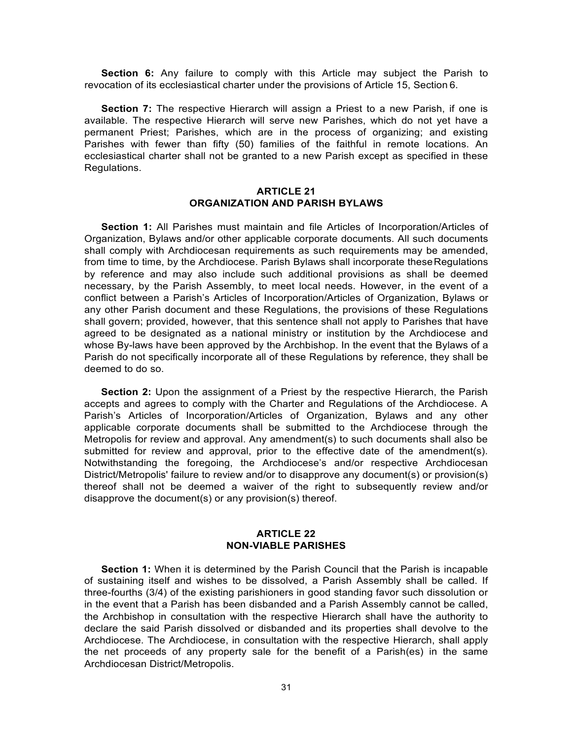**Section 6:** Any failure to comply with this Article may subject the Parish to revocation of its ecclesiastical charter under the provisions of Article 15, Section 6.

**Section 7:** The respective Hierarch will assign a Priest to a new Parish, if one is available. The respective Hierarch will serve new Parishes, which do not yet have a permanent Priest; Parishes, which are in the process of organizing; and existing Parishes with fewer than fifty (50) families of the faithful in remote locations. An ecclesiastical charter shall not be granted to a new Parish except as specified in these Regulations.

## ARTICLE 21
## ORGANIZATION AND PARISH BYLAWS

**Section 1:** All Parishes must maintain and file Articles of Incorporation/Articles of Organization, Bylaws and/or other applicable corporate documents. All such documents shall comply with Archdiocesan requirements as such requirements may be amended, from time to time, by the Archdiocese. Parish Bylaws shall incorporate these Regulations by reference and may also include such additional provisions as shall be deemed necessary, by the Parish Assembly, to meet local needs. However, in the event of a conflict between a Parish's Articles of Incorporation/Articles of Organization, Bylaws or any other Parish document and these Regulations, the provisions of these Regulations shall govern; provided, however, that this sentence shall not apply to Parishes that have agreed to be designated as a national ministry or institution by the Archdiocese and whose By-laws have been approved by the Archbishop. In the event that the Bylaws of a Parish do not specifically incorporate all of these Regulations by reference, they shall be deemed to do so.

**Section 2:** Upon the assignment of a Priest by the respective Hierarch, the Parish accepts and agrees to comply with the Charter and Regulations of the Archdiocese. A Parish's Articles of Incorporation/Articles of Organization, Bylaws and any other applicable corporate documents shall be submitted to the Archdiocese through the Metropolis for review and approval. Any amendment(s) to such documents shall also be submitted for review and approval, prior to the effective date of the amendment(s). Notwithstanding the foregoing, the Archdiocese's and/or respective Archdiocesan District/Metropolis' failure to review and/or to disapprove any document(s) or provision(s) thereof shall not be deemed a waiver of the right to subsequently review and/or disapprove the document(s) or any provision(s) thereof.

## ARTICLE 22
## NON-VIABLE PARISHES

**Section 1:** When it is determined by the Parish Council that the Parish is incapable of sustaining itself and wishes to be dissolved, a Parish Assembly shall be called. If three-fourths (3/4) of the existing parishioners in good standing favor such dissolution or in the event that a Parish has been disbanded and a Parish Assembly cannot be called, the Archbishop in consultation with the respective Hierarch shall have the authority to declare the said Parish dissolved or disbanded and its properties shall devolve to the Archdiocese. The Archdiocese, in consultation with the respective Hierarch, shall apply the net proceeds of any property sale for the benefit of a Parish(es) in the same Archdiocesan District/Metropolis.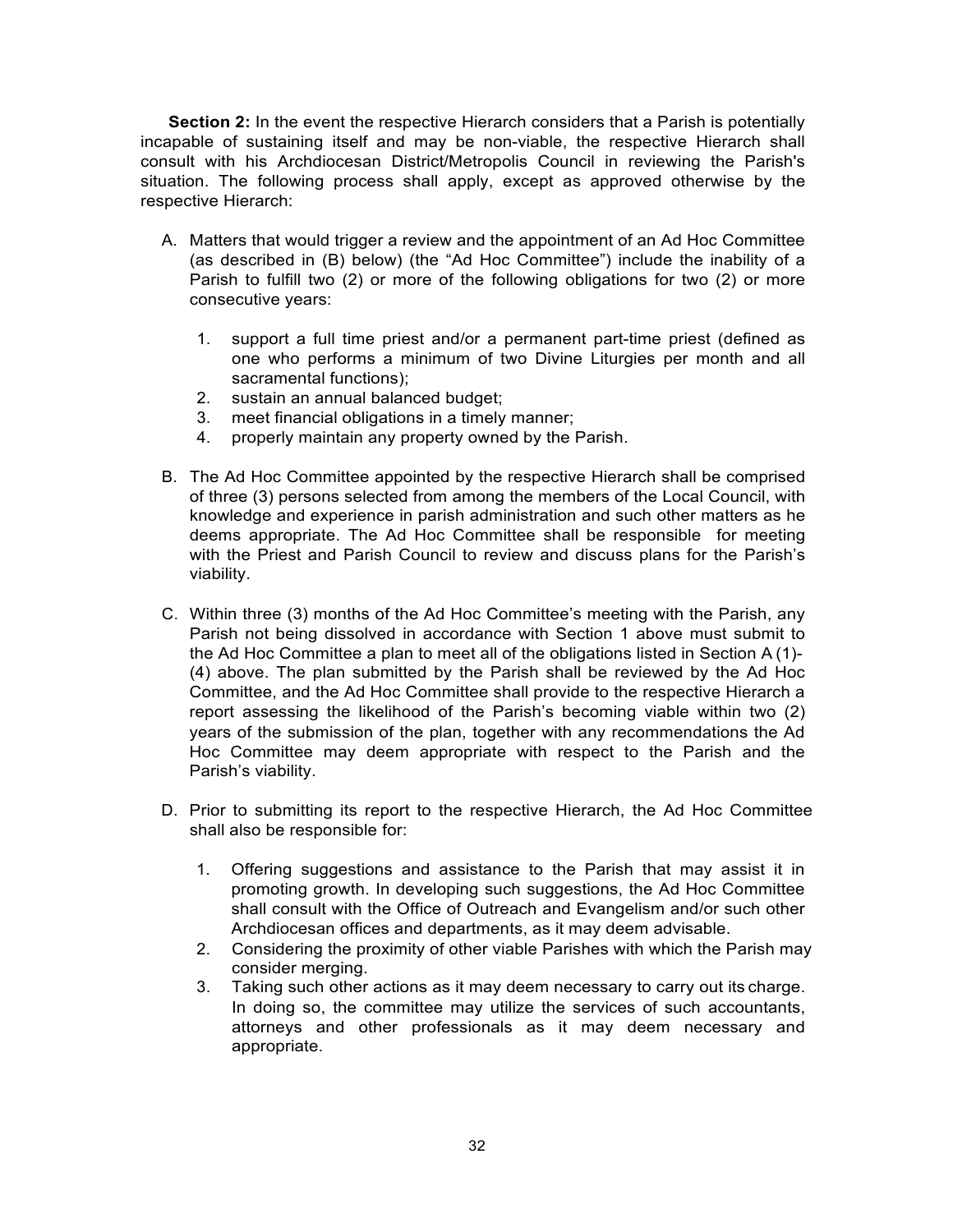**Section 2:** In the event the respective Hierarch considers that a Parish is potentially incapable of sustaining itself and may be non-viable, the respective Hierarch shall consult with his Archdiocesan District/Metropolis Council in reviewing the Parish's situation. The following process shall apply, except as approved otherwise by the respective Hierarch:

A. Matters that would trigger a review and the appointment of an Ad Hoc Committee (as described in (B) below) (the "Ad Hoc Committee") include the inability of a Parish to fulfill two (2) or more of the following obligations for two (2) or more consecutive years:

   1. support a full time priest and/or a permanent part-time priest (defined as one who performs a minimum of two Divine Liturgies per month and all sacramental functions);
   2. sustain an annual balanced budget;
   3. meet financial obligations in a timely manner;
   4. properly maintain any property owned by the Parish.

B. The Ad Hoc Committee appointed by the respective Hierarch shall be comprised of three (3) persons selected from among the members of the Local Council, with knowledge and experience in parish administration and such other matters as he deems appropriate. The Ad Hoc Committee shall be responsible for meeting with the Priest and Parish Council to review and discuss plans for the Parish's viability.

C. Within three (3) months of the Ad Hoc Committee's meeting with the Parish, any Parish not being dissolved in accordance with Section 1 above must submit to the Ad Hoc Committee a plan to meet all of the obligations listed in Section A (1)-(4) above. The plan submitted by the Parish shall be reviewed by the Ad Hoc Committee, and the Ad Hoc Committee shall provide to the respective Hierarch a report assessing the likelihood of the Parish's becoming viable within two (2) years of the submission of the plan, together with any recommendations the Ad Hoc Committee may deem appropriate with respect to the Parish and the Parish's viability.

D. Prior to submitting its report to the respective Hierarch, the Ad Hoc Committee shall also be responsible for:

   1. Offering suggestions and assistance to the Parish that may assist it in promoting growth. In developing such suggestions, the Ad Hoc Committee shall consult with the Office of Outreach and Evangelism and/or such other Archdiocesan offices and departments, as it may deem advisable.
   2. Considering the proximity of other viable Parishes with which the Parish may consider merging.
   3. Taking such other actions as it may deem necessary to carry out its charge. In doing so, the committee may utilize the services of such accountants, attorneys and other professionals as it may deem necessary and appropriate.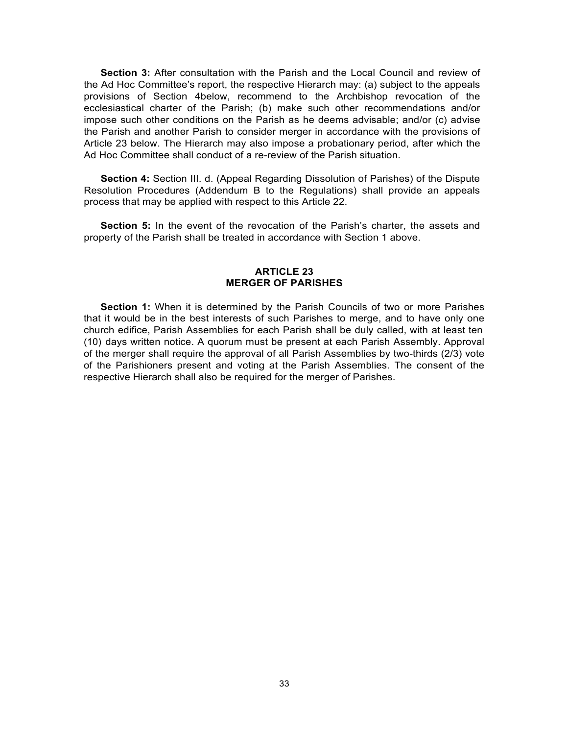**Section 3:** After consultation with the Parish and the Local Council and review of the Ad Hoc Committee's report, the respective Hierarch may: (a) subject to the appeals provisions of Section 4below, recommend to the Archbishop revocation of the ecclesiastical charter of the Parish; (b) make such other recommendations and/or impose such other conditions on the Parish as he deems advisable; and/or (c) advise the Parish and another Parish to consider merger in accordance with the provisions of Article 23 below. The Hierarch may also impose a probationary period, after which the Ad Hoc Committee shall conduct of a re-review of the Parish situation.

**Section 4:** Section III. d. (Appeal Regarding Dissolution of Parishes) of the Dispute Resolution Procedures (Addendum B to the Regulations) shall provide an appeals process that may be applied with respect to this Article 22.

**Section 5:** In the event of the revocation of the Parish's charter, the assets and property of the Parish shall be treated in accordance with Section 1 above.

## ARTICLE 23
## MERGER OF PARISHES

**Section 1:** When it is determined by the Parish Councils of two or more Parishes that it would be in the best interests of such Parishes to merge, and to have only one church edifice, Parish Assemblies for each Parish shall be duly called, with at least ten (10) days written notice. A quorum must be present at each Parish Assembly. Approval of the merger shall require the approval of all Parish Assemblies by two-thirds (2/3) vote of the Parishioners present and voting at the Parish Assemblies. The consent of the respective Hierarch shall also be required for the merger of Parishes.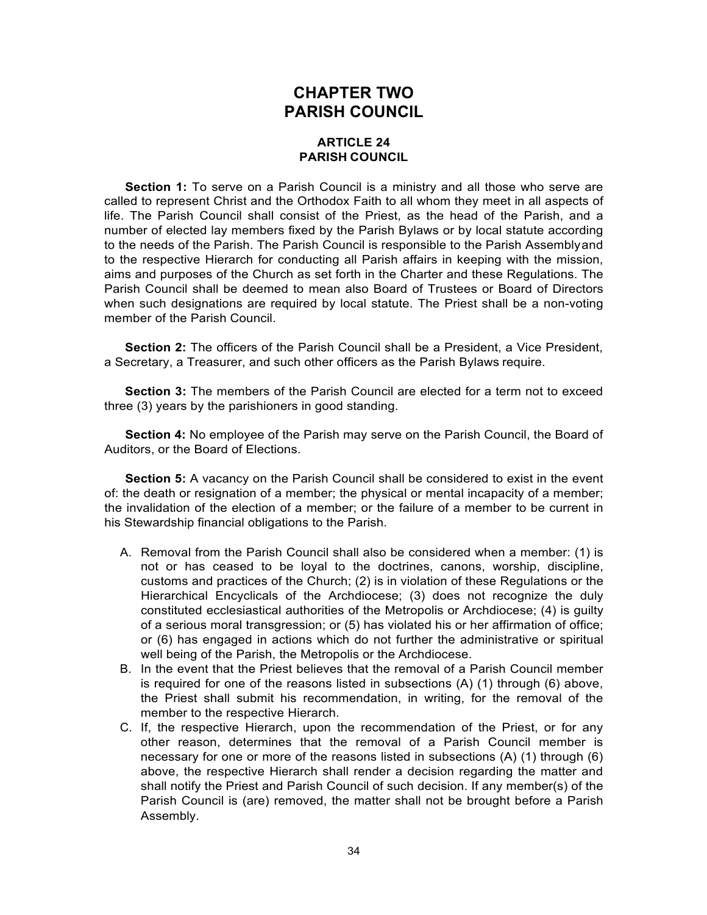# CHAPTER TWO
# PARISH COUNCIL

## ARTICLE 24
## PARISH COUNCIL

**Section 1:** To serve on a Parish Council is a ministry and all those who serve are called to represent Christ and the Orthodox Faith to all whom they meet in all aspects of life. The Parish Council shall consist of the Priest, as the head of the Parish, and a number of elected lay members fixed by the Parish Bylaws or by local statute according to the needs of the Parish. The Parish Council is responsible to the Parish Assemblyand to the respective Hierarch for conducting all Parish affairs in keeping with the mission, aims and purposes of the Church as set forth in the Charter and these Regulations. The Parish Council shall be deemed to mean also Board of Trustees or Board of Directors when such designations are required by local statute. The Priest shall be a non-voting member of the Parish Council.

**Section 2:** The officers of the Parish Council shall be a President, a Vice President, a Secretary, a Treasurer, and such other officers as the Parish Bylaws require.

**Section 3:** The members of the Parish Council are elected for a term not to exceed three (3) years by the parishioners in good standing.

**Section 4:** No employee of the Parish may serve on the Parish Council, the Board of Auditors, or the Board of Elections.

**Section 5:** A vacancy on the Parish Council shall be considered to exist in the event of: the death or resignation of a member; the physical or mental incapacity of a member; the invalidation of the election of a member; or the failure of a member to be current in his Stewardship financial obligations to the Parish.

A. Removal from the Parish Council shall also be considered when a member: (1) is not or has ceased to be loyal to the doctrines, canons, worship, discipline, customs and practices of the Church; (2) is in violation of these Regulations or the Hierarchical Encyclicals of the Archdiocese; (3) does not recognize the duly constituted ecclesiastical authorities of the Metropolis or Archdiocese; (4) is guilty of a serious moral transgression; or (5) has violated his or her affirmation of office; or (6) has engaged in actions which do not further the administrative or spiritual well being of the Parish, the Metropolis or the Archdiocese.

B. In the event that the Priest believes that the removal of a Parish Council member is required for one of the reasons listed in subsections (A) (1) through (6) above, the Priest shall submit his recommendation, in writing, for the removal of the member to the respective Hierarch.

C. If, the respective Hierarch, upon the recommendation of the Priest, or for any other reason, determines that the removal of a Parish Council member is necessary for one or more of the reasons listed in subsections (A) (1) through (6) above, the respective Hierarch shall render a decision regarding the matter and shall notify the Priest and Parish Council of such decision. If any member(s) of the Parish Council is (are) removed, the matter shall not be brought before a Parish Assembly.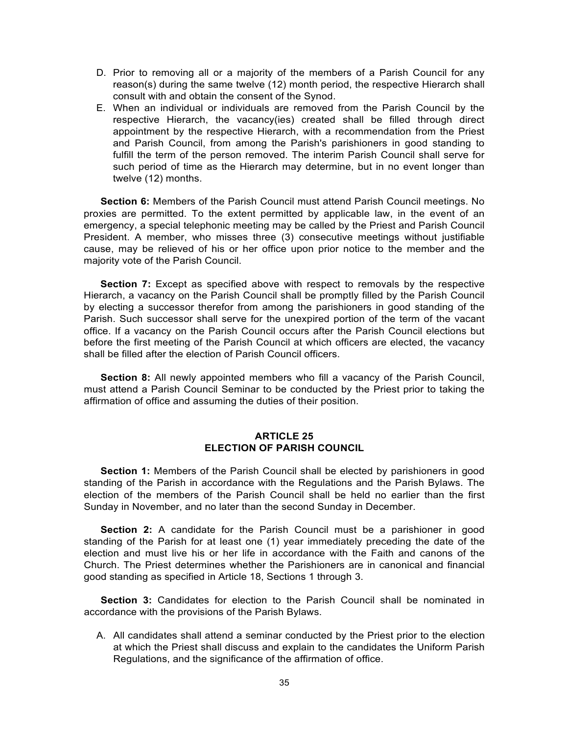D. Prior to removing all or a majority of the members of a Parish Council for any reason(s) during the same twelve (12) month period, the respective Hierarch shall consult with and obtain the consent of the Synod.

E. When an individual or individuals are removed from the Parish Council by the respective Hierarch, the vacancy(ies) created shall be filled through direct appointment by the respective Hierarch, with a recommendation from the Priest and Parish Council, from among the Parish's parishioners in good standing to fulfill the term of the person removed. The interim Parish Council shall serve for such period of time as the Hierarch may determine, but in no event longer than twelve (12) months.

**Section 6:** Members of the Parish Council must attend Parish Council meetings. No proxies are permitted. To the extent permitted by applicable law, in the event of an emergency, a special telephonic meeting may be called by the Priest and Parish Council President. A member, who misses three (3) consecutive meetings without justifiable cause, may be relieved of his or her office upon prior notice to the member and the majority vote of the Parish Council.

**Section 7:** Except as specified above with respect to removals by the respective Hierarch, a vacancy on the Parish Council shall be promptly filled by the Parish Council by electing a successor therefor from among the parishioners in good standing of the Parish. Such successor shall serve for the unexpired portion of the term of the vacant office. If a vacancy on the Parish Council occurs after the Parish Council elections but before the first meeting of the Parish Council at which officers are elected, the vacancy shall be filled after the election of Parish Council officers.

**Section 8:** All newly appointed members who fill a vacancy of the Parish Council, must attend a Parish Council Seminar to be conducted by the Priest prior to taking the affirmation of office and assuming the duties of their position.

## ARTICLE 25
## ELECTION OF PARISH COUNCIL

**Section 1:** Members of the Parish Council shall be elected by parishioners in good standing of the Parish in accordance with the Regulations and the Parish Bylaws. The election of the members of the Parish Council shall be held no earlier than the first Sunday in November, and no later than the second Sunday in December.

**Section 2:** A candidate for the Parish Council must be a parishioner in good standing of the Parish for at least one (1) year immediately preceding the date of the election and must live his or her life in accordance with the Faith and canons of the Church. The Priest determines whether the Parishioners are in canonical and financial good standing as specified in Article 18, Sections 1 through 3.

**Section 3:** Candidates for election to the Parish Council shall be nominated in accordance with the provisions of the Parish Bylaws.

A. All candidates shall attend a seminar conducted by the Priest prior to the election at which the Priest shall discuss and explain to the candidates the Uniform Parish Regulations, and the significance of the affirmation of office.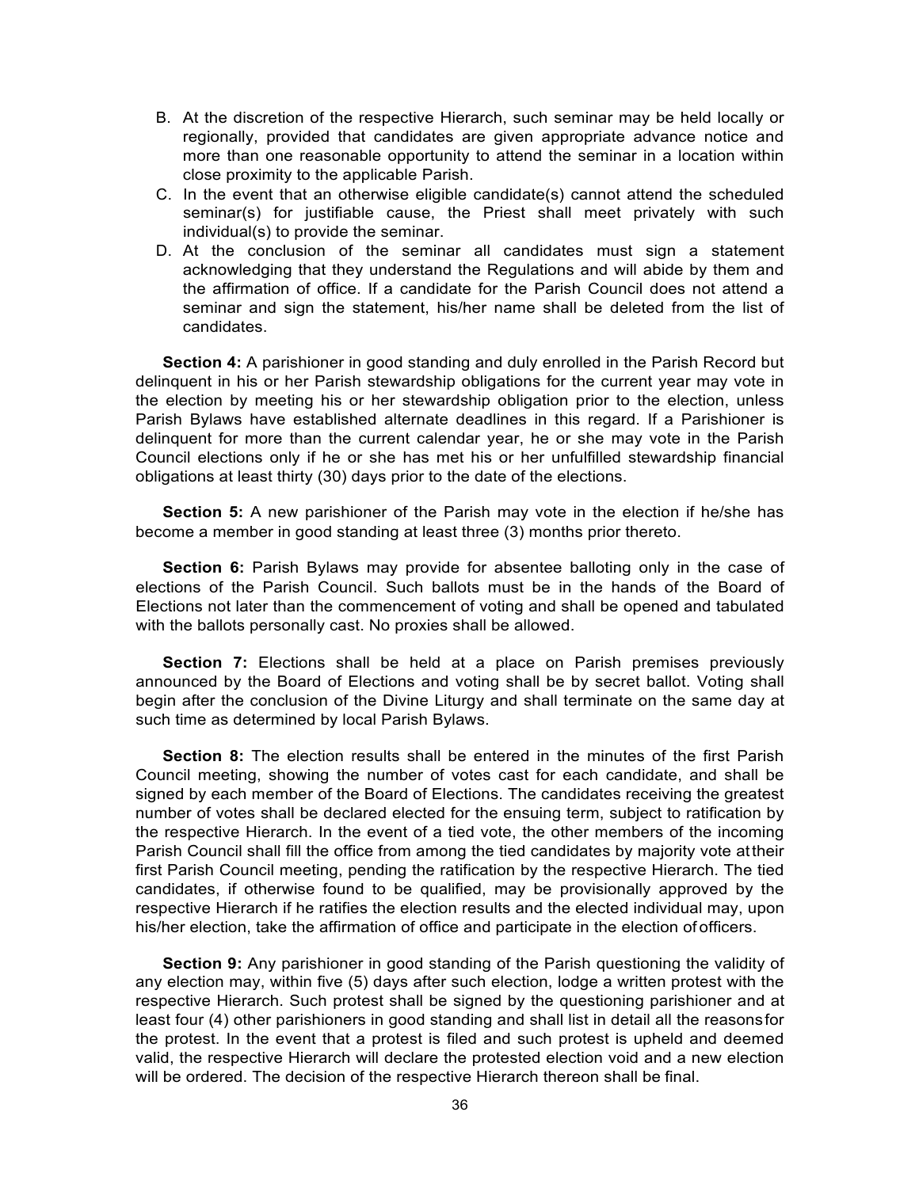B. At the discretion of the respective Hierarch, such seminar may be held locally or regionally, provided that candidates are given appropriate advance notice and more than one reasonable opportunity to attend the seminar in a location within close proximity to the applicable Parish.

C. In the event that an otherwise eligible candidate(s) cannot attend the scheduled seminar(s) for justifiable cause, the Priest shall meet privately with such individual(s) to provide the seminar.

D. At the conclusion of the seminar all candidates must sign a statement acknowledging that they understand the Regulations and will abide by them and the affirmation of office. If a candidate for the Parish Council does not attend a seminar and sign the statement, his/her name shall be deleted from the list of candidates.

**Section 4:** A parishioner in good standing and duly enrolled in the Parish Record but delinquent in his or her Parish stewardship obligations for the current year may vote in the election by meeting his or her stewardship obligation prior to the election, unless Parish Bylaws have established alternate deadlines in this regard. If a Parishioner is delinquent for more than the current calendar year, he or she may vote in the Parish Council elections only if he or she has met his or her unfulfilled stewardship financial obligations at least thirty (30) days prior to the date of the elections.

**Section 5:** A new parishioner of the Parish may vote in the election if he/she has become a member in good standing at least three (3) months prior thereto.

**Section 6:** Parish Bylaws may provide for absentee balloting only in the case of elections of the Parish Council. Such ballots must be in the hands of the Board of Elections not later than the commencement of voting and shall be opened and tabulated with the ballots personally cast. No proxies shall be allowed.

**Section 7:** Elections shall be held at a place on Parish premises previously announced by the Board of Elections and voting shall be by secret ballot. Voting shall begin after the conclusion of the Divine Liturgy and shall terminate on the same day at such time as determined by local Parish Bylaws.

**Section 8:** The election results shall be entered in the minutes of the first Parish Council meeting, showing the number of votes cast for each candidate, and shall be signed by each member of the Board of Elections. The candidates receiving the greatest number of votes shall be declared elected for the ensuing term, subject to ratification by the respective Hierarch. In the event of a tied vote, the other members of the incoming Parish Council shall fill the office from among the tied candidates by majority vote at their first Parish Council meeting, pending the ratification by the respective Hierarch. The tied candidates, if otherwise found to be qualified, may be provisionally approved by the respective Hierarch if he ratifies the election results and the elected individual may, upon his/her election, take the affirmation of office and participate in the election of officers.

**Section 9:** Any parishioner in good standing of the Parish questioning the validity of any election may, within five (5) days after such election, lodge a written protest with the respective Hierarch. Such protest shall be signed by the questioning parishioner and at least four (4) other parishioners in good standing and shall list in detail all the reasons for the protest. In the event that a protest is filed and such protest is upheld and deemed valid, the respective Hierarch will declare the protested election void and a new election will be ordered. The decision of the respective Hierarch thereon shall be final.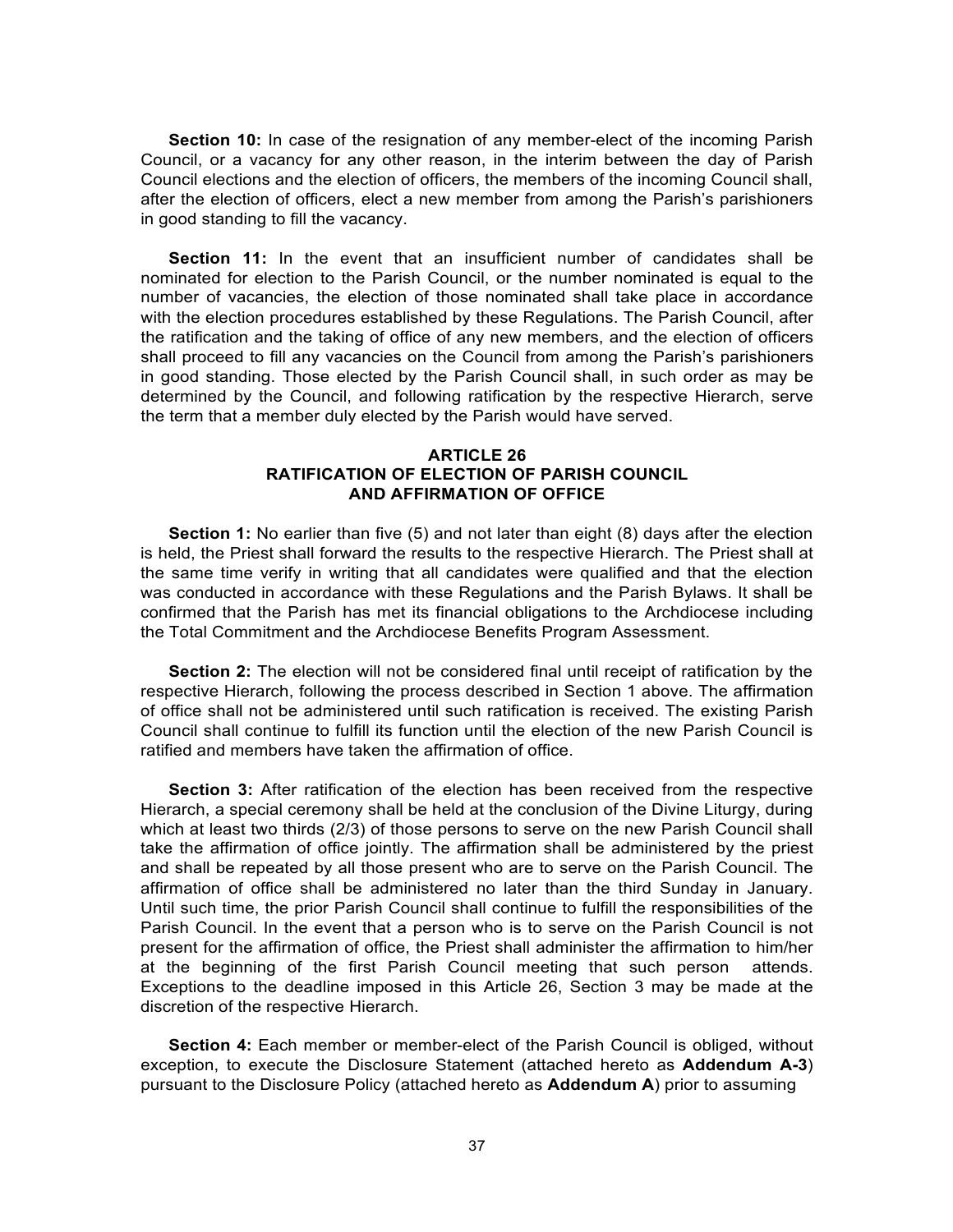**Section 10:** In case of the resignation of any member-elect of the incoming Parish Council, or a vacancy for any other reason, in the interim between the day of Parish Council elections and the election of officers, the members of the incoming Council shall, after the election of officers, elect a new member from among the Parish's parishioners in good standing to fill the vacancy.

**Section 11:** In the event that an insufficient number of candidates shall be nominated for election to the Parish Council, or the number nominated is equal to the number of vacancies, the election of those nominated shall take place in accordance with the election procedures established by these Regulations. The Parish Council, after the ratification and the taking of office of any new members, and the election of officers shall proceed to fill any vacancies on the Council from among the Parish's parishioners in good standing. Those elected by the Parish Council shall, in such order as may be determined by the Council, and following ratification by the respective Hierarch, serve the term that a member duly elected by the Parish would have served.

## ARTICLE 26
## RATIFICATION OF ELECTION OF PARISH COUNCIL AND AFFIRMATION OF OFFICE

**Section 1:** No earlier than five (5) and not later than eight (8) days after the election is held, the Priest shall forward the results to the respective Hierarch. The Priest shall at the same time verify in writing that all candidates were qualified and that the election was conducted in accordance with these Regulations and the Parish Bylaws. It shall be confirmed that the Parish has met its financial obligations to the Archdiocese including the Total Commitment and the Archdiocese Benefits Program Assessment.

**Section 2:** The election will not be considered final until receipt of ratification by the respective Hierarch, following the process described in Section 1 above. The affirmation of office shall not be administered until such ratification is received. The existing Parish Council shall continue to fulfill its function until the election of the new Parish Council is ratified and members have taken the affirmation of office.

**Section 3:** After ratification of the election has been received from the respective Hierarch, a special ceremony shall be held at the conclusion of the Divine Liturgy, during which at least two thirds (2/3) of those persons to serve on the new Parish Council shall take the affirmation of office jointly. The affirmation shall be administered by the priest and shall be repeated by all those present who are to serve on the Parish Council. The affirmation of office shall be administered no later than the third Sunday in January. Until such time, the prior Parish Council shall continue to fulfill the responsibilities of the Parish Council. In the event that a person who is to serve on the Parish Council is not present for the affirmation of office, the Priest shall administer the affirmation to him/her at the beginning of the first Parish Council meeting that such person attends. Exceptions to the deadline imposed in this Article 26, Section 3 may be made at the discretion of the respective Hierarch.

**Section 4:** Each member or member-elect of the Parish Council is obliged, without exception, to execute the Disclosure Statement (attached hereto as **Addendum A-3**) pursuant to the Disclosure Policy (attached hereto as **Addendum A**) prior to assuming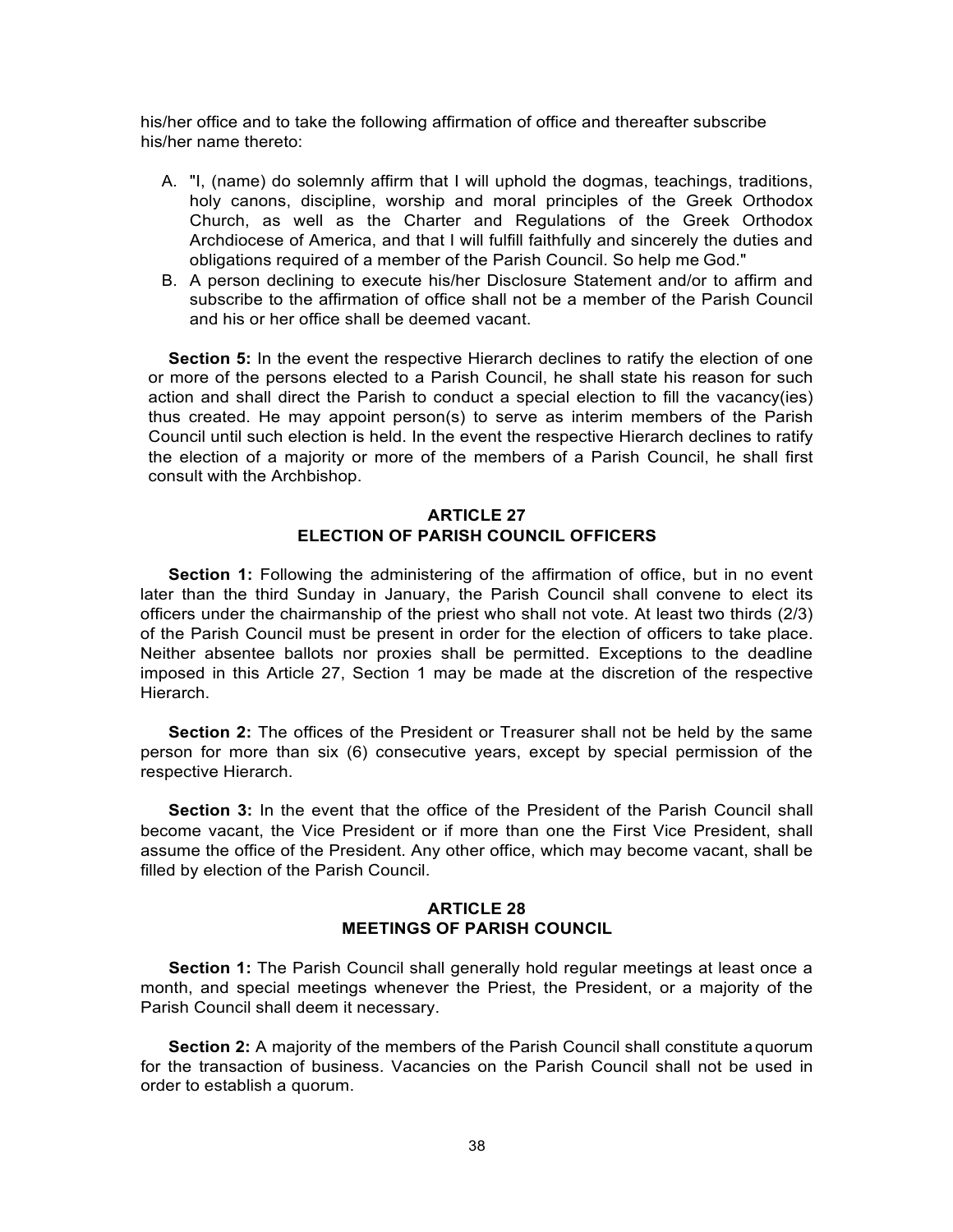his/her office and to take the following affirmation of office and thereafter subscribe his/her name thereto:

A. "I, (name) do solemnly affirm that I will uphold the dogmas, teachings, traditions, holy canons, discipline, worship and moral principles of the Greek Orthodox Church, as well as the Charter and Regulations of the Greek Orthodox Archdiocese of America, and that I will fulfill faithfully and sincerely the duties and obligations required of a member of the Parish Council. So help me God."
B. A person declining to execute his/her Disclosure Statement and/or to affirm and subscribe to the affirmation of office shall not be a member of the Parish Council and his or her office shall be deemed vacant.

**Section 5:** In the event the respective Hierarch declines to ratify the election of one or more of the persons elected to a Parish Council, he shall state his reason for such action and shall direct the Parish to conduct a special election to fill the vacancy(ies) thus created. He may appoint person(s) to serve as interim members of the Parish Council until such election is held. In the event the respective Hierarch declines to ratify the election of a majority or more of the members of a Parish Council, he shall first consult with the Archbishop.

## ARTICLE 27
## ELECTION OF PARISH COUNCIL OFFICERS

**Section 1:** Following the administering of the affirmation of office, but in no event later than the third Sunday in January, the Parish Council shall convene to elect its officers under the chairmanship of the priest who shall not vote. At least two thirds (2/3) of the Parish Council must be present in order for the election of officers to take place. Neither absentee ballots nor proxies shall be permitted. Exceptions to the deadline imposed in this Article 27, Section 1 may be made at the discretion of the respective Hierarch.

**Section 2:** The offices of the President or Treasurer shall not be held by the same person for more than six (6) consecutive years, except by special permission of the respective Hierarch.

**Section 3:** In the event that the office of the President of the Parish Council shall become vacant, the Vice President or if more than one the First Vice President, shall assume the office of the President. Any other office, which may become vacant, shall be filled by election of the Parish Council.

## ARTICLE 28
## MEETINGS OF PARISH COUNCIL

**Section 1:** The Parish Council shall generally hold regular meetings at least once a month, and special meetings whenever the Priest, the President, or a majority of the Parish Council shall deem it necessary.

**Section 2:** A majority of the members of the Parish Council shall constitute a quorum for the transaction of business. Vacancies on the Parish Council shall not be used in order to establish a quorum.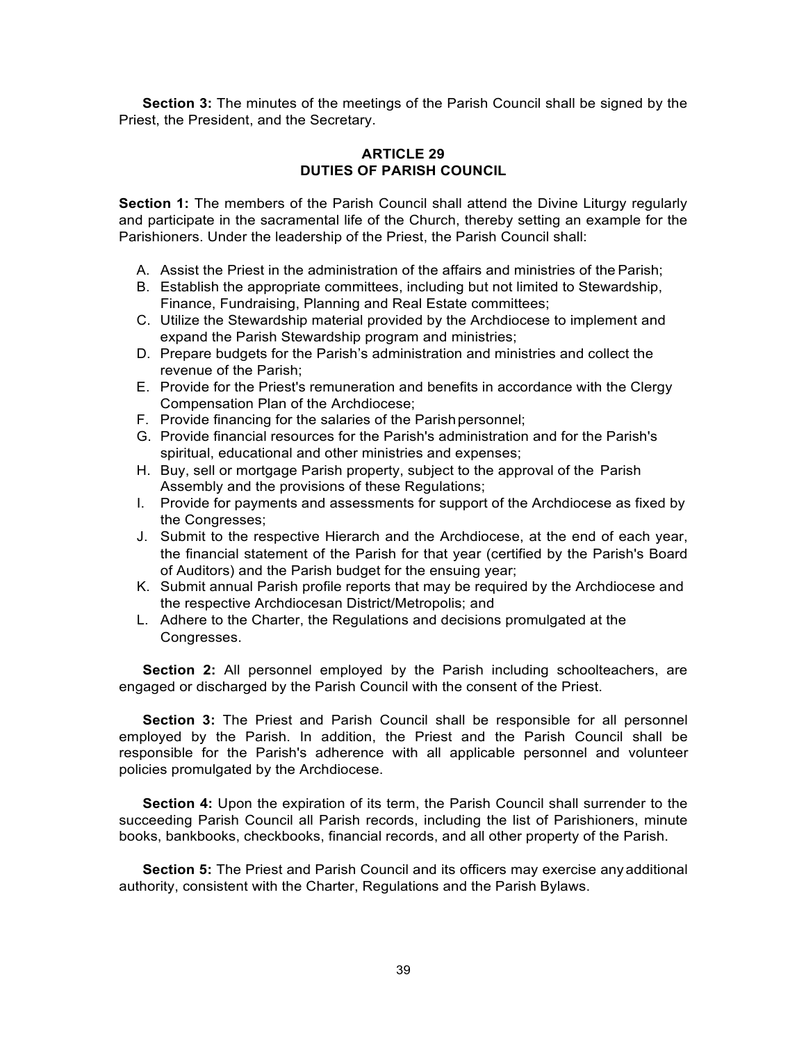**Section 3:** The minutes of the meetings of the Parish Council shall be signed by the Priest, the President, and the Secretary.

## ARTICLE 29
## DUTIES OF PARISH COUNCIL

**Section 1:** The members of the Parish Council shall attend the Divine Liturgy regularly and participate in the sacramental life of the Church, thereby setting an example for the Parishioners. Under the leadership of the Priest, the Parish Council shall:

A. Assist the Priest in the administration of the affairs and ministries of the Parish;
B. Establish the appropriate committees, including but not limited to Stewardship, Finance, Fundraising, Planning and Real Estate committees;
C. Utilize the Stewardship material provided by the Archdiocese to implement and expand the Parish Stewardship program and ministries;
D. Prepare budgets for the Parish's administration and ministries and collect the revenue of the Parish;
E. Provide for the Priest's remuneration and benefits in accordance with the Clergy Compensation Plan of the Archdiocese;
F. Provide financing for the salaries of the Parish personnel;
G. Provide financial resources for the Parish's administration and for the Parish's spiritual, educational and other ministries and expenses;
H. Buy, sell or mortgage Parish property, subject to the approval of the Parish Assembly and the provisions of these Regulations;
I. Provide for payments and assessments for support of the Archdiocese as fixed by the Congresses;
J. Submit to the respective Hierarch and the Archdiocese, at the end of each year, the financial statement of the Parish for that year (certified by the Parish's Board of Auditors) and the Parish budget for the ensuing year;
K. Submit annual Parish profile reports that may be required by the Archdiocese and the respective Archdiocesan District/Metropolis; and
L. Adhere to the Charter, the Regulations and decisions promulgated at the Congresses.

**Section 2:** All personnel employed by the Parish including schoolteachers, are engaged or discharged by the Parish Council with the consent of the Priest.

**Section 3:** The Priest and Parish Council shall be responsible for all personnel employed by the Parish. In addition, the Priest and the Parish Council shall be responsible for the Parish's adherence with all applicable personnel and volunteer policies promulgated by the Archdiocese.

**Section 4:** Upon the expiration of its term, the Parish Council shall surrender to the succeeding Parish Council all Parish records, including the list of Parishioners, minute books, bankbooks, checkbooks, financial records, and all other property of the Parish.

**Section 5:** The Priest and Parish Council and its officers may exercise any additional authority, consistent with the Charter, Regulations and the Parish Bylaws.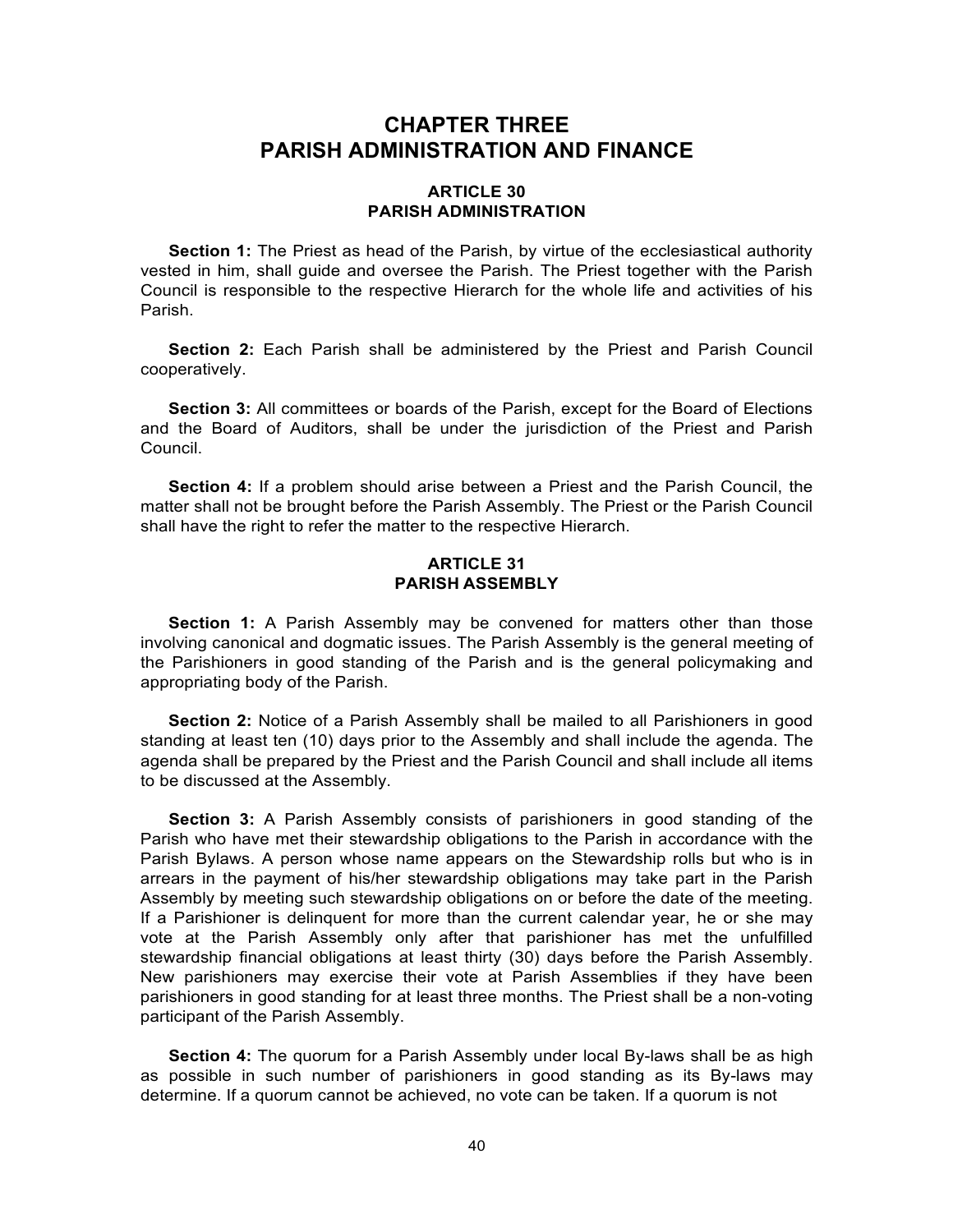# CHAPTER THREE
# PARISH ADMINISTRATION AND FINANCE

## ARTICLE 30
## PARISH ADMINISTRATION

**Section 1:** The Priest as head of the Parish, by virtue of the ecclesiastical authority vested in him, shall guide and oversee the Parish. The Priest together with the Parish Council is responsible to the respective Hierarch for the whole life and activities of his Parish.

**Section 2:** Each Parish shall be administered by the Priest and Parish Council cooperatively.

**Section 3:** All committees or boards of the Parish, except for the Board of Elections and the Board of Auditors, shall be under the jurisdiction of the Priest and Parish Council.

**Section 4:** If a problem should arise between a Priest and the Parish Council, the matter shall not be brought before the Parish Assembly. The Priest or the Parish Council shall have the right to refer the matter to the respective Hierarch.

## ARTICLE 31
## PARISH ASSEMBLY

**Section 1:** A Parish Assembly may be convened for matters other than those involving canonical and dogmatic issues. The Parish Assembly is the general meeting of the Parishioners in good standing of the Parish and is the general policymaking and appropriating body of the Parish.

**Section 2:** Notice of a Parish Assembly shall be mailed to all Parishioners in good standing at least ten (10) days prior to the Assembly and shall include the agenda. The agenda shall be prepared by the Priest and the Parish Council and shall include all items to be discussed at the Assembly.

**Section 3:** A Parish Assembly consists of parishioners in good standing of the Parish who have met their stewardship obligations to the Parish in accordance with the Parish Bylaws. A person whose name appears on the Stewardship rolls but who is in arrears in the payment of his/her stewardship obligations may take part in the Parish Assembly by meeting such stewardship obligations on or before the date of the meeting. If a Parishioner is delinquent for more than the current calendar year, he or she may vote at the Parish Assembly only after that parishioner has met the unfulfilled stewardship financial obligations at least thirty (30) days before the Parish Assembly. New parishioners may exercise their vote at Parish Assemblies if they have been parishioners in good standing for at least three months. The Priest shall be a non-voting participant of the Parish Assembly.

**Section 4:** The quorum for a Parish Assembly under local By-laws shall be as high as possible in such number of parishioners in good standing as its By-laws may determine. If a quorum cannot be achieved, no vote can be taken. If a quorum is not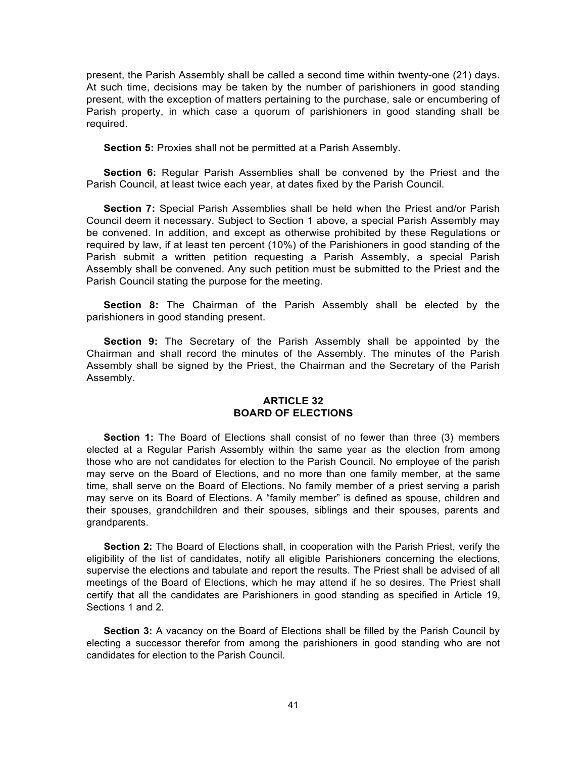present, the Parish Assembly shall be called a second time within twenty-one (21) days. At such time, decisions may be taken by the number of parishioners in good standing present, with the exception of matters pertaining to the purchase, sale or encumbering of Parish property, in which case a quorum of parishioners in good standing shall be required.

**Section 5:** Proxies shall not be permitted at a Parish Assembly.

**Section 6:** Regular Parish Assemblies shall be convened by the Priest and the Parish Council, at least twice each year, at dates fixed by the Parish Council.

**Section 7:** Special Parish Assemblies shall be held when the Priest and/or Parish Council deem it necessary. Subject to Section 1 above, a special Parish Assembly may be convened. In addition, and except as otherwise prohibited by these Regulations or required by law, if at least ten percent (10%) of the Parishioners in good standing of the Parish submit a written petition requesting a Parish Assembly, a special Parish Assembly shall be convened. Any such petition must be submitted to the Priest and the Parish Council stating the purpose for the meeting.

**Section 8:** The Chairman of the Parish Assembly shall be elected by the parishioners in good standing present.

**Section 9:** The Secretary of the Parish Assembly shall be appointed by the Chairman and shall record the minutes of the Assembly. The minutes of the Parish Assembly shall be signed by the Priest, the Chairman and the Secretary of the Parish Assembly.

## ARTICLE 32
## BOARD OF ELECTIONS

**Section 1:** The Board of Elections shall consist of no fewer than three (3) members elected at a Regular Parish Assembly within the same year as the election from among those who are not candidates for election to the Parish Council. No employee of the parish may serve on the Board of Elections, and no more than one family member, at the same time, shall serve on the Board of Elections. No family member of a priest serving a parish may serve on its Board of Elections. A "family member" is defined as spouse, children and their spouses, grandchildren and their spouses, siblings and their spouses, parents and grandparents.

**Section 2:** The Board of Elections shall, in cooperation with the Parish Priest, verify the eligibility of the list of candidates, notify all eligible Parishioners concerning the elections, supervise the elections and tabulate and report the results. The Priest shall be advised of all meetings of the Board of Elections, which he may attend if he so desires. The Priest shall certify that all the candidates are Parishioners in good standing as specified in Article 19, Sections 1 and 2.

**Section 3:** A vacancy on the Board of Elections shall be filled by the Parish Council by electing a successor therefor from among the parishioners in good standing who are not candidates for election to the Parish Council.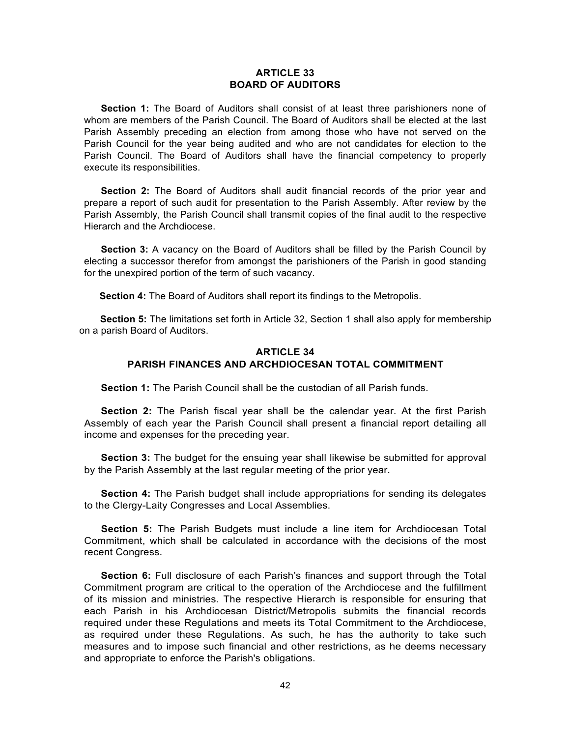## ARTICLE 33
## BOARD OF AUDITORS

**Section 1:** The Board of Auditors shall consist of at least three parishioners none of whom are members of the Parish Council. The Board of Auditors shall be elected at the last Parish Assembly preceding an election from among those who have not served on the Parish Council for the year being audited and who are not candidates for election to the Parish Council. The Board of Auditors shall have the financial competency to properly execute its responsibilities.

**Section 2:** The Board of Auditors shall audit financial records of the prior year and prepare a report of such audit for presentation to the Parish Assembly. After review by the Parish Assembly, the Parish Council shall transmit copies of the final audit to the respective Hierarch and the Archdiocese.

**Section 3:** A vacancy on the Board of Auditors shall be filled by the Parish Council by electing a successor therefor from amongst the parishioners of the Parish in good standing for the unexpired portion of the term of such vacancy.

**Section 4:** The Board of Auditors shall report its findings to the Metropolis.

**Section 5:** The limitations set forth in Article 32, Section 1 shall also apply for membership on a parish Board of Auditors.

## ARTICLE 34
## PARISH FINANCES AND ARCHDIOCESAN TOTAL COMMITMENT

**Section 1:** The Parish Council shall be the custodian of all Parish funds.

**Section 2:** The Parish fiscal year shall be the calendar year. At the first Parish Assembly of each year the Parish Council shall present a financial report detailing all income and expenses for the preceding year.

**Section 3:** The budget for the ensuing year shall likewise be submitted for approval by the Parish Assembly at the last regular meeting of the prior year.

**Section 4:** The Parish budget shall include appropriations for sending its delegates to the Clergy-Laity Congresses and Local Assemblies.

**Section 5:** The Parish Budgets must include a line item for Archdiocesan Total Commitment, which shall be calculated in accordance with the decisions of the most recent Congress.

**Section 6:** Full disclosure of each Parish's finances and support through the Total Commitment program are critical to the operation of the Archdiocese and the fulfillment of its mission and ministries. The respective Hierarch is responsible for ensuring that each Parish in his Archdiocesan District/Metropolis submits the financial records required under these Regulations and meets its Total Commitment to the Archdiocese, as required under these Regulations. As such, he has the authority to take such measures and to impose such financial and other restrictions, as he deems necessary and appropriate to enforce the Parish's obligations.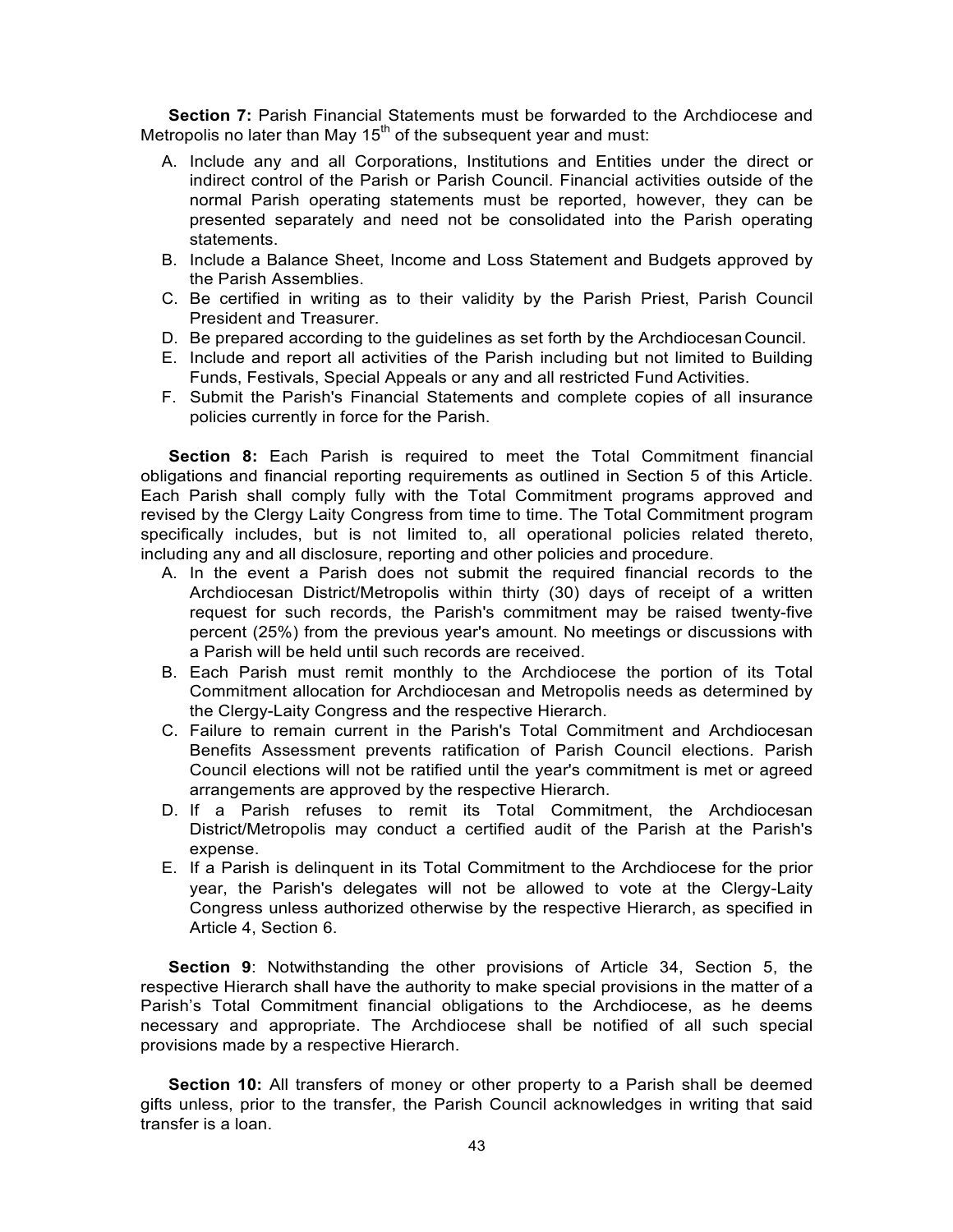**Section 7:** Parish Financial Statements must be forwarded to the Archdiocese and Metropolis no later than May 15th of the subsequent year and must:

A. Include any and all Corporations, Institutions and Entities under the direct or indirect control of the Parish or Parish Council. Financial activities outside of the normal Parish operating statements must be reported, however, they can be presented separately and need not be consolidated into the Parish operating statements.
B. Include a Balance Sheet, Income and Loss Statement and Budgets approved by the Parish Assemblies.
C. Be certified in writing as to their validity by the Parish Priest, Parish Council President and Treasurer.
D. Be prepared according to the guidelines as set forth by the Archdiocesan Council.
E. Include and report all activities of the Parish including but not limited to Building Funds, Festivals, Special Appeals or any and all restricted Fund Activities.
F. Submit the Parish's Financial Statements and complete copies of all insurance policies currently in force for the Parish.

**Section 8:** Each Parish is required to meet the Total Commitment financial obligations and financial reporting requirements as outlined in Section 5 of this Article. Each Parish shall comply fully with the Total Commitment programs approved and revised by the Clergy Laity Congress from time to time. The Total Commitment program specifically includes, but is not limited to, all operational policies related thereto, including any and all disclosure, reporting and other policies and procedure.

A. In the event a Parish does not submit the required financial records to the Archdiocesan District/Metropolis within thirty (30) days of receipt of a written request for such records, the Parish's commitment may be raised twenty-five percent (25%) from the previous year's amount. No meetings or discussions with a Parish will be held until such records are received.
B. Each Parish must remit monthly to the Archdiocese the portion of its Total Commitment allocation for Archdiocesan and Metropolis needs as determined by the Clergy-Laity Congress and the respective Hierarch.
C. Failure to remain current in the Parish's Total Commitment and Archdiocesan Benefits Assessment prevents ratification of Parish Council elections. Parish Council elections will not be ratified until the year's commitment is met or agreed arrangements are approved by the respective Hierarch.
D. If a Parish refuses to remit its Total Commitment, the Archdiocesan District/Metropolis may conduct a certified audit of the Parish at the Parish's expense.
E. If a Parish is delinquent in its Total Commitment to the Archdiocese for the prior year, the Parish's delegates will not be allowed to vote at the Clergy-Laity Congress unless authorized otherwise by the respective Hierarch, as specified in Article 4, Section 6.

**Section 9**: Notwithstanding the other provisions of Article 34, Section 5, the respective Hierarch shall have the authority to make special provisions in the matter of a Parish's Total Commitment financial obligations to the Archdiocese, as he deems necessary and appropriate. The Archdiocese shall be notified of all such special provisions made by a respective Hierarch.

**Section 10:** All transfers of money or other property to a Parish shall be deemed gifts unless, prior to the transfer, the Parish Council acknowledges in writing that said transfer is a loan.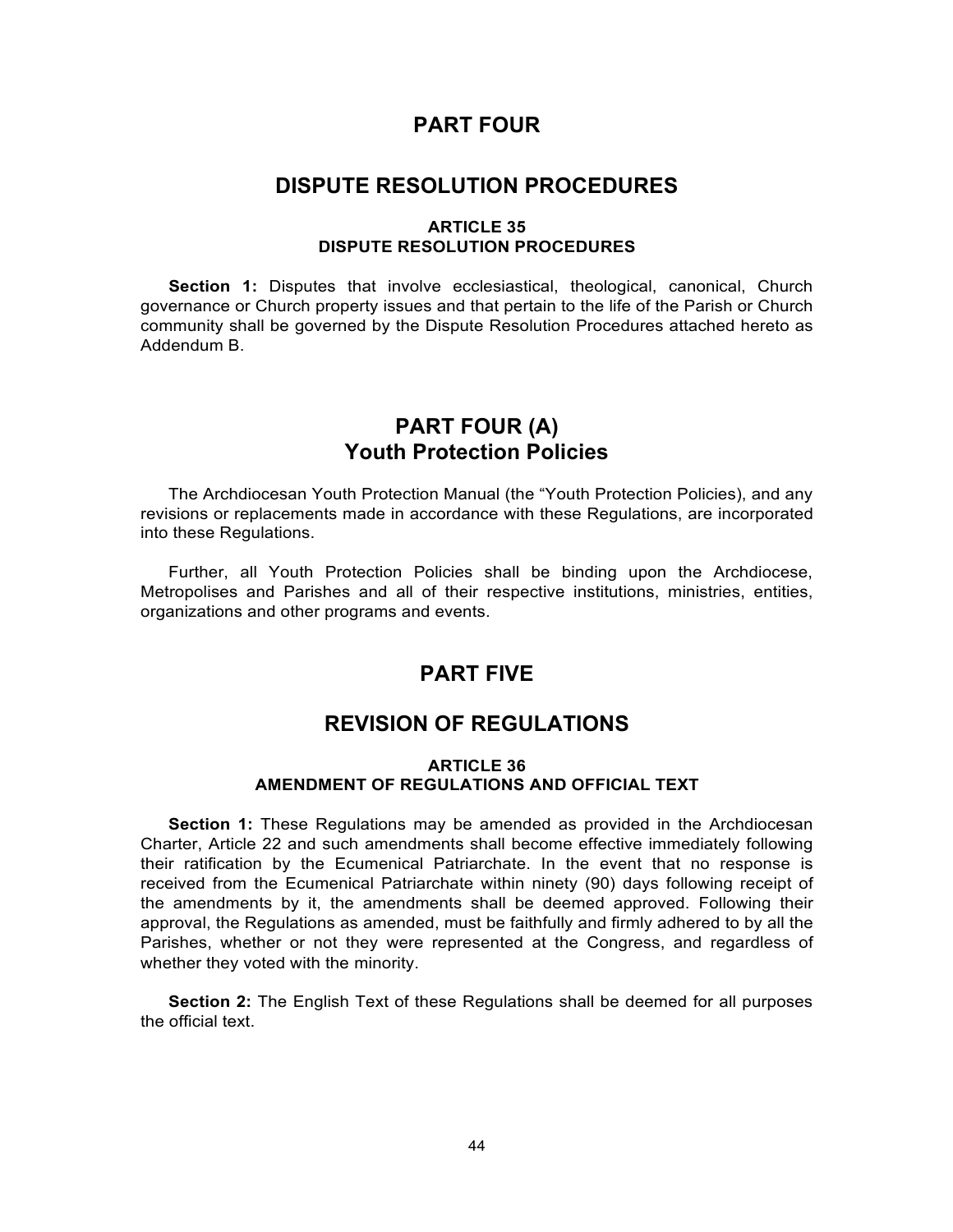# PART FOUR

# DISPUTE RESOLUTION PROCEDURES

### ARTICLE 35
### DISPUTE RESOLUTION PROCEDURES

**Section 1:** Disputes that involve ecclesiastical, theological, canonical, Church governance or Church property issues and that pertain to the life of the Parish or Church community shall be governed by the Dispute Resolution Procedures attached hereto as Addendum B.

# PART FOUR (A)
# Youth Protection Policies

The Archdiocesan Youth Protection Manual (the "Youth Protection Policies), and any revisions or replacements made in accordance with these Regulations, are incorporated into these Regulations.

Further, all Youth Protection Policies shall be binding upon the Archdiocese, Metropolises and Parishes and all of their respective institutions, ministries, entities, organizations and other programs and events.

# PART FIVE

# REVISION OF REGULATIONS

### ARTICLE 36
### AMENDMENT OF REGULATIONS AND OFFICIAL TEXT

**Section 1:** These Regulations may be amended as provided in the Archdiocesan Charter, Article 22 and such amendments shall become effective immediately following their ratification by the Ecumenical Patriarchate. In the event that no response is received from the Ecumenical Patriarchate within ninety (90) days following receipt of the amendments by it, the amendments shall be deemed approved. Following their approval, the Regulations as amended, must be faithfully and firmly adhered to by all the Parishes, whether or not they were represented at the Congress, and regardless of whether they voted with the minority.

**Section 2:** The English Text of these Regulations shall be deemed for all purposes the official text.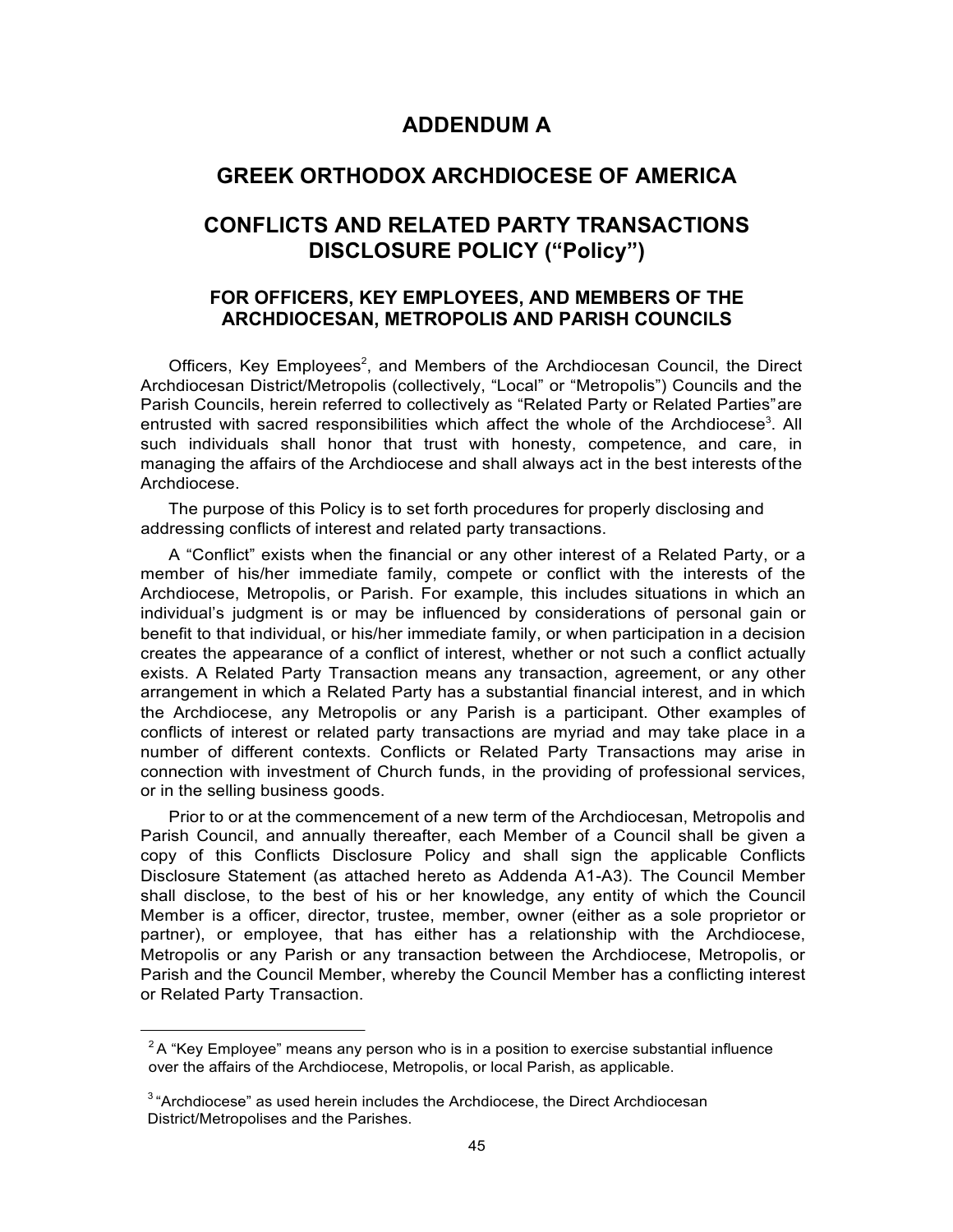# ADDENDUM A

# GREEK ORTHODOX ARCHDIOCESE OF AMERICA

# CONFLICTS AND RELATED PARTY TRANSACTIONS DISCLOSURE POLICY ("Policy")

## FOR OFFICERS, KEY EMPLOYEES, AND MEMBERS OF THE ARCHDIOCESAN, METROPOLIS AND PARISH COUNCILS

Officers, Key Employees[2], and Members of the Archdiocesan Council, the Direct Archdiocesan District/Metropolis (collectively, "Local" or "Metropolis") Councils and the Parish Councils, herein referred to collectively as "Related Party or Related Parties" are entrusted with sacred responsibilities which affect the whole of the Archdiocese[3]. All such individuals shall honor that trust with honesty, competence, and care, in managing the affairs of the Archdiocese and shall always act in the best interests of the Archdiocese.

The purpose of this Policy is to set forth procedures for properly disclosing and addressing conflicts of interest and related party transactions.

A "Conflict" exists when the financial or any other interest of a Related Party, or a member of his/her immediate family, compete or conflict with the interests of the Archdiocese, Metropolis, or Parish. For example, this includes situations in which an individual's judgment is or may be influenced by considerations of personal gain or benefit to that individual, or his/her immediate family, or when participation in a decision creates the appearance of a conflict of interest, whether or not such a conflict actually exists. A Related Party Transaction means any transaction, agreement, or any other arrangement in which a Related Party has a substantial financial interest, and in which the Archdiocese, any Metropolis or any Parish is a participant. Other examples of conflicts of interest or related party transactions are myriad and may take place in a number of different contexts. Conflicts or Related Party Transactions may arise in connection with investment of Church funds, in the providing of professional services, or in the selling business goods.

Prior to or at the commencement of a new term of the Archdiocesan, Metropolis and Parish Council, and annually thereafter, each Member of a Council shall be given a copy of this Conflicts Disclosure Policy and shall sign the applicable Conflicts Disclosure Statement (as attached hereto as Addenda A1-A3). The Council Member shall disclose, to the best of his or her knowledge, any entity of which the Council Member is a officer, director, trustee, member, owner (either as a sole proprietor or partner), or employee, that has either has a relationship with the Archdiocese, Metropolis or any Parish or any transaction between the Archdiocese, Metropolis, or Parish and the Council Member, whereby the Council Member has a conflicting interest or Related Party Transaction.

---

[2] A "Key Employee" means any person who is in a position to exercise substantial influence over the affairs of the Archdiocese, Metropolis, or local Parish, as applicable.

[3] "Archdiocese" as used herein includes the Archdiocese, the Direct Archdiocesan District/Metropolises and the Parishes.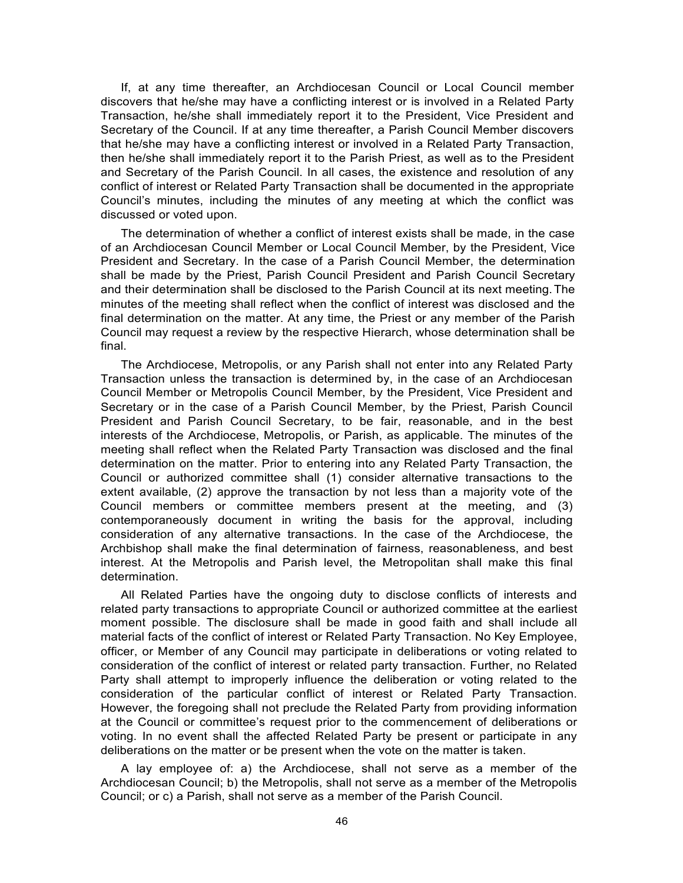If, at any time thereafter, an Archdiocesan Council or Local Council member discovers that he/she may have a conflicting interest or is involved in a Related Party Transaction, he/she shall immediately report it to the President, Vice President and Secretary of the Council. If at any time thereafter, a Parish Council Member discovers that he/she may have a conflicting interest or involved in a Related Party Transaction, then he/she shall immediately report it to the Parish Priest, as well as to the President and Secretary of the Parish Council. In all cases, the existence and resolution of any conflict of interest or Related Party Transaction shall be documented in the appropriate Council's minutes, including the minutes of any meeting at which the conflict was discussed or voted upon.

The determination of whether a conflict of interest exists shall be made, in the case of an Archdiocesan Council Member or Local Council Member, by the President, Vice President and Secretary. In the case of a Parish Council Member, the determination shall be made by the Priest, Parish Council President and Parish Council Secretary and their determination shall be disclosed to the Parish Council at its next meeting. The minutes of the meeting shall reflect when the conflict of interest was disclosed and the final determination on the matter. At any time, the Priest or any member of the Parish Council may request a review by the respective Hierarch, whose determination shall be final.

The Archdiocese, Metropolis, or any Parish shall not enter into any Related Party Transaction unless the transaction is determined by, in the case of an Archdiocesan Council Member or Metropolis Council Member, by the President, Vice President and Secretary or in the case of a Parish Council Member, by the Priest, Parish Council President and Parish Council Secretary, to be fair, reasonable, and in the best interests of the Archdiocese, Metropolis, or Parish, as applicable. The minutes of the meeting shall reflect when the Related Party Transaction was disclosed and the final determination on the matter. Prior to entering into any Related Party Transaction, the Council or authorized committee shall (1) consider alternative transactions to the extent available, (2) approve the transaction by not less than a majority vote of the Council members or committee members present at the meeting, and (3) contemporaneously document in writing the basis for the approval, including consideration of any alternative transactions. In the case of the Archdiocese, the Archbishop shall make the final determination of fairness, reasonableness, and best interest. At the Metropolis and Parish level, the Metropolitan shall make this final determination.

All Related Parties have the ongoing duty to disclose conflicts of interests and related party transactions to appropriate Council or authorized committee at the earliest moment possible. The disclosure shall be made in good faith and shall include all material facts of the conflict of interest or Related Party Transaction. No Key Employee, officer, or Member of any Council may participate in deliberations or voting related to consideration of the conflict of interest or related party transaction. Further, no Related Party shall attempt to improperly influence the deliberation or voting related to the consideration of the particular conflict of interest or Related Party Transaction. However, the foregoing shall not preclude the Related Party from providing information at the Council or committee's request prior to the commencement of deliberations or voting. In no event shall the affected Related Party be present or participate in any deliberations on the matter or be present when the vote on the matter is taken.

A lay employee of: a) the Archdiocese, shall not serve as a member of the Archdiocesan Council; b) the Metropolis, shall not serve as a member of the Metropolis Council; or c) a Parish, shall not serve as a member of the Parish Council.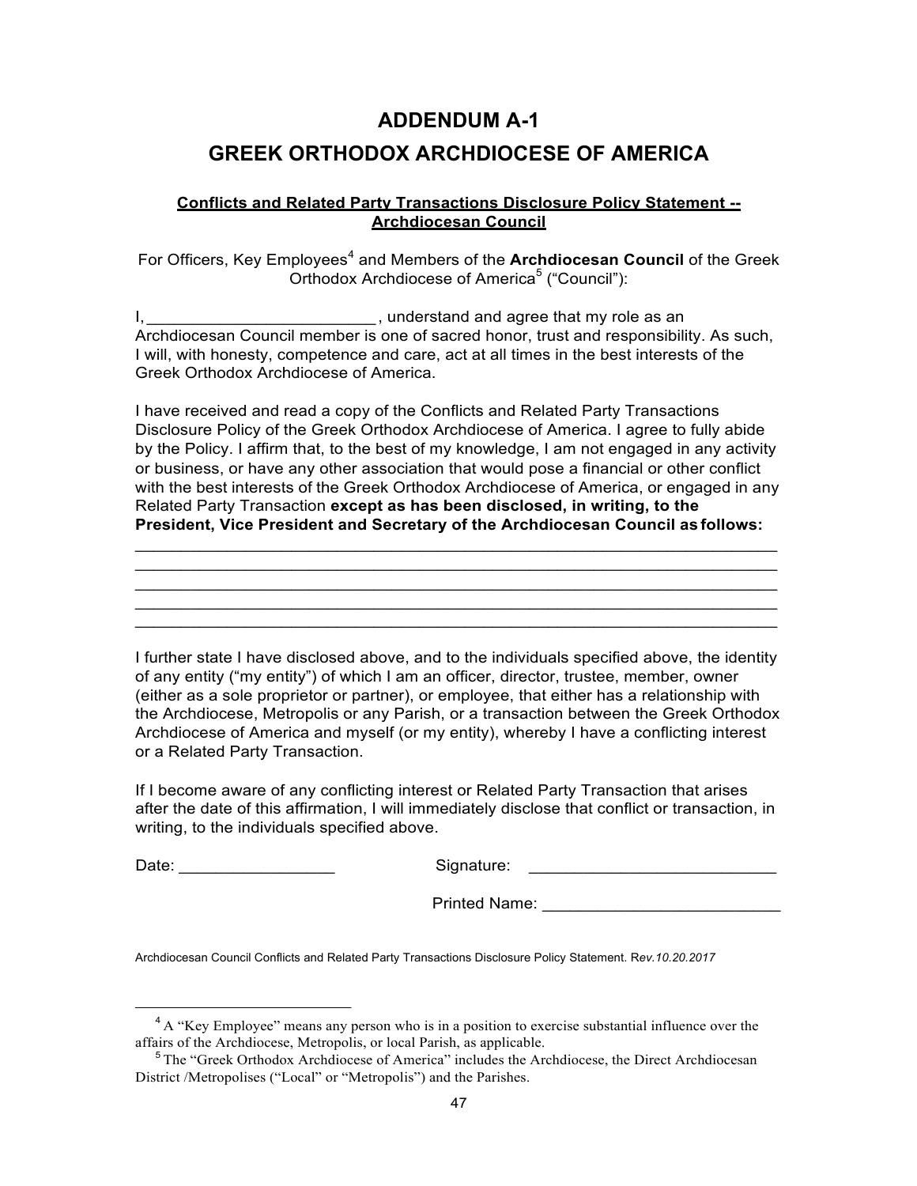# ADDENDUM A-1

# GREEK ORTHODOX ARCHDIOCESE OF AMERICA

**Conflicts and Related Party Transactions Disclosure Policy Statement -- Archdiocesan Council**

For Officers, Key Employees[4] and Members of the **Archdiocesan Council** of the Greek Orthodox Archdiocese of America[5] ("Council"):

I, _________________________ , understand and agree that my role as an Archdiocesan Council member is one of sacred honor, trust and responsibility. As such, I will, with honesty, competence and care, act at all times in the best interests of the Greek Orthodox Archdiocese of America.

I have received and read a copy of the Conflicts and Related Party Transactions Disclosure Policy of the Greek Orthodox Archdiocese of America. I agree to fully abide by the Policy. I affirm that, to the best of my knowledge, I am not engaged in any activity or business, or have any other association that would pose a financial or other conflict with the best interests of the Greek Orthodox Archdiocese of America, or engaged in any Related Party Transaction **except as has been disclosed, in writing, to the President, Vice President and Secretary of the Archdiocesan Council as follows:**

______________________________________________________________________

______________________________________________________________________

______________________________________________________________________

______________________________________________________________________

______________________________________________________________________

I further state I have disclosed above, and to the individuals specified above, the identity of any entity ("my entity") of which I am an officer, director, trustee, member, owner (either as a sole proprietor or partner), or employee, that either has a relationship with the Archdiocese, Metropolis or any Parish, or a transaction between the Greek Orthodox Archdiocese of America and myself (or my entity), whereby I have a conflicting interest or a Related Party Transaction.

If I become aware of any conflicting interest or Related Party Transaction that arises after the date of this affirmation, I will immediately disclose that conflict or transaction, in writing, to the individuals specified above.

Date: _________________ Signature: ___________________________

Printed Name: __________________________

Archdiocesan Council Conflicts and Related Party Transactions Disclosure Policy Statement. Rev.*10.20.2017*

---

[4] A "Key Employee" means any person who is in a position to exercise substantial influence over the affairs of the Archdiocese, Metropolis, or local Parish, as applicable.

[5] The "Greek Orthodox Archdiocese of America" includes the Archdiocese, the Direct Archdiocesan District /Metropolises ("Local" or "Metropolis") and the Parishes.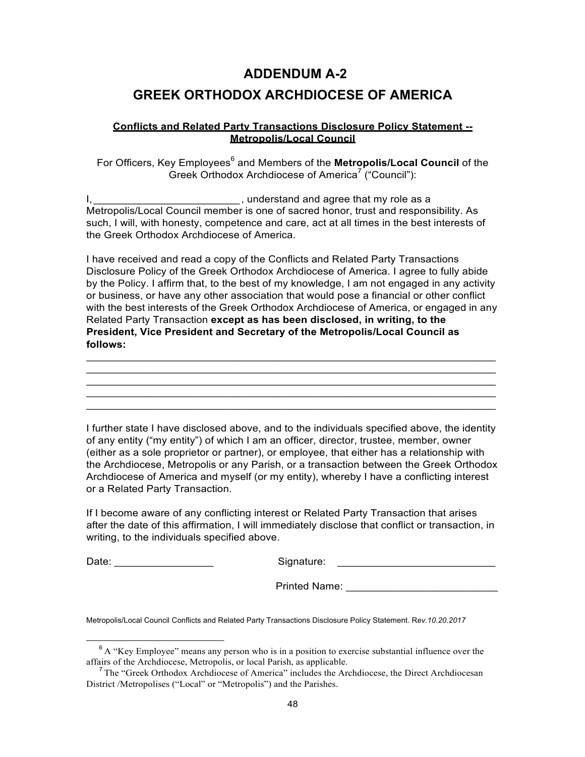# ADDENDUM A-2

# GREEK ORTHODOX ARCHDIOCESE OF AMERICA

**Conflicts and Related Party Transactions Disclosure Policy Statement -- Metropolis/Local Council**

For Officers, Key Employees[6] and Members of the **Metropolis/Local Council** of the Greek Orthodox Archdiocese of America[7] ("Council"):

I, _________________________ , understand and agree that my role as a Metropolis/Local Council member is one of sacred honor, trust and responsibility. As such, I will, with honesty, competence and care, act at all times in the best interests of the Greek Orthodox Archdiocese of America.

I have received and read a copy of the Conflicts and Related Party Transactions Disclosure Policy of the Greek Orthodox Archdiocese of America. I agree to fully abide by the Policy. I affirm that, to the best of my knowledge, I am not engaged in any activity or business, or have any other association that would pose a financial or other conflict with the best interests of the Greek Orthodox Archdiocese of America, or engaged in any Related Party Transaction **except as has been disclosed, in writing, to the President, Vice President and Secretary of the Metropolis/Local Council as follows:**

_____________________________________________________________________
_____________________________________________________________________
_____________________________________________________________________
_____________________________________________________________________
_____________________________________________________________________

I further state I have disclosed above, and to the individuals specified above, the identity of any entity ("my entity") of which I am an officer, director, trustee, member, owner (either as a sole proprietor or partner), or employee, that either has a relationship with the Archdiocese, Metropolis or any Parish, or a transaction between the Greek Orthodox Archdiocese of America and myself (or my entity), whereby I have a conflicting interest or a Related Party Transaction.

If I become aware of any conflicting interest or Related Party Transaction that arises after the date of this affirmation, I will immediately disclose that conflict or transaction, in writing, to the individuals specified above.

Date: _________________ Signature: ___________________________

Printed Name: __________________________

Metropolis/Local Council Conflicts and Related Party Transactions Disclosure Policy Statement. R*ev.10.20.2017*

[6] A "Key Employee" means any person who is in a position to exercise substantial influence over the affairs of the Archdiocese, Metropolis, or local Parish, as applicable.

[7] The "Greek Orthodox Archdiocese of America" includes the Archdiocese, the Direct Archdiocesan District /Metropolises ("Local" or "Metropolis") and the Parishes.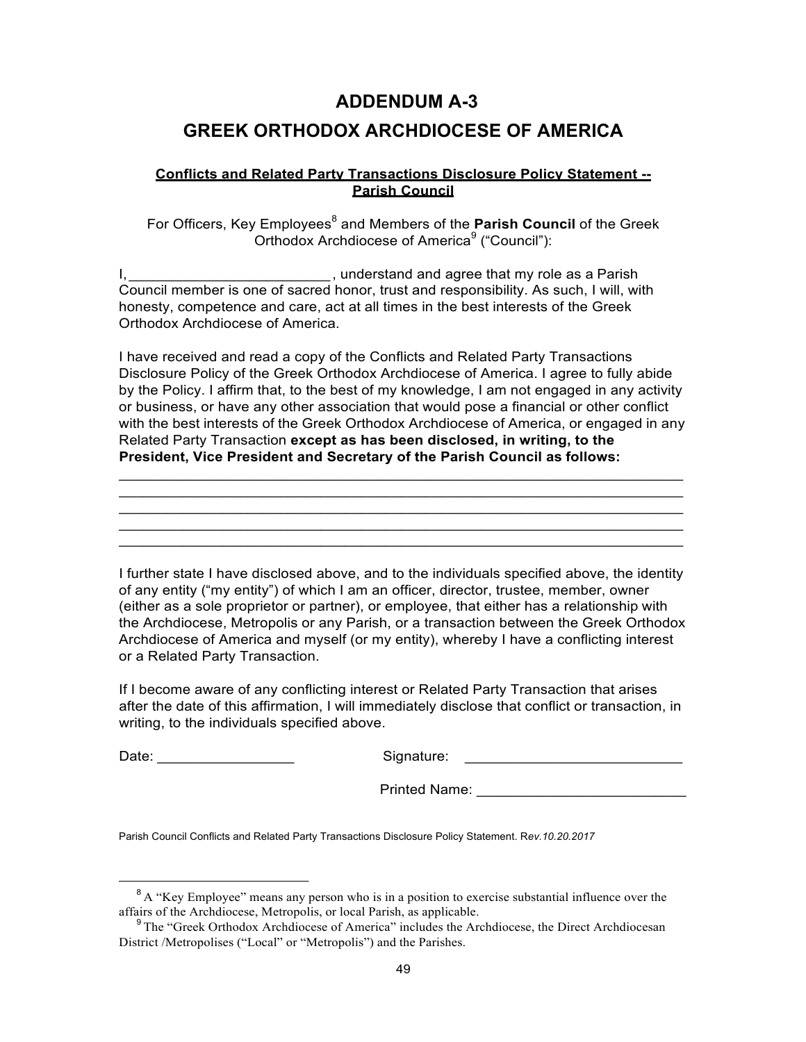# ADDENDUM A-3

# GREEK ORTHODOX ARCHDIOCESE OF AMERICA

**Conflicts and Related Party Transactions Disclosure Policy Statement -- Parish Council**

For Officers, Key Employees[8] and Members of the **Parish Council** of the Greek Orthodox Archdiocese of America[9] ("Council"):

I, ________________________ , understand and agree that my role as a Parish Council member is one of sacred honor, trust and responsibility. As such, I will, with honesty, competence and care, act at all times in the best interests of the Greek Orthodox Archdiocese of America.

I have received and read a copy of the Conflicts and Related Party Transactions Disclosure Policy of the Greek Orthodox Archdiocese of America. I agree to fully abide by the Policy. I affirm that, to the best of my knowledge, I am not engaged in any activity or business, or have any other association that would pose a financial or other conflict with the best interests of the Greek Orthodox Archdiocese of America, or engaged in any Related Party Transaction **except as has been disclosed, in writing, to the President, Vice President and Secretary of the Parish Council as follows:**

______________________________________________________________________
______________________________________________________________________
______________________________________________________________________
______________________________________________________________________
______________________________________________________________________

I further state I have disclosed above, and to the individuals specified above, the identity of any entity ("my entity") of which I am an officer, director, trustee, member, owner (either as a sole proprietor or partner), or employee, that either has a relationship with the Archdiocese, Metropolis or any Parish, or a transaction between the Greek Orthodox Archdiocese of America and myself (or my entity), whereby I have a conflicting interest or a Related Party Transaction.

If I become aware of any conflicting interest or Related Party Transaction that arises after the date of this affirmation, I will immediately disclose that conflict or transaction, in writing, to the individuals specified above.

Date: _________________ Signature: ___________________________

Printed Name: _________________________

Parish Council Conflicts and Related Party Transactions Disclosure Policy Statement. R*ev.10.20.2017*

---

[8] A "Key Employee" means any person who is in a position to exercise substantial influence over the affairs of the Archdiocese, Metropolis, or local Parish, as applicable.

[9] The "Greek Orthodox Archdiocese of America" includes the Archdiocese, the Direct Archdiocesan District /Metropolises ("Local" or "Metropolis") and the Parishes.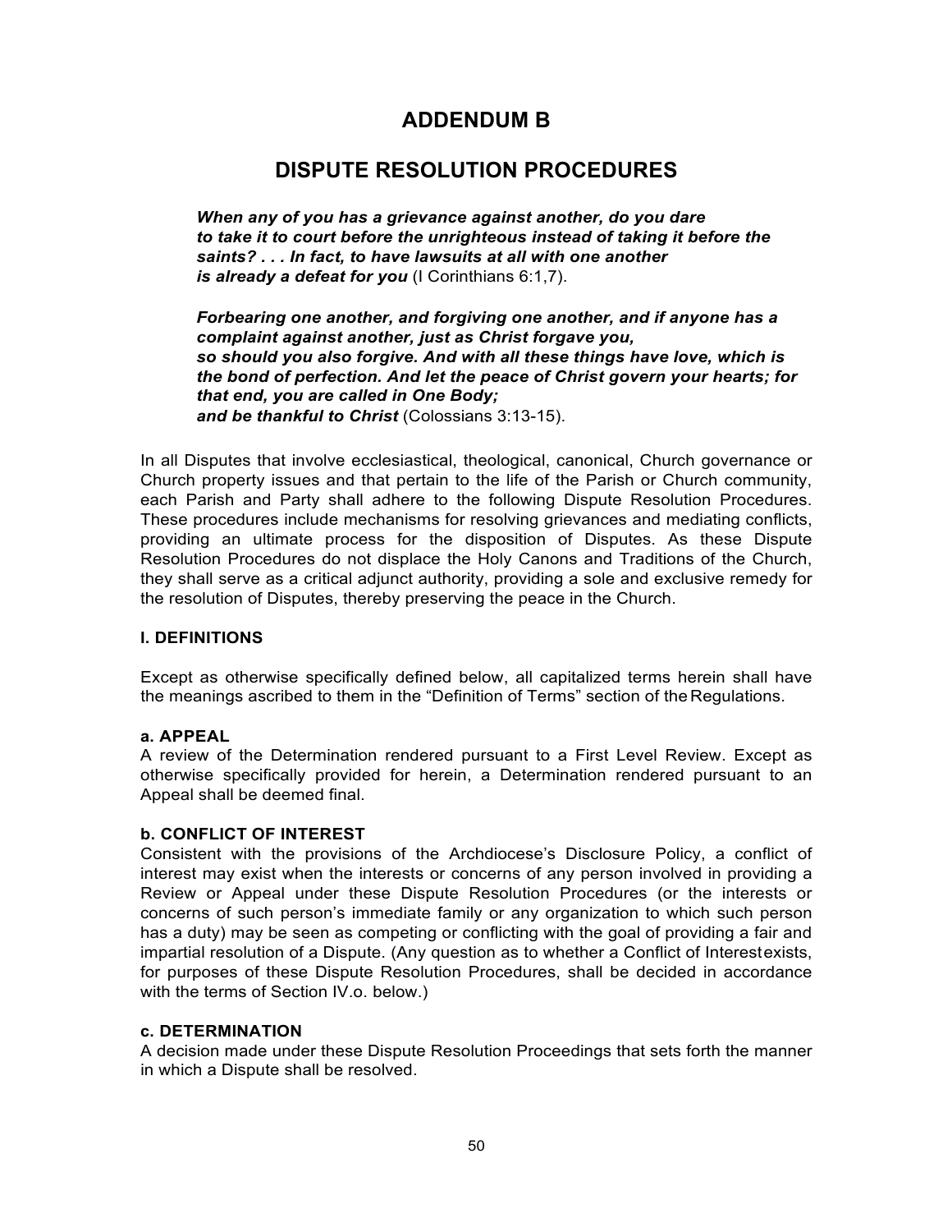# ADDENDUM B

# DISPUTE RESOLUTION PROCEDURES

> ***When any of you has a grievance against another, do you dare to take it to court before the unrighteous instead of taking it before the saints? . . . In fact, to have lawsuits at all with one another is already a defeat for you*** (I Corinthians 6:1,7).
>
> ***Forbearing one another, and forgiving one another, and if anyone has a complaint against another, just as Christ forgave you, so should you also forgive. And with all these things have love, which is the bond of perfection. And let the peace of Christ govern your hearts; for that end, you are called in One Body; and be thankful to Christ*** (Colossians 3:13-15).

In all Disputes that involve ecclesiastical, theological, canonical, Church governance or Church property issues and that pertain to the life of the Parish or Church community, each Parish and Party shall adhere to the following Dispute Resolution Procedures. These procedures include mechanisms for resolving grievances and mediating conflicts, providing an ultimate process for the disposition of Disputes. As these Dispute Resolution Procedures do not displace the Holy Canons and Traditions of the Church, they shall serve as a critical adjunct authority, providing a sole and exclusive remedy for the resolution of Disputes, thereby preserving the peace in the Church.

**I. DEFINITIONS**

Except as otherwise specifically defined below, all capitalized terms herein shall have the meanings ascribed to them in the "Definition of Terms" section of the Regulations.

**a. APPEAL**
A review of the Determination rendered pursuant to a First Level Review. Except as otherwise specifically provided for herein, a Determination rendered pursuant to an Appeal shall be deemed final.

**b. CONFLICT OF INTEREST**
Consistent with the provisions of the Archdiocese's Disclosure Policy, a conflict of interest may exist when the interests or concerns of any person involved in providing a Review or Appeal under these Dispute Resolution Procedures (or the interests or concerns of such person's immediate family or any organization to which such person has a duty) may be seen as competing or conflicting with the goal of providing a fair and impartial resolution of a Dispute. (Any question as to whether a Conflict of Interest exists, for purposes of these Dispute Resolution Procedures, shall be decided in accordance with the terms of Section IV.o. below.)

**c. DETERMINATION**
A decision made under these Dispute Resolution Proceedings that sets forth the manner in which a Dispute shall be resolved.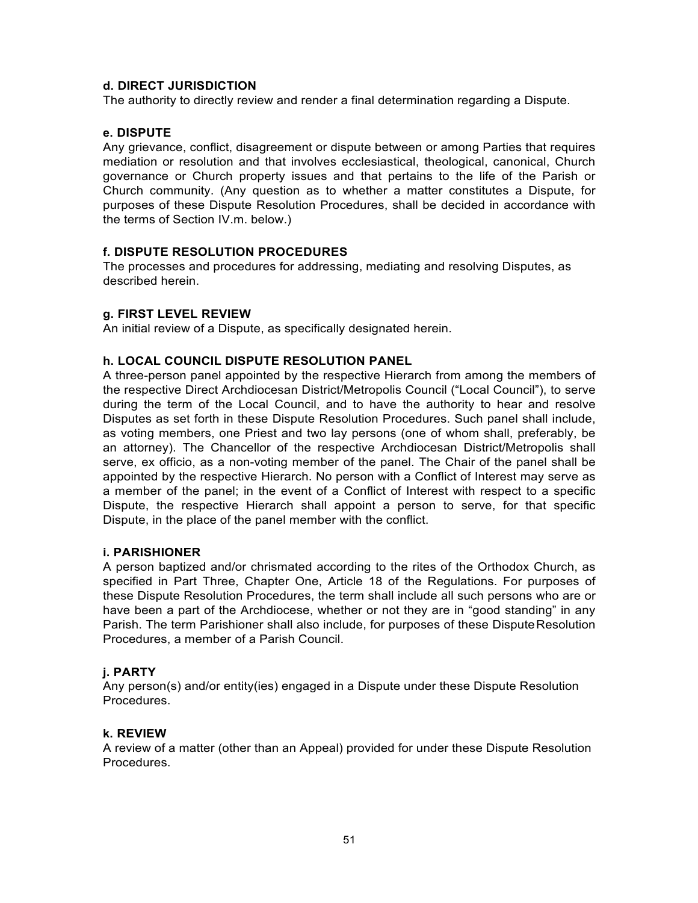#### d. DIRECT JURISDICTION

The authority to directly review and render a final determination regarding a Dispute.

#### e. DISPUTE

Any grievance, conflict, disagreement or dispute between or among Parties that requires mediation or resolution and that involves ecclesiastical, theological, canonical, Church governance or Church property issues and that pertains to the life of the Parish or Church community. (Any question as to whether a matter constitutes a Dispute, for purposes of these Dispute Resolution Procedures, shall be decided in accordance with the terms of Section IV.m. below.)

#### f. DISPUTE RESOLUTION PROCEDURES

The processes and procedures for addressing, mediating and resolving Disputes, as described herein.

#### g. FIRST LEVEL REVIEW

An initial review of a Dispute, as specifically designated herein.

#### h. LOCAL COUNCIL DISPUTE RESOLUTION PANEL

A three-person panel appointed by the respective Hierarch from among the members of the respective Direct Archdiocesan District/Metropolis Council ("Local Council"), to serve during the term of the Local Council, and to have the authority to hear and resolve Disputes as set forth in these Dispute Resolution Procedures. Such panel shall include, as voting members, one Priest and two lay persons (one of whom shall, preferably, be an attorney). The Chancellor of the respective Archdiocesan District/Metropolis shall serve, ex officio, as a non-voting member of the panel. The Chair of the panel shall be appointed by the respective Hierarch. No person with a Conflict of Interest may serve as a member of the panel; in the event of a Conflict of Interest with respect to a specific Dispute, the respective Hierarch shall appoint a person to serve, for that specific Dispute, in the place of the panel member with the conflict.

#### i. PARISHIONER

A person baptized and/or chrismated according to the rites of the Orthodox Church, as specified in Part Three, Chapter One, Article 18 of the Regulations. For purposes of these Dispute Resolution Procedures, the term shall include all such persons who are or have been a part of the Archdiocese, whether or not they are in "good standing" in any Parish. The term Parishioner shall also include, for purposes of these Dispute Resolution Procedures, a member of a Parish Council.

#### j. PARTY

Any person(s) and/or entity(ies) engaged in a Dispute under these Dispute Resolution Procedures.

#### k. REVIEW

A review of a matter (other than an Appeal) provided for under these Dispute Resolution Procedures.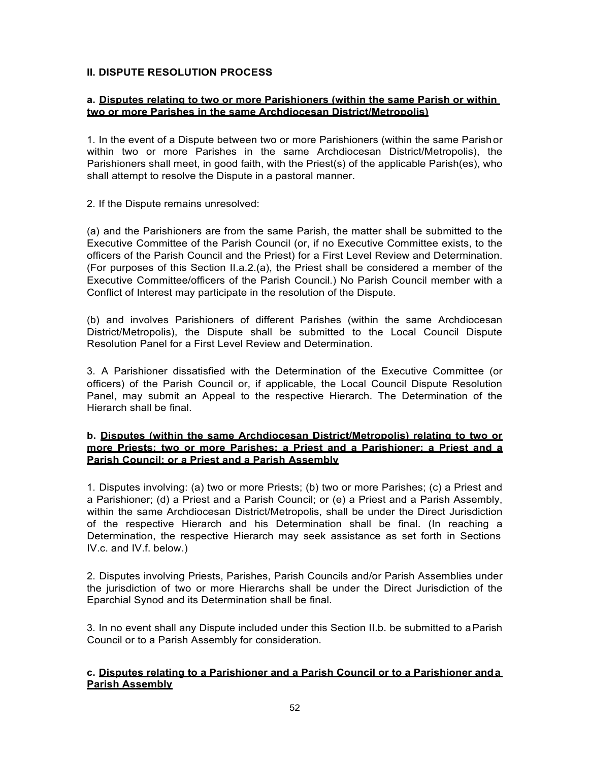## II. DISPUTE RESOLUTION PROCESS

### a. Disputes relating to two or more Parishioners (within the same Parish or within two or more Parishes in the same Archdiocesan District/Metropolis)

1. In the event of a Dispute between two or more Parishioners (within the same Parish or within two or more Parishes in the same Archdiocesan District/Metropolis), the Parishioners shall meet, in good faith, with the Priest(s) of the applicable Parish(es), who shall attempt to resolve the Dispute in a pastoral manner.

2. If the Dispute remains unresolved:

(a) and the Parishioners are from the same Parish, the matter shall be submitted to the Executive Committee of the Parish Council (or, if no Executive Committee exists, to the officers of the Parish Council and the Priest) for a First Level Review and Determination. (For purposes of this Section II.a.2.(a), the Priest shall be considered a member of the Executive Committee/officers of the Parish Council.) No Parish Council member with a Conflict of Interest may participate in the resolution of the Dispute.

(b) and involves Parishioners of different Parishes (within the same Archdiocesan District/Metropolis), the Dispute shall be submitted to the Local Council Dispute Resolution Panel for a First Level Review and Determination.

3. A Parishioner dissatisfied with the Determination of the Executive Committee (or officers) of the Parish Council or, if applicable, the Local Council Dispute Resolution Panel, may submit an Appeal to the respective Hierarch. The Determination of the Hierarch shall be final.

### b. Disputes (within the same Archdiocesan District/Metropolis) relating to two or more Priests; two or more Parishes; a Priest and a Parishioner; a Priest and a Parish Council; or a Priest and a Parish Assembly

1. Disputes involving: (a) two or more Priests; (b) two or more Parishes; (c) a Priest and a Parishioner; (d) a Priest and a Parish Council; or (e) a Priest and a Parish Assembly, within the same Archdiocesan District/Metropolis, shall be under the Direct Jurisdiction of the respective Hierarch and his Determination shall be final. (In reaching a Determination, the respective Hierarch may seek assistance as set forth in Sections IV.c. and IV.f. below.)

2. Disputes involving Priests, Parishes, Parish Councils and/or Parish Assemblies under the jurisdiction of two or more Hierarchs shall be under the Direct Jurisdiction of the Eparchial Synod and its Determination shall be final.

3. In no event shall any Dispute included under this Section II.b. be submitted to a Parish Council or to a Parish Assembly for consideration.

### c. Disputes relating to a Parishioner and a Parish Council or to a Parishioner and a Parish Assembly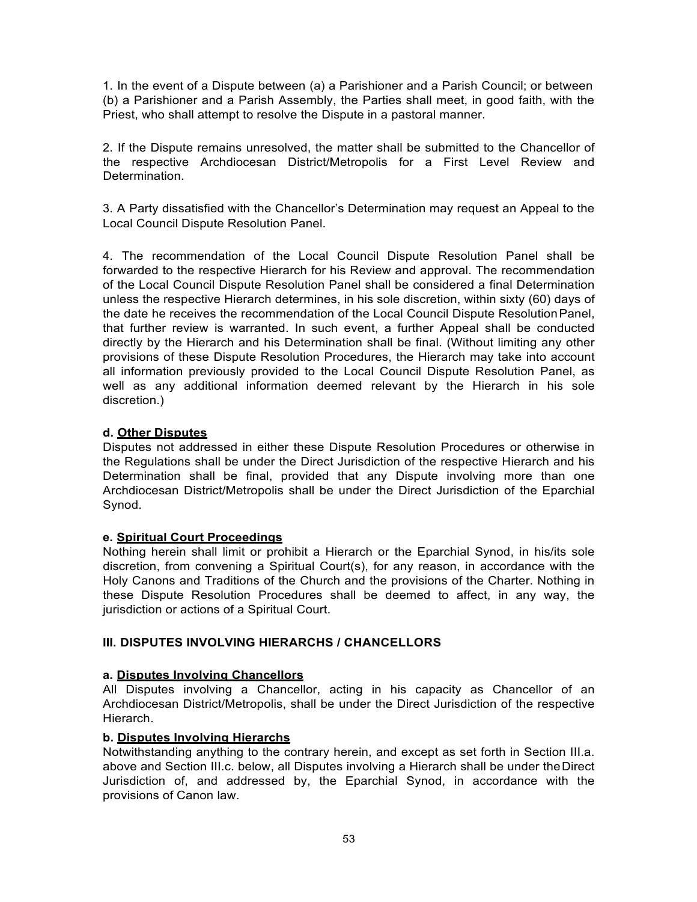1. In the event of a Dispute between (a) a Parishioner and a Parish Council; or between (b) a Parishioner and a Parish Assembly, the Parties shall meet, in good faith, with the Priest, who shall attempt to resolve the Dispute in a pastoral manner.

2. If the Dispute remains unresolved, the matter shall be submitted to the Chancellor of the respective Archdiocesan District/Metropolis for a First Level Review and Determination.

3. A Party dissatisfied with the Chancellor's Determination may request an Appeal to the Local Council Dispute Resolution Panel.

4. The recommendation of the Local Council Dispute Resolution Panel shall be forwarded to the respective Hierarch for his Review and approval. The recommendation of the Local Council Dispute Resolution Panel shall be considered a final Determination unless the respective Hierarch determines, in his sole discretion, within sixty (60) days of the date he receives the recommendation of the Local Council Dispute Resolution Panel, that further review is warranted. In such event, a further Appeal shall be conducted directly by the Hierarch and his Determination shall be final. (Without limiting any other provisions of these Dispute Resolution Procedures, the Hierarch may take into account all information previously provided to the Local Council Dispute Resolution Panel, as well as any additional information deemed relevant by the Hierarch in his sole discretion.)

**d. Other Disputes**

Disputes not addressed in either these Dispute Resolution Procedures or otherwise in the Regulations shall be under the Direct Jurisdiction of the respective Hierarch and his Determination shall be final, provided that any Dispute involving more than one Archdiocesan District/Metropolis shall be under the Direct Jurisdiction of the Eparchial Synod.

**e. Spiritual Court Proceedings**

Nothing herein shall limit or prohibit a Hierarch or the Eparchial Synod, in his/its sole discretion, from convening a Spiritual Court(s), for any reason, in accordance with the Holy Canons and Traditions of the Church and the provisions of the Charter. Nothing in these Dispute Resolution Procedures shall be deemed to affect, in any way, the jurisdiction or actions of a Spiritual Court.

## III. DISPUTES INVOLVING HIERARCHS / CHANCELLORS

**a. Disputes Involving Chancellors**

All Disputes involving a Chancellor, acting in his capacity as Chancellor of an Archdiocesan District/Metropolis, shall be under the Direct Jurisdiction of the respective Hierarch.

**b. Disputes Involving Hierarchs**

Notwithstanding anything to the contrary herein, and except as set forth in Section III.a. above and Section III.c. below, all Disputes involving a Hierarch shall be under the Direct Jurisdiction of, and addressed by, the Eparchial Synod, in accordance with the provisions of Canon law.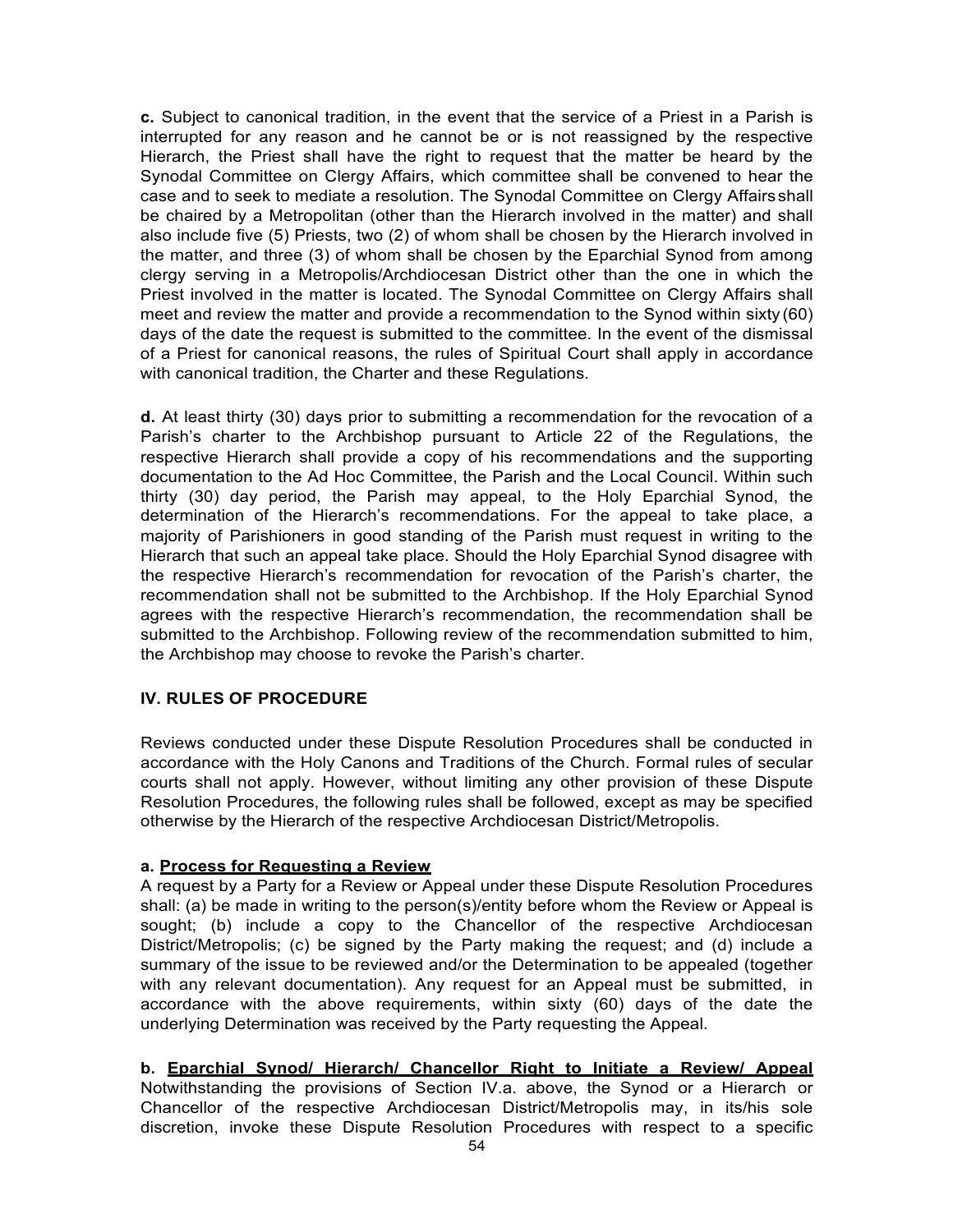**c.** Subject to canonical tradition, in the event that the service of a Priest in a Parish is interrupted for any reason and he cannot be or is not reassigned by the respective Hierarch, the Priest shall have the right to request that the matter be heard by the Synodal Committee on Clergy Affairs, which committee shall be convened to hear the case and to seek to mediate a resolution. The Synodal Committee on Clergy Affairs shall be chaired by a Metropolitan (other than the Hierarch involved in the matter) and shall also include five (5) Priests, two (2) of whom shall be chosen by the Hierarch involved in the matter, and three (3) of whom shall be chosen by the Eparchial Synod from among clergy serving in a Metropolis/Archdiocesan District other than the one in which the Priest involved in the matter is located. The Synodal Committee on Clergy Affairs shall meet and review the matter and provide a recommendation to the Synod within sixty (60) days of the date the request is submitted to the committee. In the event of the dismissal of a Priest for canonical reasons, the rules of Spiritual Court shall apply in accordance with canonical tradition, the Charter and these Regulations.

**d.** At least thirty (30) days prior to submitting a recommendation for the revocation of a Parish's charter to the Archbishop pursuant to Article 22 of the Regulations, the respective Hierarch shall provide a copy of his recommendations and the supporting documentation to the Ad Hoc Committee, the Parish and the Local Council. Within such thirty (30) day period, the Parish may appeal, to the Holy Eparchial Synod, the determination of the Hierarch's recommendations. For the appeal to take place, a majority of Parishioners in good standing of the Parish must request in writing to the Hierarch that such an appeal take place. Should the Holy Eparchial Synod disagree with the respective Hierarch's recommendation for revocation of the Parish's charter, the recommendation shall not be submitted to the Archbishop. If the Holy Eparchial Synod agrees with the respective Hierarch's recommendation, the recommendation shall be submitted to the Archbishop. Following review of the recommendation submitted to him, the Archbishop may choose to revoke the Parish's charter.

## IV. RULES OF PROCEDURE

Reviews conducted under these Dispute Resolution Procedures shall be conducted in accordance with the Holy Canons and Traditions of the Church. Formal rules of secular courts shall not apply. However, without limiting any other provision of these Dispute Resolution Procedures, the following rules shall be followed, except as may be specified otherwise by the Hierarch of the respective Archdiocesan District/Metropolis.

**a. <u>Process for Requesting a Review</u>**
A request by a Party for a Review or Appeal under these Dispute Resolution Procedures shall: (a) be made in writing to the person(s)/entity before whom the Review or Appeal is sought; (b) include a copy to the Chancellor of the respective Archdiocesan District/Metropolis; (c) be signed by the Party making the request; and (d) include a summary of the issue to be reviewed and/or the Determination to be appealed (together with any relevant documentation). Any request for an Appeal must be submitted, in accordance with the above requirements, within sixty (60) days of the date the underlying Determination was received by the Party requesting the Appeal.

**b. <u>Eparchial Synod/ Hierarch/ Chancellor Right to Initiate a Review/ Appeal</u>**
Notwithstanding the provisions of Section IV.a. above, the Synod or a Hierarch or Chancellor of the respective Archdiocesan District/Metropolis may, in its/his sole discretion, invoke these Dispute Resolution Procedures with respect to a specific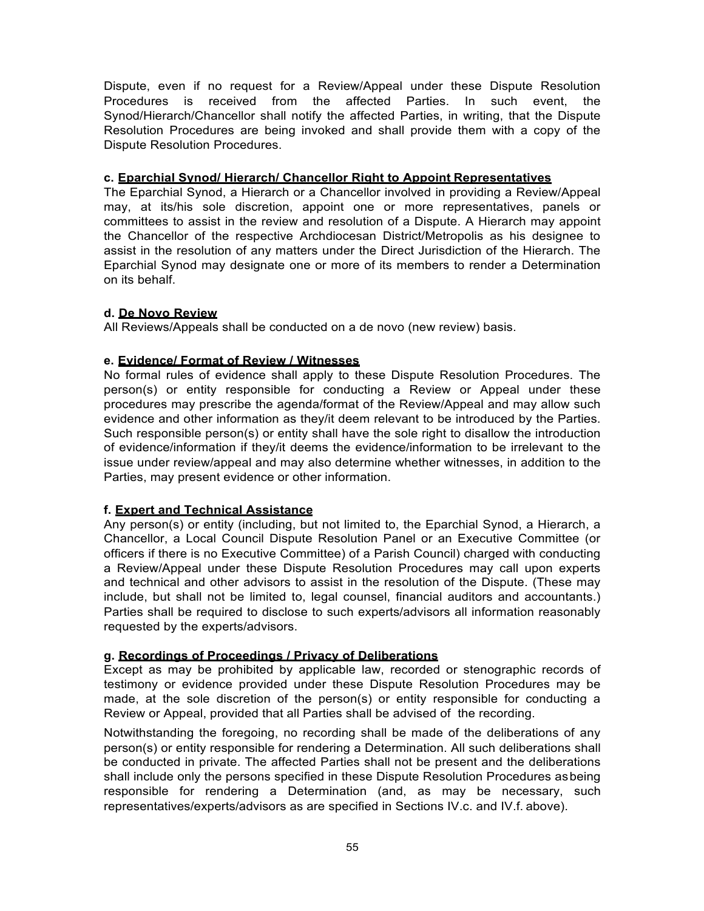Dispute, even if no request for a Review/Appeal under these Dispute Resolution Procedures is received from the affected Parties. In such event, the Synod/Hierarch/Chancellor shall notify the affected Parties, in writing, that the Dispute Resolution Procedures are being invoked and shall provide them with a copy of the Dispute Resolution Procedures.

**c. <u>Eparchial Synod/ Hierarch/ Chancellor Right to Appoint Representatives</u>**

The Eparchial Synod, a Hierarch or a Chancellor involved in providing a Review/Appeal may, at its/his sole discretion, appoint one or more representatives, panels or committees to assist in the review and resolution of a Dispute. A Hierarch may appoint the Chancellor of the respective Archdiocesan District/Metropolis as his designee to assist in the resolution of any matters under the Direct Jurisdiction of the Hierarch. The Eparchial Synod may designate one or more of its members to render a Determination on its behalf.

**d. <u>De Novo Review</u>**

All Reviews/Appeals shall be conducted on a de novo (new review) basis.

**e. <u>Evidence/ Format of Review / Witnesses</u>**

No formal rules of evidence shall apply to these Dispute Resolution Procedures. The person(s) or entity responsible for conducting a Review or Appeal under these procedures may prescribe the agenda/format of the Review/Appeal and may allow such evidence and other information as they/it deem relevant to be introduced by the Parties. Such responsible person(s) or entity shall have the sole right to disallow the introduction of evidence/information if they/it deems the evidence/information to be irrelevant to the issue under review/appeal and may also determine whether witnesses, in addition to the Parties, may present evidence or other information.

**f. <u>Expert and Technical Assistance</u>**

Any person(s) or entity (including, but not limited to, the Eparchial Synod, a Hierarch, a Chancellor, a Local Council Dispute Resolution Panel or an Executive Committee (or officers if there is no Executive Committee) of a Parish Council) charged with conducting a Review/Appeal under these Dispute Resolution Procedures may call upon experts and technical and other advisors to assist in the resolution of the Dispute. (These may include, but shall not be limited to, legal counsel, financial auditors and accountants.) Parties shall be required to disclose to such experts/advisors all information reasonably requested by the experts/advisors.

**g. <u>Recordings of Proceedings / Privacy of Deliberations</u>**

Except as may be prohibited by applicable law, recorded or stenographic records of testimony or evidence provided under these Dispute Resolution Procedures may be made, at the sole discretion of the person(s) or entity responsible for conducting a Review or Appeal, provided that all Parties shall be advised of the recording.

Notwithstanding the foregoing, no recording shall be made of the deliberations of any person(s) or entity responsible for rendering a Determination. All such deliberations shall be conducted in private. The affected Parties shall not be present and the deliberations shall include only the persons specified in these Dispute Resolution Procedures as being responsible for rendering a Determination (and, as may be necessary, such representatives/experts/advisors as are specified in Sections IV.c. and IV.f. above).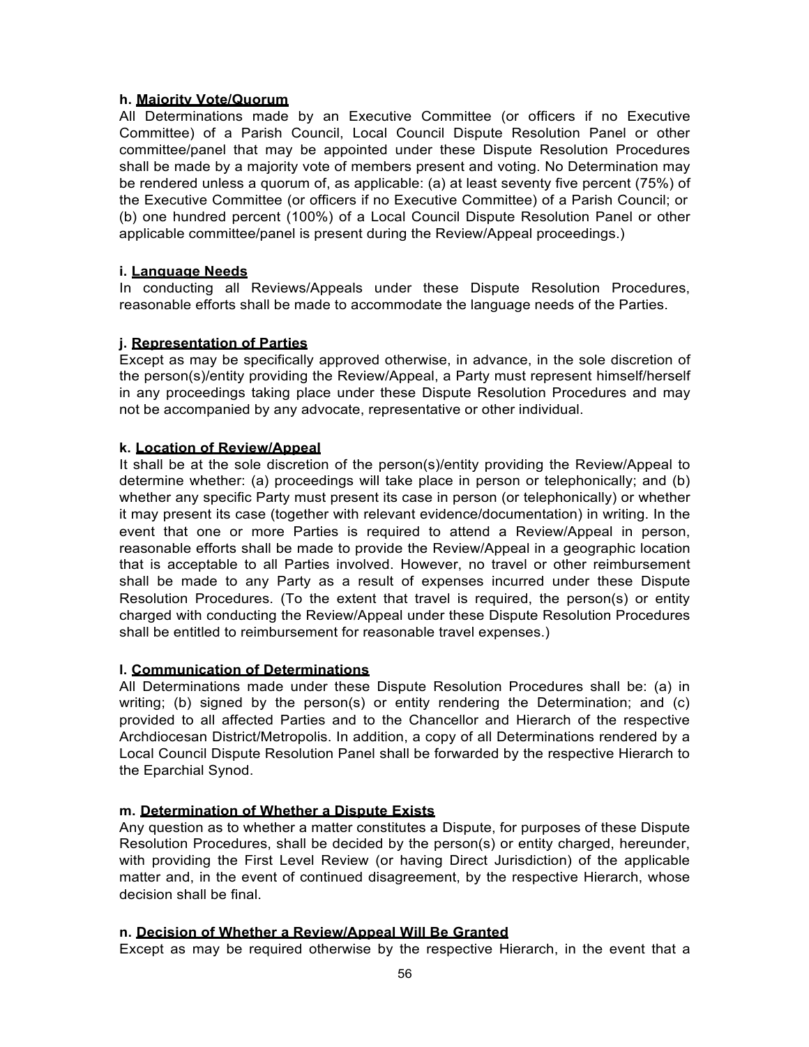**h. Majority Vote/Quorum**

All Determinations made by an Executive Committee (or officers if no Executive Committee) of a Parish Council, Local Council Dispute Resolution Panel or other committee/panel that may be appointed under these Dispute Resolution Procedures shall be made by a majority vote of members present and voting. No Determination may be rendered unless a quorum of, as applicable: (a) at least seventy five percent (75%) of the Executive Committee (or officers if no Executive Committee) of a Parish Council; or (b) one hundred percent (100%) of a Local Council Dispute Resolution Panel or other applicable committee/panel is present during the Review/Appeal proceedings.)

**i. Language Needs**

In conducting all Reviews/Appeals under these Dispute Resolution Procedures, reasonable efforts shall be made to accommodate the language needs of the Parties.

**j. Representation of Parties**

Except as may be specifically approved otherwise, in advance, in the sole discretion of the person(s)/entity providing the Review/Appeal, a Party must represent himself/herself in any proceedings taking place under these Dispute Resolution Procedures and may not be accompanied by any advocate, representative or other individual.

**k. Location of Review/Appeal**

It shall be at the sole discretion of the person(s)/entity providing the Review/Appeal to determine whether: (a) proceedings will take place in person or telephonically; and (b) whether any specific Party must present its case in person (or telephonically) or whether it may present its case (together with relevant evidence/documentation) in writing. In the event that one or more Parties is required to attend a Review/Appeal in person, reasonable efforts shall be made to provide the Review/Appeal in a geographic location that is acceptable to all Parties involved. However, no travel or other reimbursement shall be made to any Party as a result of expenses incurred under these Dispute Resolution Procedures. (To the extent that travel is required, the person(s) or entity charged with conducting the Review/Appeal under these Dispute Resolution Procedures shall be entitled to reimbursement for reasonable travel expenses.)

**l. Communication of Determinations**

All Determinations made under these Dispute Resolution Procedures shall be: (a) in writing; (b) signed by the person(s) or entity rendering the Determination; and (c) provided to all affected Parties and to the Chancellor and Hierarch of the respective Archdiocesan District/Metropolis. In addition, a copy of all Determinations rendered by a Local Council Dispute Resolution Panel shall be forwarded by the respective Hierarch to the Eparchial Synod.

**m. Determination of Whether a Dispute Exists**

Any question as to whether a matter constitutes a Dispute, for purposes of these Dispute Resolution Procedures, shall be decided by the person(s) or entity charged, hereunder, with providing the First Level Review (or having Direct Jurisdiction) of the applicable matter and, in the event of continued disagreement, by the respective Hierarch, whose decision shall be final.

**n. Decision of Whether a Review/Appeal Will Be Granted**

Except as may be required otherwise by the respective Hierarch, in the event that a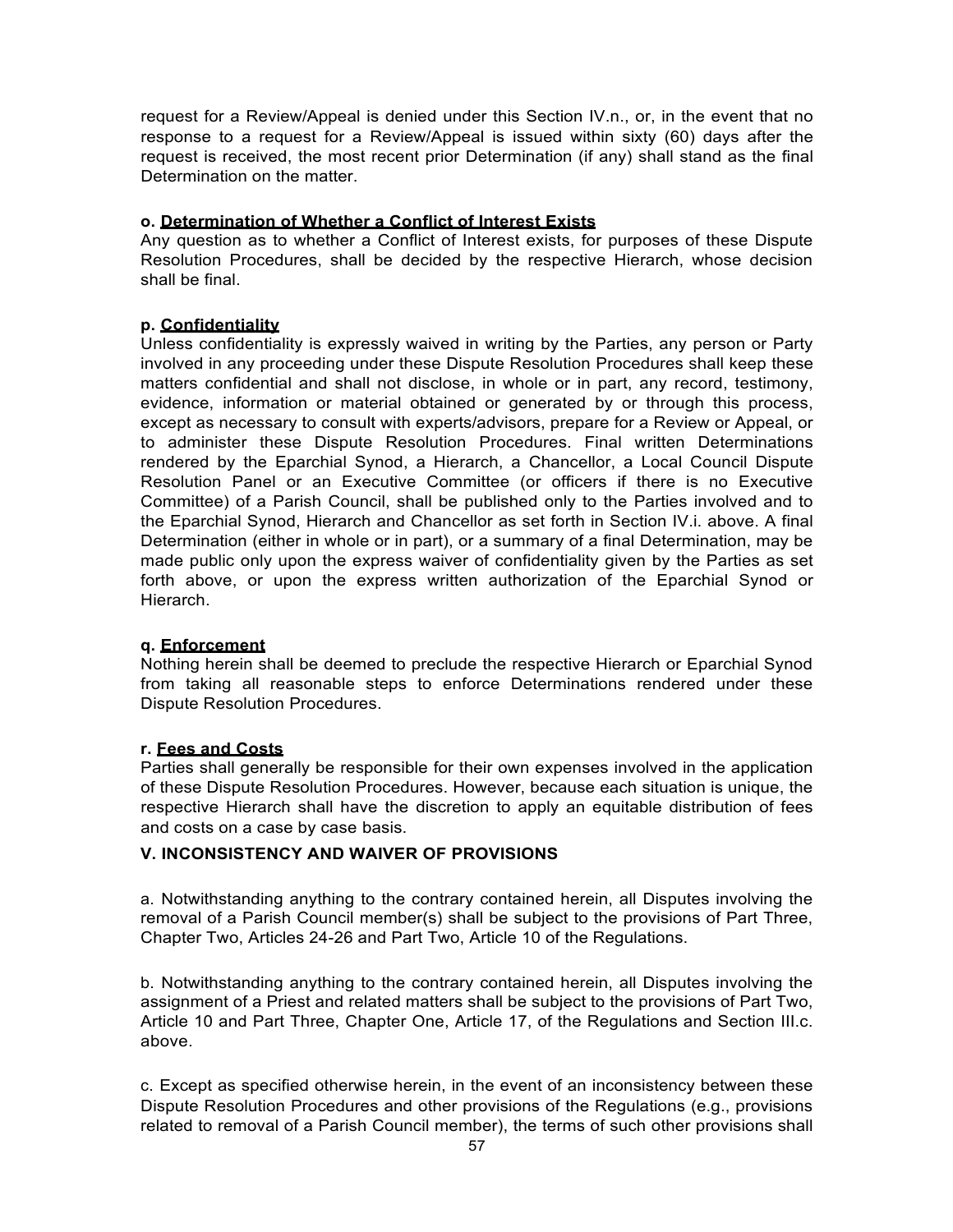request for a Review/Appeal is denied under this Section IV.n., or, in the event that no response to a request for a Review/Appeal is issued within sixty (60) days after the request is received, the most recent prior Determination (if any) shall stand as the final Determination on the matter.

**o. Determination of Whether a Conflict of Interest Exists**

Any question as to whether a Conflict of Interest exists, for purposes of these Dispute Resolution Procedures, shall be decided by the respective Hierarch, whose decision shall be final.

**p. Confidentiality**

Unless confidentiality is expressly waived in writing by the Parties, any person or Party involved in any proceeding under these Dispute Resolution Procedures shall keep these matters confidential and shall not disclose, in whole or in part, any record, testimony, evidence, information or material obtained or generated by or through this process, except as necessary to consult with experts/advisors, prepare for a Review or Appeal, or to administer these Dispute Resolution Procedures. Final written Determinations rendered by the Eparchial Synod, a Hierarch, a Chancellor, a Local Council Dispute Resolution Panel or an Executive Committee (or officers if there is no Executive Committee) of a Parish Council, shall be published only to the Parties involved and to the Eparchial Synod, Hierarch and Chancellor as set forth in Section IV.i. above. A final Determination (either in whole or in part), or a summary of a final Determination, may be made public only upon the express waiver of confidentiality given by the Parties as set forth above, or upon the express written authorization of the Eparchial Synod or Hierarch.

**q. Enforcement**

Nothing herein shall be deemed to preclude the respective Hierarch or Eparchial Synod from taking all reasonable steps to enforce Determinations rendered under these Dispute Resolution Procedures.

**r. Fees and Costs**

Parties shall generally be responsible for their own expenses involved in the application of these Dispute Resolution Procedures. However, because each situation is unique, the respective Hierarch shall have the discretion to apply an equitable distribution of fees and costs on a case by case basis.

## V. INCONSISTENCY AND WAIVER OF PROVISIONS

a. Notwithstanding anything to the contrary contained herein, all Disputes involving the removal of a Parish Council member(s) shall be subject to the provisions of Part Three, Chapter Two, Articles 24-26 and Part Two, Article 10 of the Regulations.

b. Notwithstanding anything to the contrary contained herein, all Disputes involving the assignment of a Priest and related matters shall be subject to the provisions of Part Two, Article 10 and Part Three, Chapter One, Article 17, of the Regulations and Section III.c. above.

c. Except as specified otherwise herein, in the event of an inconsistency between these Dispute Resolution Procedures and other provisions of the Regulations (e.g., provisions related to removal of a Parish Council member), the terms of such other provisions shall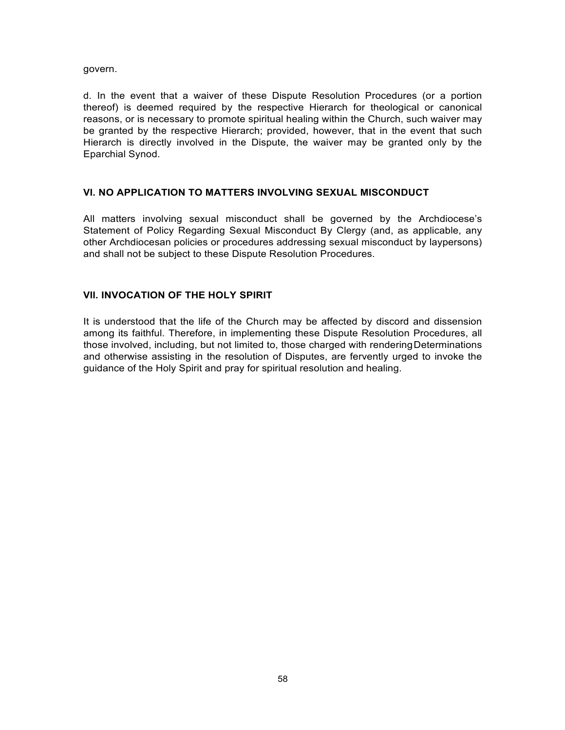govern.

d. In the event that a waiver of these Dispute Resolution Procedures (or a portion thereof) is deemed required by the respective Hierarch for theological or canonical reasons, or is necessary to promote spiritual healing within the Church, such waiver may be granted by the respective Hierarch; provided, however, that in the event that such Hierarch is directly involved in the Dispute, the waiver may be granted only by the Eparchial Synod.

## VI. NO APPLICATION TO MATTERS INVOLVING SEXUAL MISCONDUCT

All matters involving sexual misconduct shall be governed by the Archdiocese's Statement of Policy Regarding Sexual Misconduct By Clergy (and, as applicable, any other Archdiocesan policies or procedures addressing sexual misconduct by laypersons) and shall not be subject to these Dispute Resolution Procedures.

## VII. INVOCATION OF THE HOLY SPIRIT

It is understood that the life of the Church may be affected by discord and dissension among its faithful. Therefore, in implementing these Dispute Resolution Procedures, all those involved, including, but not limited to, those charged with rendering Determinations and otherwise assisting in the resolution of Disputes, are fervently urged to invoke the guidance of the Holy Spirit and pray for spiritual resolution and healing.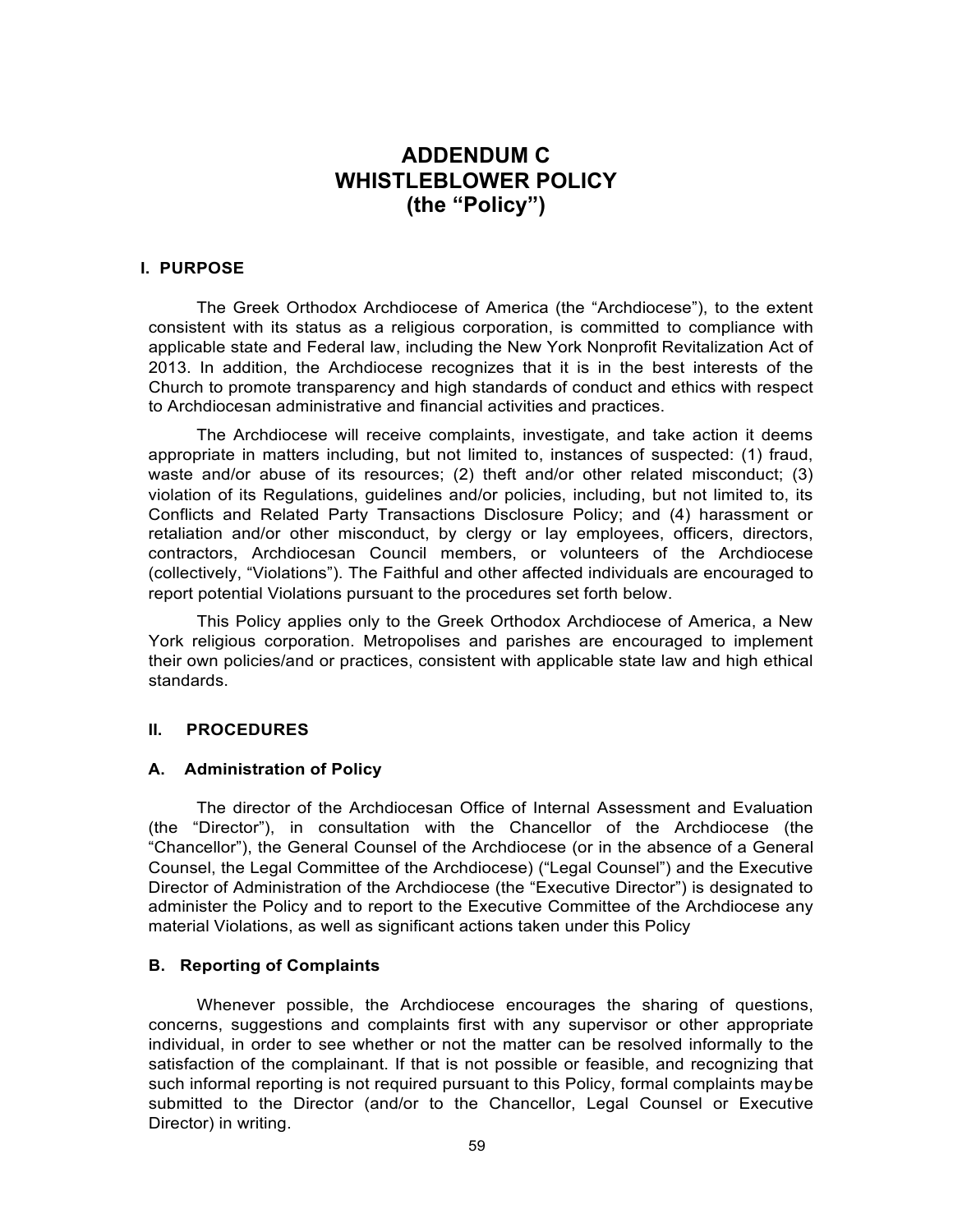# ADDENDUM C
# WHISTLEBLOWER POLICY
# (the "Policy")

## I. PURPOSE

The Greek Orthodox Archdiocese of America (the "Archdiocese"), to the extent consistent with its status as a religious corporation, is committed to compliance with applicable state and Federal law, including the New York Nonprofit Revitalization Act of 2013. In addition, the Archdiocese recognizes that it is in the best interests of the Church to promote transparency and high standards of conduct and ethics with respect to Archdiocesan administrative and financial activities and practices.

The Archdiocese will receive complaints, investigate, and take action it deems appropriate in matters including, but not limited to, instances of suspected: (1) fraud, waste and/or abuse of its resources; (2) theft and/or other related misconduct; (3) violation of its Regulations, guidelines and/or policies, including, but not limited to, its Conflicts and Related Party Transactions Disclosure Policy; and (4) harassment or retaliation and/or other misconduct, by clergy or lay employees, officers, directors, contractors, Archdiocesan Council members, or volunteers of the Archdiocese (collectively, "Violations"). The Faithful and other affected individuals are encouraged to report potential Violations pursuant to the procedures set forth below.

This Policy applies only to the Greek Orthodox Archdiocese of America, a New York religious corporation. Metropolises and parishes are encouraged to implement their own policies/and or practices, consistent with applicable state law and high ethical standards.

## II. PROCEDURES

### A. Administration of Policy

The director of the Archdiocesan Office of Internal Assessment and Evaluation (the "Director"), in consultation with the Chancellor of the Archdiocese (the "Chancellor"), the General Counsel of the Archdiocese (or in the absence of a General Counsel, the Legal Committee of the Archdiocese) ("Legal Counsel") and the Executive Director of Administration of the Archdiocese (the "Executive Director") is designated to administer the Policy and to report to the Executive Committee of the Archdiocese any material Violations, as well as significant actions taken under this Policy

### B. Reporting of Complaints

Whenever possible, the Archdiocese encourages the sharing of questions, concerns, suggestions and complaints first with any supervisor or other appropriate individual, in order to see whether or not the matter can be resolved informally to the satisfaction of the complainant. If that is not possible or feasible, and recognizing that such informal reporting is not required pursuant to this Policy, formal complaints may be submitted to the Director (and/or to the Chancellor, Legal Counsel or Executive Director) in writing.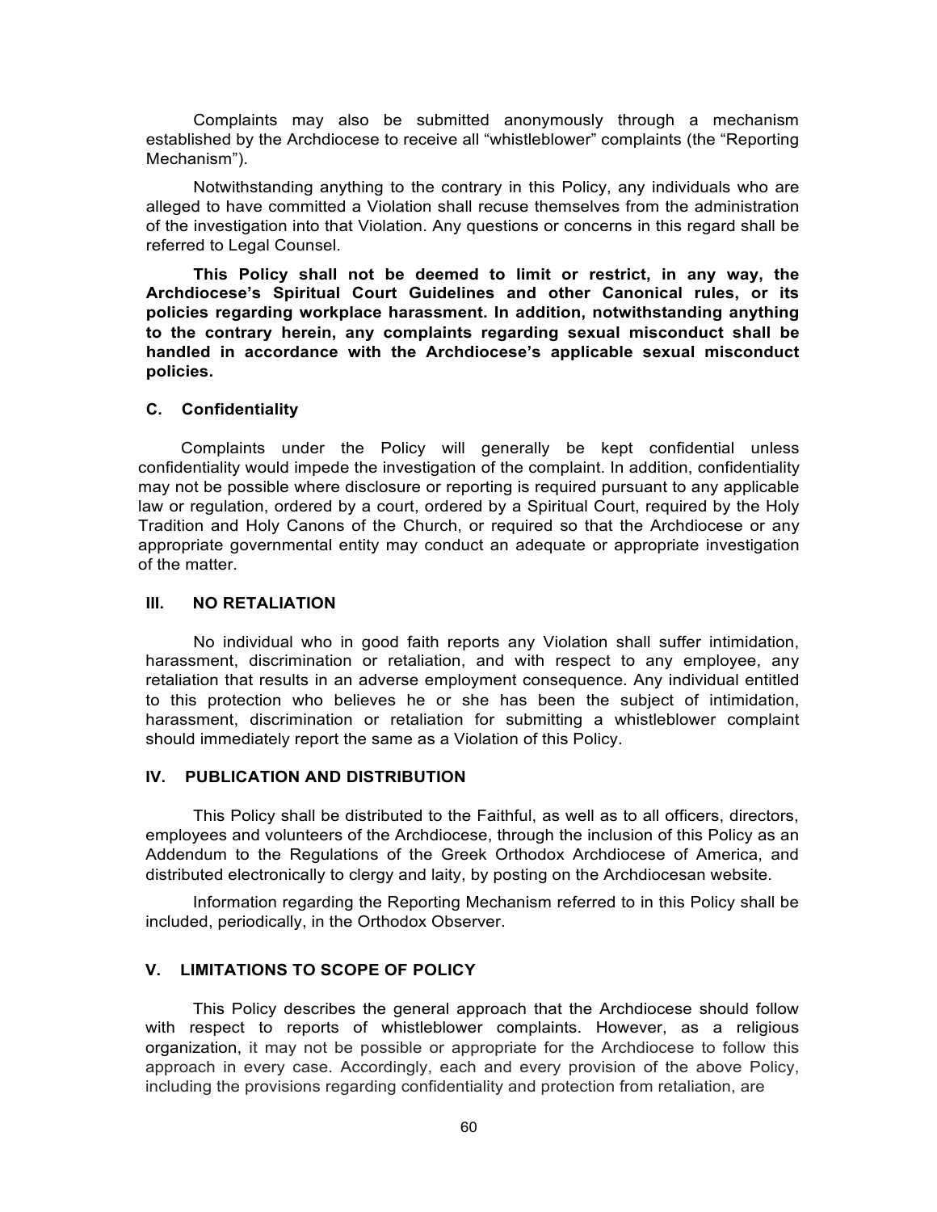Complaints may also be submitted anonymously through a mechanism established by the Archdiocese to receive all "whistleblower" complaints (the "Reporting Mechanism").

Notwithstanding anything to the contrary in this Policy, any individuals who are alleged to have committed a Violation shall recuse themselves from the administration of the investigation into that Violation. Any questions or concerns in this regard shall be referred to Legal Counsel.

**This Policy shall not be deemed to limit or restrict, in any way, the Archdiocese's Spiritual Court Guidelines and other Canonical rules, or its policies regarding workplace harassment. In addition, notwithstanding anything to the contrary herein, any complaints regarding sexual misconduct shall be handled in accordance with the Archdiocese's applicable sexual misconduct policies.**

### C. Confidentiality

Complaints under the Policy will generally be kept confidential unless confidentiality would impede the investigation of the complaint. In addition, confidentiality may not be possible where disclosure or reporting is required pursuant to any applicable law or regulation, ordered by a court, ordered by a Spiritual Court, required by the Holy Tradition and Holy Canons of the Church, or required so that the Archdiocese or any appropriate governmental entity may conduct an adequate or appropriate investigation of the matter.

## III. NO RETALIATION

No individual who in good faith reports any Violation shall suffer intimidation, harassment, discrimination or retaliation, and with respect to any employee, any retaliation that results in an adverse employment consequence. Any individual entitled to this protection who believes he or she has been the subject of intimidation, harassment, discrimination or retaliation for submitting a whistleblower complaint should immediately report the same as a Violation of this Policy.

## IV. PUBLICATION AND DISTRIBUTION

This Policy shall be distributed to the Faithful, as well as to all officers, directors, employees and volunteers of the Archdiocese, through the inclusion of this Policy as an Addendum to the Regulations of the Greek Orthodox Archdiocese of America, and distributed electronically to clergy and laity, by posting on the Archdiocesan website.

Information regarding the Reporting Mechanism referred to in this Policy shall be included, periodically, in the Orthodox Observer.

## V. LIMITATIONS TO SCOPE OF POLICY

This Policy describes the general approach that the Archdiocese should follow with respect to reports of whistleblower complaints. However, as a religious organization, it may not be possible or appropriate for the Archdiocese to follow this approach in every case. Accordingly, each and every provision of the above Policy, including the provisions regarding confidentiality and protection from retaliation, are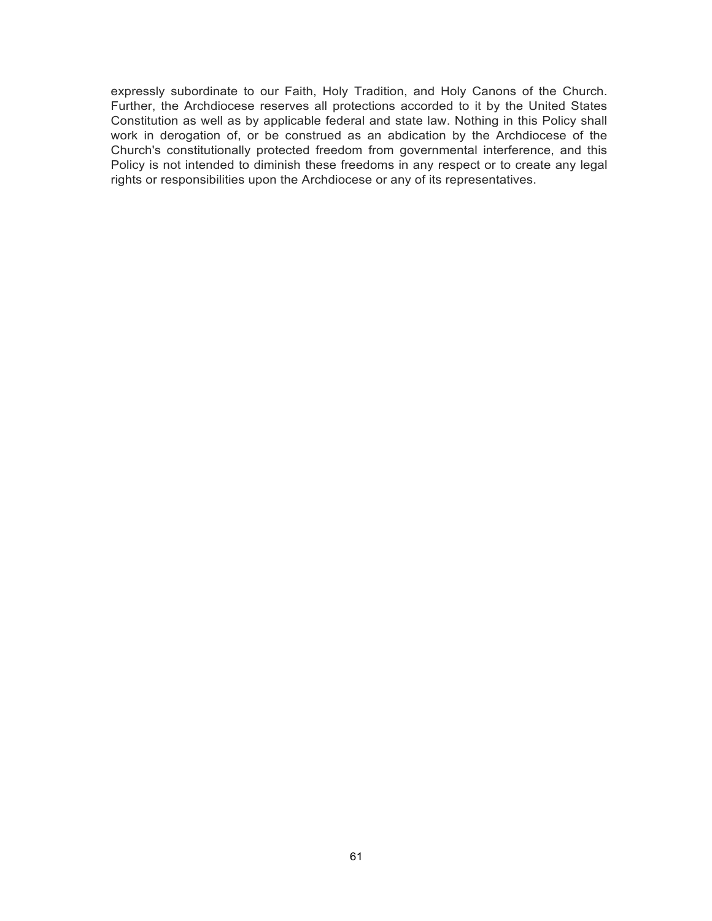expressly subordinate to our Faith, Holy Tradition, and Holy Canons of the Church. Further, the Archdiocese reserves all protections accorded to it by the United States Constitution as well as by applicable federal and state law. Nothing in this Policy shall work in derogation of, or be construed as an abdication by the Archdiocese of the Church's constitutionally protected freedom from governmental interference, and this Policy is not intended to diminish these freedoms in any respect or to create any legal rights or responsibilities upon the Archdiocese or any of its representatives.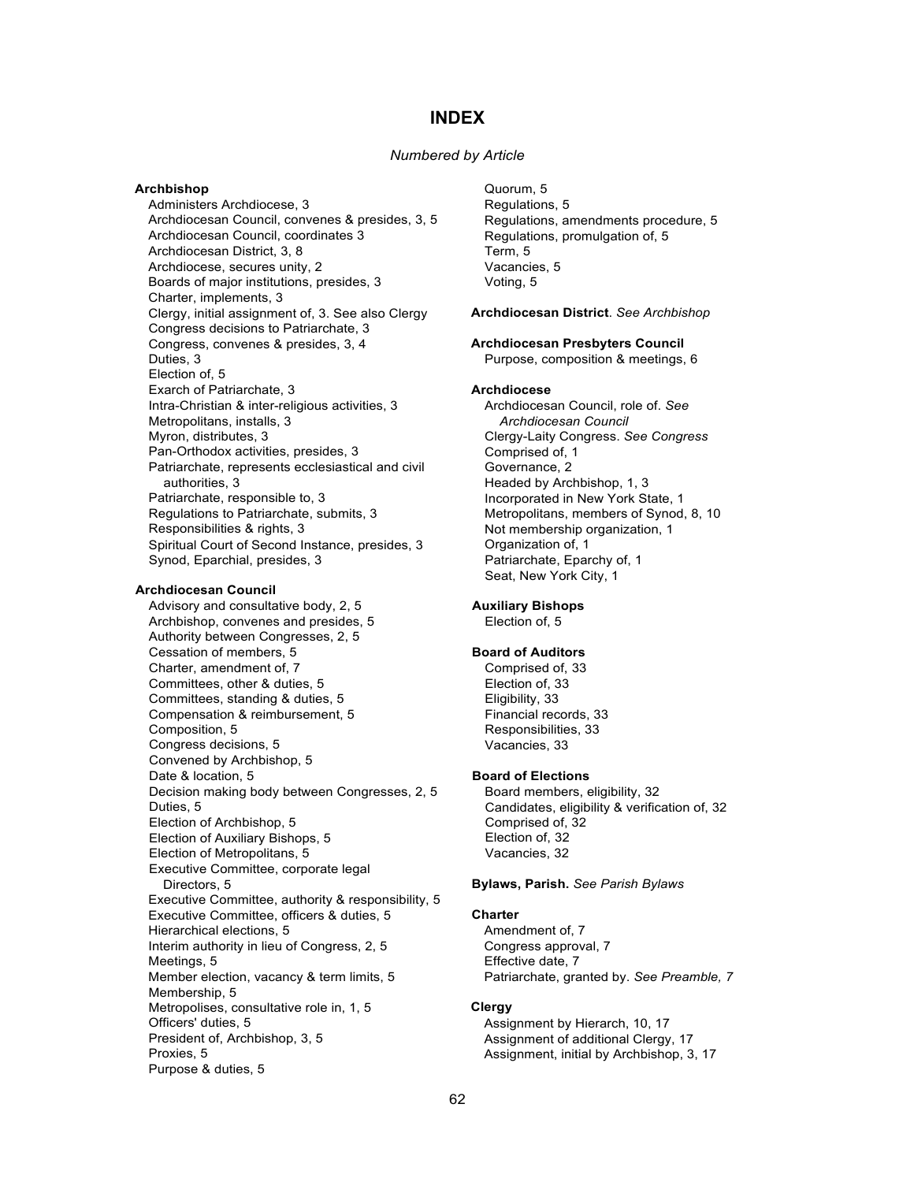# INDEX

*Numbered by Article*

**Archbishop**

Administers Archdiocese, 3
Archdiocesan Council, convenes & presides, 3, 5
Archdiocesan Council, coordinates 3
Archdiocesan District, 3, 8
Archdiocese, secures unity, 2
Boards of major institutions, presides, 3
Charter, implements, 3
Clergy, initial assignment of, 3. See also Clergy
Congress decisions to Patriarchate, 3
Congress, convenes & presides, 3, 4
Duties, 3
Election of, 5
Exarch of Patriarchate, 3
Intra-Christian & inter-religious activities, 3
Metropolitans, installs, 3
Myron, distributes, 3
Pan-Orthodox activities, presides, 3
Patriarchate, represents ecclesiastical and civil authorities, 3
Patriarchate, responsible to, 3
Regulations to Patriarchate, submits, 3
Responsibilities & rights, 3
Spiritual Court of Second Instance, presides, 3
Synod, Eparchial, presides, 3

**Archdiocesan Council**

Advisory and consultative body, 2, 5
Archbishop, convenes and presides, 5
Authority between Congresses, 2, 5
Cessation of members, 5
Charter, amendment of, 7
Committees, other & duties, 5
Committees, standing & duties, 5
Compensation & reimbursement, 5
Composition, 5
Congress decisions, 5
Convened by Archbishop, 5
Date & location, 5
Decision making body between Congresses, 2, 5
Duties, 5
Election of Archbishop, 5
Election of Auxiliary Bishops, 5
Election of Metropolitans, 5
Executive Committee, corporate legal Directors, 5
Executive Committee, authority & responsibility, 5
Executive Committee, officers & duties, 5
Hierarchical elections, 5
Interim authority in lieu of Congress, 2, 5
Meetings, 5
Member election, vacancy & term limits, 5
Membership, 5
Metropolises, consultative role in, 1, 5
Officers' duties, 5
President of, Archbishop, 3, 5
Proxies, 5
Purpose & duties, 5
Quorum, 5
Regulations, 5
Regulations, amendments procedure, 5
Regulations, promulgation of, 5
Term, 5
Vacancies, 5
Voting, 5

**Archdiocesan District**. *See Archbishop*

**Archdiocesan Presbyters Council**

Purpose, composition & meetings, 6

**Archdiocese**

Archdiocesan Council, role of. *See Archdiocesan Council*
Clergy-Laity Congress. *See Congress*
Comprised of, 1
Governance, 2
Headed by Archbishop, 1, 3
Incorporated in New York State, 1
Metropolitans, members of Synod, 8, 10
Not membership organization, 1
Organization of, 1
Patriarchate, Eparchy of, 1
Seat, New York City, 1

**Auxiliary Bishops**

Election of, 5

**Board of Auditors**

Comprised of, 33
Election of, 33
Eligibility, 33
Financial records, 33
Responsibilities, 33
Vacancies, 33

**Board of Elections**

Board members, eligibility, 32
Candidates, eligibility & verification of, 32
Comprised of, 32
Election of, 32
Vacancies, 32

**Bylaws, Parish.** *See Parish Bylaws*

**Charter**

Amendment of, 7
Congress approval, 7
Effective date, 7
Patriarchate, granted by. *See Preamble, 7*

**Clergy**

Assignment by Hierarch, 10, 17
Assignment of additional Clergy, 17
Assignment, initial by Archbishop, 3, 17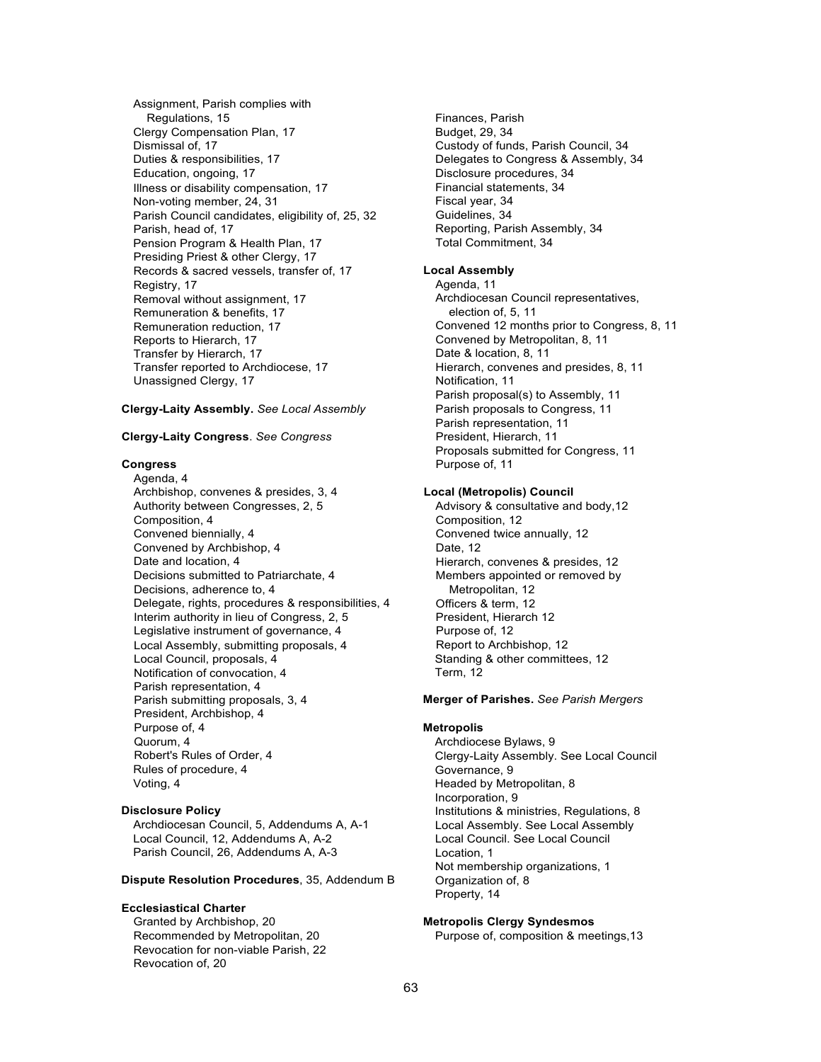Assignment, Parish complies with Regulations, 15
Clergy Compensation Plan, 17
Dismissal of, 17
Duties & responsibilities, 17
Education, ongoing, 17
Illness or disability compensation, 17
Non-voting member, 24, 31
Parish Council candidates, eligibility of, 25, 32
Parish, head of, 17
Pension Program & Health Plan, 17
Presiding Priest & other Clergy, 17
Records & sacred vessels, transfer of, 17
Registry, 17
Removal without assignment, 17
Remuneration & benefits, 17
Remuneration reduction, 17
Reports to Hierarch, 17
Transfer by Hierarch, 17
Transfer reported to Archdiocese, 17
Unassigned Clergy, 17

**Clergy-Laity Assembly.** *See Local Assembly*

**Clergy-Laity Congress**. *See Congress*

**Congress**
Agenda, 4
Archbishop, convenes & presides, 3, 4
Authority between Congresses, 2, 5
Composition, 4
Convened biennially, 4
Convened by Archbishop, 4
Date and location, 4
Decisions submitted to Patriarchate, 4
Decisions, adherence to, 4
Delegate, rights, procedures & responsibilities, 4
Interim authority in lieu of Congress, 2, 5
Legislative instrument of governance, 4
Local Assembly, submitting proposals, 4
Local Council, proposals, 4
Notification of convocation, 4
Parish representation, 4
Parish submitting proposals, 3, 4
President, Archbishop, 4
Purpose of, 4
Quorum, 4
Robert's Rules of Order, 4
Rules of procedure, 4
Voting, 4

**Disclosure Policy**
Archdiocesan Council, 5, Addendums A, A-1
Local Council, 12, Addendums A, A-2
Parish Council, 26, Addendums A, A-3

**Dispute Resolution Procedures**, 35, Addendum B

**Ecclesiastical Charter**
Granted by Archbishop, 20
Recommended by Metropolitan, 20
Revocation for non-viable Parish, 22
Revocation of, 20

Finances, Parish
Budget, 29, 34
Custody of funds, Parish Council, 34
Delegates to Congress & Assembly, 34
Disclosure procedures, 34
Financial statements, 34
Fiscal year, 34
Guidelines, 34
Reporting, Parish Assembly, 34
Total Commitment, 34

**Local Assembly**
Agenda, 11
Archdiocesan Council representatives, election of, 5, 11
Convened 12 months prior to Congress, 8, 11
Convened by Metropolitan, 8, 11
Date & location, 8, 11
Hierarch, convenes and presides, 8, 11
Notification, 11
Parish proposal(s) to Assembly, 11
Parish proposals to Congress, 11
Parish representation, 11
President, Hierarch, 11
Proposals submitted for Congress, 11
Purpose of, 11

**Local (Metropolis) Council**
Advisory & consultative and body,12
Composition, 12
Convened twice annually, 12
Date, 12
Hierarch, convenes & presides, 12
Members appointed or removed by Metropolitan, 12
Officers & term, 12
President, Hierarch 12
Purpose of, 12
Report to Archbishop, 12
Standing & other committees, 12
Term, 12

**Merger of Parishes.** *See Parish Mergers*

**Metropolis**
Archdiocese Bylaws, 9
Clergy-Laity Assembly. See Local Council
Governance, 9
Headed by Metropolitan, 8
Incorporation, 9
Institutions & ministries, Regulations, 8
Local Assembly. See Local Assembly
Local Council. See Local Council
Location, 1
Not membership organizations, 1
Organization of, 8
Property, 14

**Metropolis Clergy Syndesmos**
Purpose of, composition & meetings,13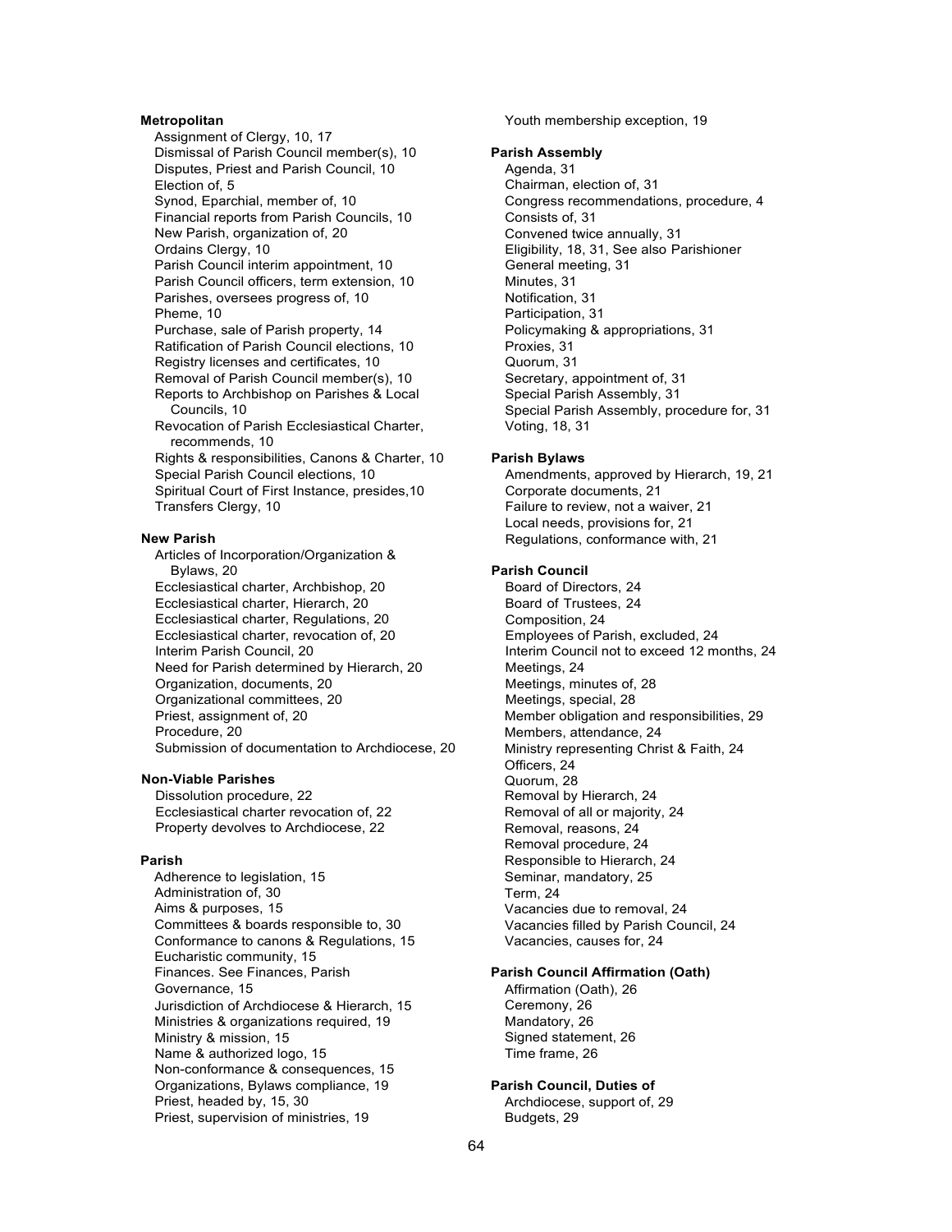**Metropolitan**

Assignment of Clergy, 10, 17
Dismissal of Parish Council member(s), 10
Disputes, Priest and Parish Council, 10
Election of, 5
Synod, Eparchial, member of, 10
Financial reports from Parish Councils, 10
New Parish, organization of, 20
Ordains Clergy, 10
Parish Council interim appointment, 10
Parish Council officers, term extension, 10
Parishes, oversees progress of, 10
Pheme, 10
Purchase, sale of Parish property, 14
Ratification of Parish Council elections, 10
Registry licenses and certificates, 10
Removal of Parish Council member(s), 10
Reports to Archbishop on Parishes & Local Councils, 10
Revocation of Parish Ecclesiastical Charter, recommends, 10
Rights & responsibilities, Canons & Charter, 10
Special Parish Council elections, 10
Spiritual Court of First Instance, presides,10
Transfers Clergy, 10

**New Parish**

Articles of Incorporation/Organization & Bylaws, 20
Ecclesiastical charter, Archbishop, 20
Ecclesiastical charter, Hierarch, 20
Ecclesiastical charter, Regulations, 20
Ecclesiastical charter, revocation of, 20
Interim Parish Council, 20
Need for Parish determined by Hierarch, 20
Organization, documents, 20
Organizational committees, 20
Priest, assignment of, 20
Procedure, 20
Submission of documentation to Archdiocese, 20

**Non-Viable Parishes**

Dissolution procedure, 22
Ecclesiastical charter revocation of, 22
Property devolves to Archdiocese, 22

**Parish**

Adherence to legislation, 15
Administration of, 30
Aims & purposes, 15
Committees & boards responsible to, 30
Conformance to canons & Regulations, 15
Eucharistic community, 15
Finances. See Finances, Parish
Governance, 15
Jurisdiction of Archdiocese & Hierarch, 15
Ministries & organizations required, 19
Ministry & mission, 15
Name & authorized logo, 15
Non-conformance & consequences, 15
Organizations, Bylaws compliance, 19
Priest, headed by, 15, 30
Priest, supervision of ministries, 19
Youth membership exception, 19

**Parish Assembly**

Agenda, 31
Chairman, election of, 31
Congress recommendations, procedure, 4
Consists of, 31
Convened twice annually, 31
Eligibility, 18, 31, See also Parishioner
General meeting, 31
Minutes, 31
Notification, 31
Participation, 31
Policymaking & appropriations, 31
Proxies, 31
Quorum, 31
Secretary, appointment of, 31
Special Parish Assembly, 31
Special Parish Assembly, procedure for, 31
Voting, 18, 31

**Parish Bylaws**

Amendments, approved by Hierarch, 19, 21
Corporate documents, 21
Failure to review, not a waiver, 21
Local needs, provisions for, 21
Regulations, conformance with, 21

**Parish Council**

Board of Directors, 24
Board of Trustees, 24
Composition, 24
Employees of Parish, excluded, 24
Interim Council not to exceed 12 months, 24
Meetings, 24
Meetings, minutes of, 28
Meetings, special, 28
Member obligation and responsibilities, 29
Members, attendance, 24
Ministry representing Christ & Faith, 24
Officers, 24
Quorum, 28
Removal by Hierarch, 24
Removal of all or majority, 24
Removal, reasons, 24
Removal procedure, 24
Responsible to Hierarch, 24
Seminar, mandatory, 25
Term, 24
Vacancies due to removal, 24
Vacancies filled by Parish Council, 24
Vacancies, causes for, 24

**Parish Council Affirmation (Oath)**

Affirmation (Oath), 26
Ceremony, 26
Mandatory, 26
Signed statement, 26
Time frame, 26

**Parish Council, Duties of**

Archdiocese, support of, 29
Budgets, 29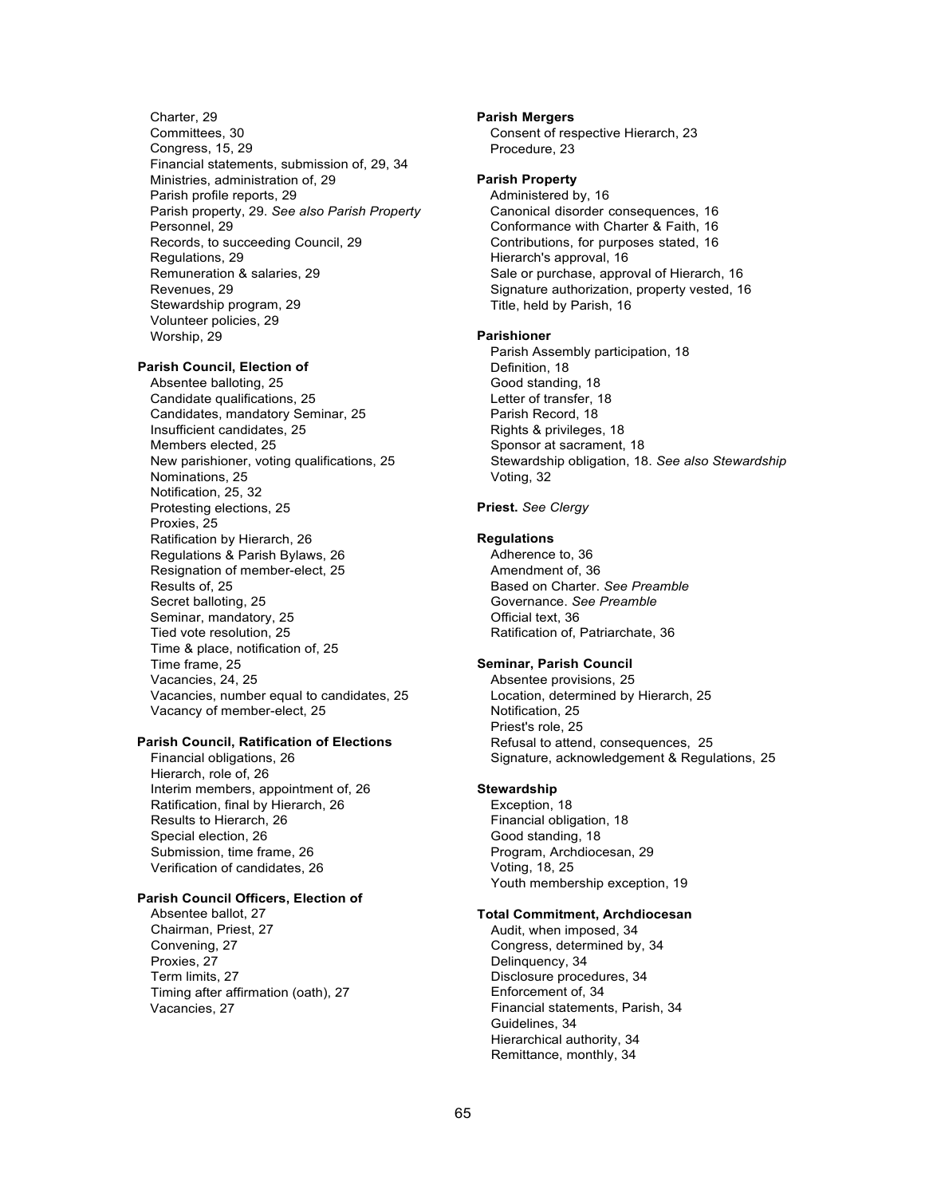Charter, 29
Committees, 30
Congress, 15, 29
Financial statements, submission of, 29, 34
Ministries, administration of, 29
Parish profile reports, 29
Parish property, 29. *See also Parish Property*
Personnel, 29
Records, to succeeding Council, 29
Regulations, 29
Remuneration & salaries, 29
Revenues, 29
Stewardship program, 29
Volunteer policies, 29
Worship, 29

**Parish Council, Election of**
Absentee balloting, 25
Candidate qualifications, 25
Candidates, mandatory Seminar, 25
Insufficient candidates, 25
Members elected, 25
New parishioner, voting qualifications, 25
Nominations, 25
Notification, 25, 32
Protesting elections, 25
Proxies, 25
Ratification by Hierarch, 26
Regulations & Parish Bylaws, 26
Resignation of member-elect, 25
Results of, 25
Secret balloting, 25
Seminar, mandatory, 25
Tied vote resolution, 25
Time & place, notification of, 25
Time frame, 25
Vacancies, 24, 25
Vacancies, number equal to candidates, 25
Vacancy of member-elect, 25

**Parish Council, Ratification of Elections**
Financial obligations, 26
Hierarch, role of, 26
Interim members, appointment of, 26
Ratification, final by Hierarch, 26
Results to Hierarch, 26
Special election, 26
Submission, time frame, 26
Verification of candidates, 26

**Parish Council Officers, Election of**
Absentee ballot, 27
Chairman, Priest, 27
Convening, 27
Proxies, 27
Term limits, 27
Timing after affirmation (oath), 27
Vacancies, 27

**Parish Mergers**
Consent of respective Hierarch, 23
Procedure, 23

**Parish Property**
Administered by, 16
Canonical disorder consequences, 16
Conformance with Charter & Faith, 16
Contributions, for purposes stated, 16
Hierarch's approval, 16
Sale or purchase, approval of Hierarch, 16
Signature authorization, property vested, 16
Title, held by Parish, 16

**Parishioner**
Parish Assembly participation, 18
Definition, 18
Good standing, 18
Letter of transfer, 18
Parish Record, 18
Rights & privileges, 18
Sponsor at sacrament, 18
Stewardship obligation, 18. *See also Stewardship*
Voting, 32

**Priest.** *See Clergy*

**Regulations**
Adherence to, 36
Amendment of, 36
Based on Charter. *See Preamble*
Governance. *See Preamble*
Official text, 36
Ratification of, Patriarchate, 36

**Seminar, Parish Council**
Absentee provisions, 25
Location, determined by Hierarch, 25
Notification, 25
Priest's role, 25
Refusal to attend, consequences, 25
Signature, acknowledgement & Regulations, 25

**Stewardship**
Exception, 18
Financial obligation, 18
Good standing, 18
Program, Archdiocesan, 29
Voting, 18, 25
Youth membership exception, 19

**Total Commitment, Archdiocesan**
Audit, when imposed, 34
Congress, determined by, 34
Delinquency, 34
Disclosure procedures, 34
Enforcement of, 34
Financial statements, Parish, 34
Guidelines, 34
Hierarchical authority, 34
Remittance, monthly, 34